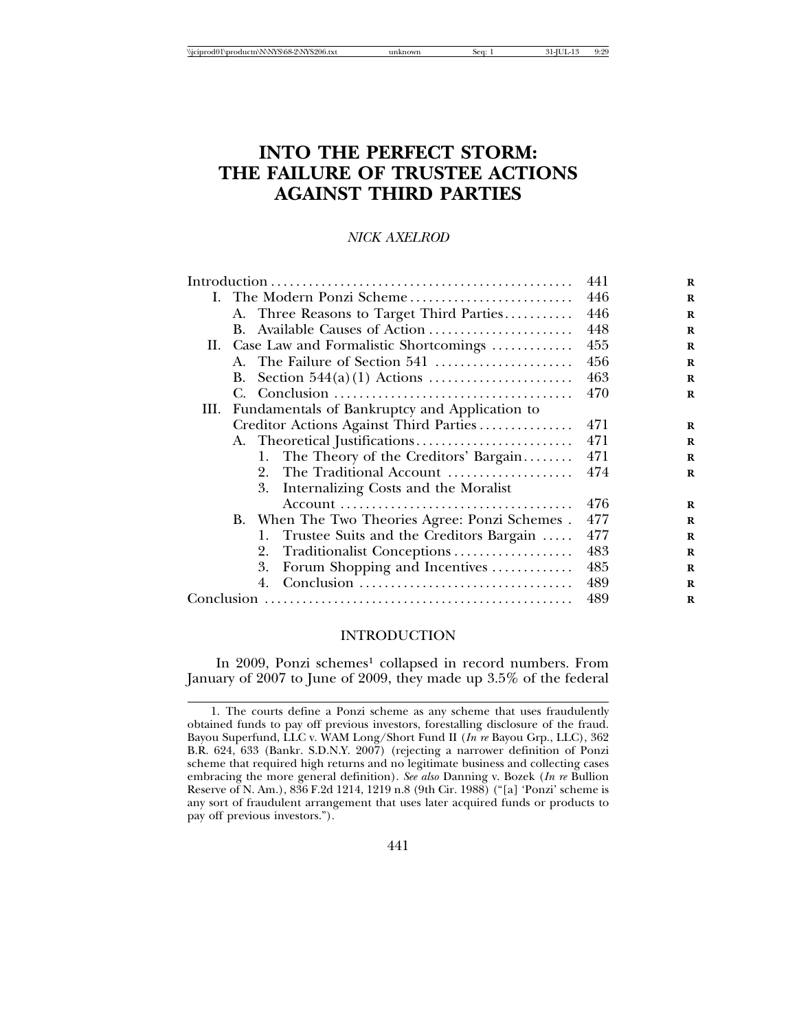# INTO THE PERFECT STORM: THE FAILURE OF TRUSTEE ACTIONS AGAINST THIRD PARTIES

*NICK AXELROD*

| | |
|---|---|
| Introduction | 441 |
| I. The Modern Ponzi Scheme | 446 |
| A. Three Reasons to Target Third Parties | 446 |
| B. Available Causes of Action | 448 |
| II. Case Law and Formalistic Shortcomings | 455 |
| A. The Failure of Section 541 | 456 |
| B. Section 544(a)(1) Actions | 463 |
| C. Conclusion | 470 |
| III. Fundamentals of Bankruptcy and Application to Creditor Actions Against Third Parties | 471 |
| A. Theoretical Justifications | 471 |
| 1. The Theory of the Creditors' Bargain | 471 |
| 2. The Traditional Account | 474 |
| 3. Internalizing Costs and the Moralist Account | 476 |
| B. When The Two Theories Agree: Ponzi Schemes | 477 |
| 1. Trustee Suits and the Creditors Bargain | 477 |
| 2. Traditionalist Conceptions | 483 |
| 3. Forum Shopping and Incentives | 485 |
| 4. Conclusion | 489 |
| Conclusion | 489 |

## INTRODUCTION

In 2009, Ponzi schemes[1] collapsed in record numbers. From January of 2007 to June of 2009, they made up 3.5% of the federal

---

1. The courts define a Ponzi scheme as any scheme that uses fraudulently obtained funds to pay off previous investors, forestalling disclosure of the fraud. Bayou Superfund, LLC v. WAM Long/Short Fund II (*In re* Bayou Grp., LLC), 362 B.R. 624, 633 (Bankr. S.D.N.Y. 2007) (rejecting a narrower definition of Ponzi scheme that required high returns and no legitimate business and collecting cases embracing the more general definition). *See also* Danning v. Bozek (*In re* Bullion Reserve of N. Am.), 836 F.2d 1214, 1219 n.8 (9th Cir. 1988) ("[a] 'Ponzi' scheme is any sort of fraudulent arrangement that uses later acquired funds or products to pay off previous investors.").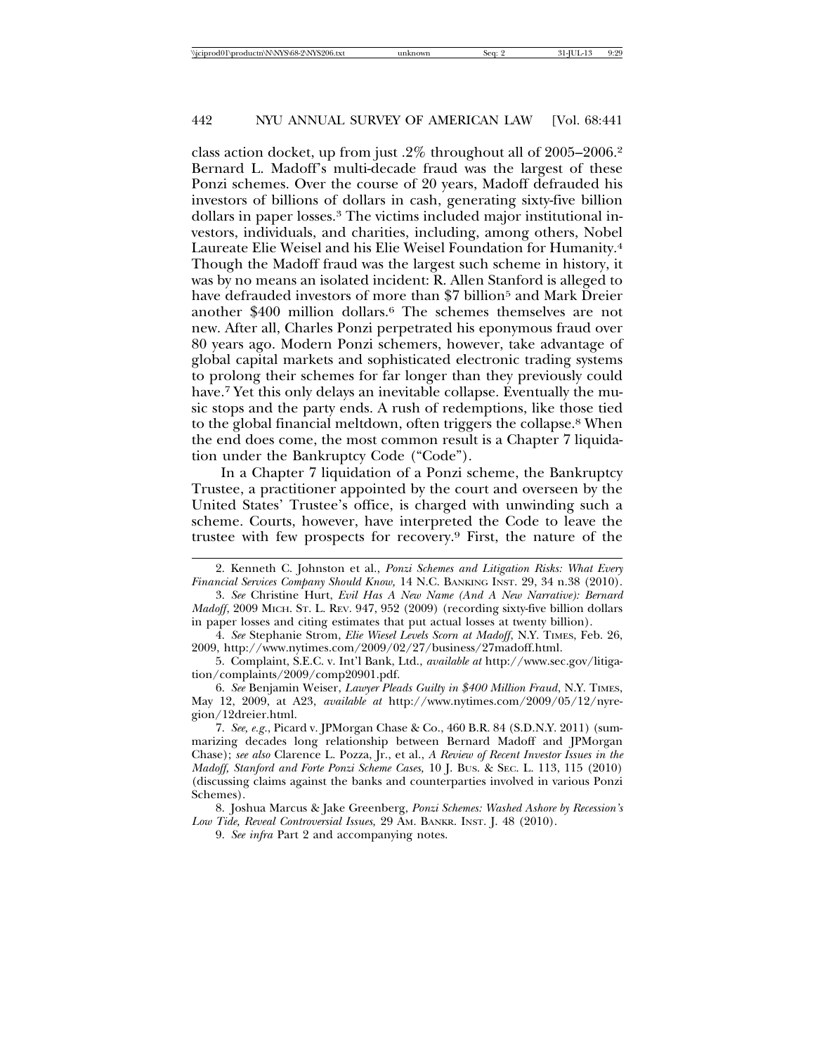class action docket, up from just .2% throughout all of 2005–2006.[2] Bernard L. Madoff's multi-decade fraud was the largest of these Ponzi schemes. Over the course of 20 years, Madoff defrauded his investors of billions of dollars in cash, generating sixty-five billion dollars in paper losses.[3] The victims included major institutional investors, individuals, and charities, including, among others, Nobel Laureate Elie Weisel and his Elie Weisel Foundation for Humanity.[4] Though the Madoff fraud was the largest such scheme in history, it was by no means an isolated incident: R. Allen Stanford is alleged to have defrauded investors of more than $7 billion[5] and Mark Dreier another $400 million dollars.[6] The schemes themselves are not new. After all, Charles Ponzi perpetrated his eponymous fraud over 80 years ago. Modern Ponzi schemers, however, take advantage of global capital markets and sophisticated electronic trading systems to prolong their schemes for far longer than they previously could have.[7] Yet this only delays an inevitable collapse. Eventually the music stops and the party ends. A rush of redemptions, like those tied to the global financial meltdown, often triggers the collapse.[8] When the end does come, the most common result is a Chapter 7 liquidation under the Bankruptcy Code ("Code").

In a Chapter 7 liquidation of a Ponzi scheme, the Bankruptcy Trustee, a practitioner appointed by the court and overseen by the United States' Trustee's office, is charged with unwinding such a scheme. Courts, however, have interpreted the Code to leave the trustee with few prospects for recovery.[9] First, the nature of the

2. Kenneth C. Johnston et al., *Ponzi Schemes and Litigation Risks: What Every Financial Services Company Should Know,* 14 N.C. BANKING INST. 29, 34 n.38 (2010).

3. *See* Christine Hurt, *Evil Has A New Name (And A New Narrative): Bernard Madoff*, 2009 MICH. ST. L. REV. 947, 952 (2009) (recording sixty-five billion dollars in paper losses and citing estimates that put actual losses at twenty billion).

4. *See* Stephanie Strom, *Elie Wiesel Levels Scorn at Madoff*, N.Y. TIMES, Feb. 26, 2009, http://www.nytimes.com/2009/02/27/business/27madoff.html.

5. Complaint, S.E.C. v. Int'l Bank, Ltd., *available at* http://www.sec.gov/litigation/complaints/2009/comp20901.pdf.

6. *See* Benjamin Weiser, *Lawyer Pleads Guilty in $400 Million Fraud*, N.Y. TIMES, May 12, 2009, at A23, *available at* http://www.nytimes.com/2009/05/12/nyregion/12dreier.html.

7. *See, e.g.*, Picard v. JPMorgan Chase & Co., 460 B.R. 84 (S.D.N.Y. 2011) (summarizing decades long relationship between Bernard Madoff and JPMorgan Chase); *see also* Clarence L. Pozza, Jr., et al., *A Review of Recent Investor Issues in the Madoff, Stanford and Forte Ponzi Scheme Cases,* 10 J. BUS. & SEC. L. 113, 115 (2010) (discussing claims against the banks and counterparties involved in various Ponzi Schemes).

8. Joshua Marcus & Jake Greenberg, *Ponzi Schemes: Washed Ashore by Recession's Low Tide, Reveal Controversial Issues,* 29 AM. BANKR. INST. J. 48 (2010).

9. *See infra* Part 2 and accompanying notes.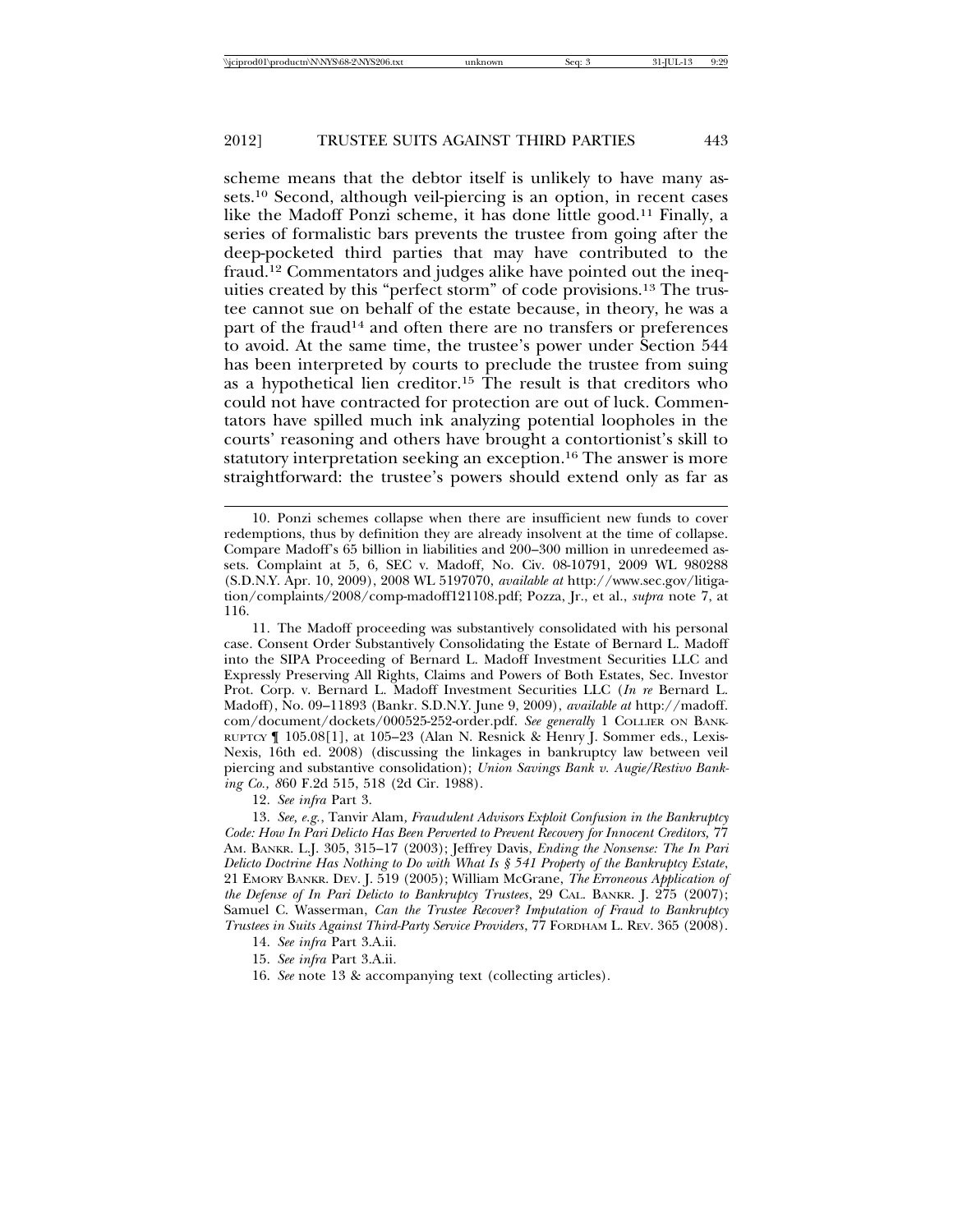scheme means that the debtor itself is unlikely to have many assets.[10] Second, although veil-piercing is an option, in recent cases like the Madoff Ponzi scheme, it has done little good.[11] Finally, a series of formalistic bars prevents the trustee from going after the deep-pocketed third parties that may have contributed to the fraud.[12] Commentators and judges alike have pointed out the inequities created by this "perfect storm" of code provisions.[13] The trustee cannot sue on behalf of the estate because, in theory, he was a part of the fraud[14] and often there are no transfers or preferences to avoid. At the same time, the trustee's power under Section 544 has been interpreted by courts to preclude the trustee from suing as a hypothetical lien creditor.[15] The result is that creditors who could not have contracted for protection are out of luck. Commentators have spilled much ink analyzing potential loopholes in the courts' reasoning and others have brought a contortionist's skill to statutory interpretation seeking an exception.[16] The answer is more straightforward: the trustee's powers should extend only as far as

---

10. Ponzi schemes collapse when there are insufficient new funds to cover redemptions, thus by definition they are already insolvent at the time of collapse. Compare Madoff's 65 billion in liabilities and 200–300 million in unredeemed assets. Complaint at 5, 6, SEC v. Madoff, No. Civ. 08-10791, 2009 WL 980288 (S.D.N.Y. Apr. 10, 2009), 2008 WL 5197070, *available at* http://www.sec.gov/litigation/complaints/2008/comp-madoff121108.pdf; Pozza, Jr., et al., *supra* note 7, at 116.

11. The Madoff proceeding was substantively consolidated with his personal case. Consent Order Substantively Consolidating the Estate of Bernard L. Madoff into the SIPA Proceeding of Bernard L. Madoff Investment Securities LLC and Expressly Preserving All Rights, Claims and Powers of Both Estates, Sec. Investor Prot. Corp. v. Bernard L. Madoff Investment Securities LLC (*In re* Bernard L. Madoff), No. 09–11893 (Bankr. S.D.N.Y. June 9, 2009), *available at* http://madoff.com/document/dockets/000525-252-order.pdf. *See generally* 1 COLLIER ON BANKRUPTCY ¶ 105.08[1], at 105–23 (Alan N. Resnick & Henry J. Sommer eds., LexisNexis, 16th ed. 2008) (discussing the linkages in bankruptcy law between veil piercing and substantive consolidation); *Union Savings Bank v. Augie/Restivo Banking Co.,* 860 F.2d 515, 518 (2d Cir. 1988).

12. *See infra* Part 3.

13. *See, e.g.*, Tanvir Alam, *Fraudulent Advisors Exploit Confusion in the Bankruptcy Code: How In Pari Delicto Has Been Perverted to Prevent Recovery for Innocent Creditors,* 77 AM. BANKR. L.J. 305, 315–17 (2003); Jeffrey Davis, *Ending the Nonsense: The In Pari Delicto Doctrine Has Nothing to Do with What Is § 541 Property of the Bankruptcy Estate*, 21 EMORY BANKR. DEV. J. 519 (2005); William McGrane, *The Erroneous Application of the Defense of In Pari Delicto to Bankruptcy Trustees*, 29 CAL. BANKR. J. 275 (2007); Samuel C. Wasserman, *Can the Trustee Recover? Imputation of Fraud to Bankruptcy Trustees in Suits Against Third-Party Service Providers*, 77 FORDHAM L. REV. 365 (2008).

14. *See infra* Part 3.A.ii.

15. *See infra* Part 3.A.ii.

16. *See* note 13 & accompanying text (collecting articles).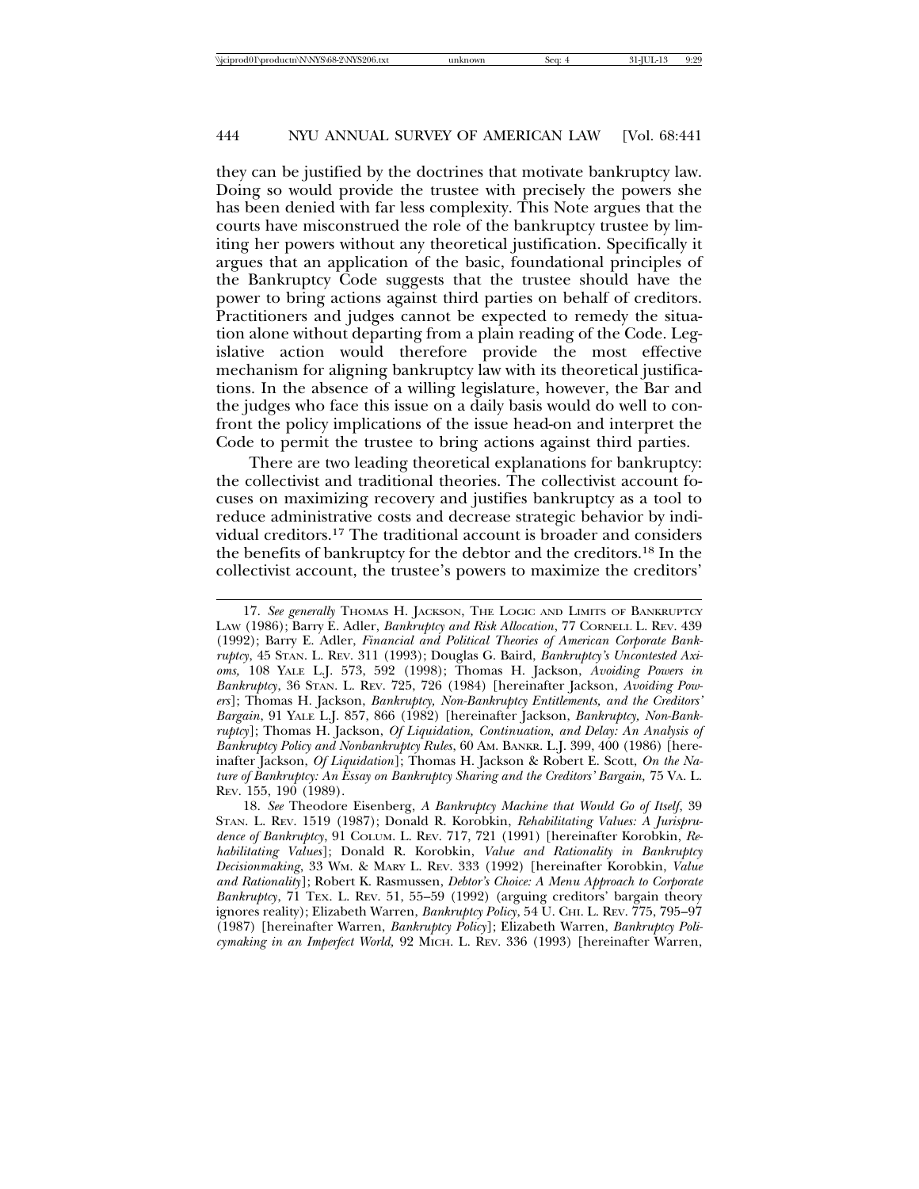they can be justified by the doctrines that motivate bankruptcy law. Doing so would provide the trustee with precisely the powers she has been denied with far less complexity. This Note argues that the courts have misconstrued the role of the bankruptcy trustee by limiting her powers without any theoretical justification. Specifically it argues that an application of the basic, foundational principles of the Bankruptcy Code suggests that the trustee should have the power to bring actions against third parties on behalf of creditors. Practitioners and judges cannot be expected to remedy the situation alone without departing from a plain reading of the Code. Legislative action would therefore provide the most effective mechanism for aligning bankruptcy law with its theoretical justifications. In the absence of a willing legislature, however, the Bar and the judges who face this issue on a daily basis would do well to confront the policy implications of the issue head-on and interpret the Code to permit the trustee to bring actions against third parties.

There are two leading theoretical explanations for bankruptcy: the collectivist and traditional theories. The collectivist account focuses on maximizing recovery and justifies bankruptcy as a tool to reduce administrative costs and decrease strategic behavior by individual creditors.[17] The traditional account is broader and considers the benefits of bankruptcy for the debtor and the creditors.[18] In the collectivist account, the trustee's powers to maximize the creditors'

---

17. *See generally* THOMAS H. JACKSON, THE LOGIC AND LIMITS OF BANKRUPTCY LAW (1986); Barry E. Adler, *Bankruptcy and Risk Allocation*, 77 CORNELL L. REV. 439 (1992); Barry E. Adler, *Financial and Political Theories of American Corporate Bankruptcy*, 45 STAN. L. REV. 311 (1993); Douglas G. Baird, *Bankruptcy's Uncontested Axioms,* 108 YALE L.J. 573, 592 (1998); Thomas H. Jackson, *Avoiding Powers in Bankruptcy*, 36 STAN. L. REV. 725, 726 (1984) [hereinafter Jackson, *Avoiding Powers*]; Thomas H. Jackson, *Bankruptcy, Non-Bankruptcy Entitlements, and the Creditors' Bargain*, 91 YALE L.J. 857, 866 (1982) [hereinafter Jackson, *Bankruptcy, Non-Bankruptcy*]; Thomas H. Jackson, *Of Liquidation, Continuation, and Delay: An Analysis of Bankruptcy Policy and Nonbankruptcy Rules*, 60 AM. BANKR. L.J. 399, 400 (1986) [hereinafter Jackson, *Of Liquidation*]; Thomas H. Jackson & Robert E. Scott, *On the Nature of Bankruptcy: An Essay on Bankruptcy Sharing and the Creditors' Bargain,* 75 VA. L. REV. 155, 190 (1989).

18. *See* Theodore Eisenberg, *A Bankruptcy Machine that Would Go of Itself*, 39 STAN. L. REV. 1519 (1987); Donald R. Korobkin, *Rehabilitating Values: A Jurisprudence of Bankruptcy*, 91 COLUM. L. REV. 717, 721 (1991) [hereinafter Korobkin, *Rehabilitating Values*]; Donald R. Korobkin, *Value and Rationality in Bankruptcy Decisionmaking*, 33 WM. & MARY L. REV. 333 (1992) [hereinafter Korobkin, *Value and Rationality*]; Robert K. Rasmussen, *Debtor's Choice: A Menu Approach to Corporate Bankruptcy*, 71 TEX. L. REV. 51, 55–59 (1992) (arguing creditors' bargain theory ignores reality); Elizabeth Warren, *Bankruptcy Policy*, 54 U. CHI. L. REV. 775, 795–97 (1987) [hereinafter Warren, *Bankruptcy Policy*]; Elizabeth Warren, *Bankruptcy Policymaking in an Imperfect World,* 92 MICH. L. REV. 336 (1993) [hereinafter Warren,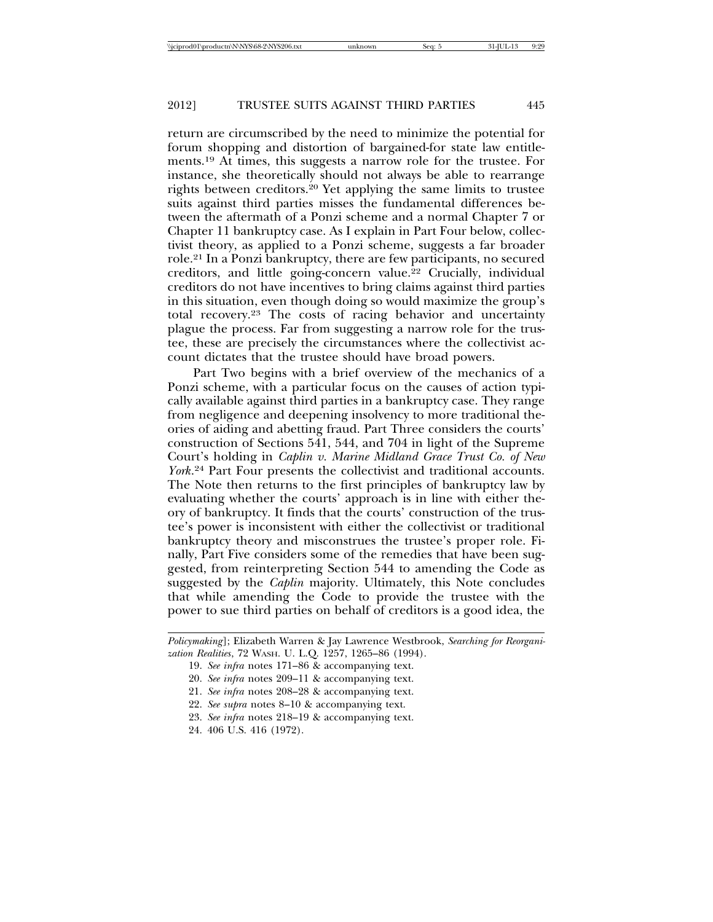return are circumscribed by the need to minimize the potential for forum shopping and distortion of bargained-for state law entitlements.[19] At times, this suggests a narrow role for the trustee. For instance, she theoretically should not always be able to rearrange rights between creditors.[20] Yet applying the same limits to trustee suits against third parties misses the fundamental differences between the aftermath of a Ponzi scheme and a normal Chapter 7 or Chapter 11 bankruptcy case. As I explain in Part Four below, collectivist theory, as applied to a Ponzi scheme, suggests a far broader role.[21] In a Ponzi bankruptcy, there are few participants, no secured creditors, and little going-concern value.[22] Crucially, individual creditors do not have incentives to bring claims against third parties in this situation, even though doing so would maximize the group's total recovery.[23] The costs of racing behavior and uncertainty plague the process. Far from suggesting a narrow role for the trustee, these are precisely the circumstances where the collectivist account dictates that the trustee should have broad powers.

Part Two begins with a brief overview of the mechanics of a Ponzi scheme, with a particular focus on the causes of action typically available against third parties in a bankruptcy case. They range from negligence and deepening insolvency to more traditional theories of aiding and abetting fraud. Part Three considers the courts' construction of Sections 541, 544, and 704 in light of the Supreme Court's holding in *Caplin v. Marine Midland Grace Trust Co. of New York*.[24] Part Four presents the collectivist and traditional accounts. The Note then returns to the first principles of bankruptcy law by evaluating whether the courts' approach is in line with either theory of bankruptcy. It finds that the courts' construction of the trustee's power is inconsistent with either the collectivist or traditional bankruptcy theory and misconstrues the trustee's proper role. Finally, Part Five considers some of the remedies that have been suggested, from reinterpreting Section 544 to amending the Code as suggested by the *Caplin* majority. Ultimately, this Note concludes that while amending the Code to provide the trustee with the power to sue third parties on behalf of creditors is a good idea, the

---

*Policymaking*]; Elizabeth Warren & Jay Lawrence Westbrook, *Searching for Reorganization Realities*, 72 WASH. U. L.Q. 1257, 1265–86 (1994).

19. *See infra* notes 171–86 & accompanying text.

20. *See infra* notes 209–11 & accompanying text.

21. *See infra* notes 208–28 & accompanying text.

22. *See supra* notes 8–10 & accompanying text.

23. *See infra* notes 218–19 & accompanying text.

24. 406 U.S. 416 (1972).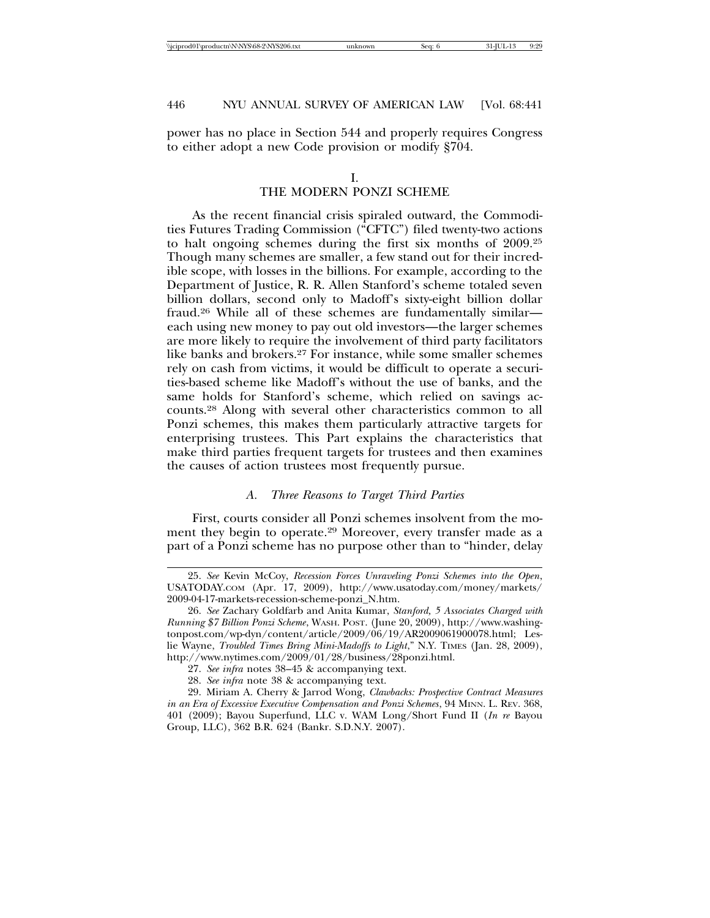power has no place in Section 544 and properly requires Congress to either adopt a new Code provision or modify §704.

# I.
# THE MODERN PONZI SCHEME

As the recent financial crisis spiraled outward, the Commodities Futures Trading Commission ("CFTC") filed twenty-two actions to halt ongoing schemes during the first six months of 2009.[25] Though many schemes are smaller, a few stand out for their incredible scope, with losses in the billions. For example, according to the Department of Justice, R. R. Allen Stanford's scheme totaled seven billion dollars, second only to Madoff's sixty-eight billion dollar fraud.[26] While all of these schemes are fundamentally similar—each using new money to pay out old investors—the larger schemes are more likely to require the involvement of third party facilitators like banks and brokers.[27] For instance, while some smaller schemes rely on cash from victims, it would be difficult to operate a securities-based scheme like Madoff's without the use of banks, and the same holds for Stanford's scheme, which relied on savings accounts.[28] Along with several other characteristics common to all Ponzi schemes, this makes them particularly attractive targets for enterprising trustees. This Part explains the characteristics that make third parties frequent targets for trustees and then examines the causes of action trustees most frequently pursue.

## *A. Three Reasons to Target Third Parties*

First, courts consider all Ponzi schemes insolvent from the moment they begin to operate.[29] Moreover, every transfer made as a part of a Ponzi scheme has no purpose other than to "hinder, delay

---

25. *See* Kevin McCoy, *Recession Forces Unraveling Ponzi Schemes into the Open*, USATODAY.COM (Apr. 17, 2009), http://www.usatoday.com/money/markets/2009-04-17-markets-recession-scheme-ponzi_N.htm.

26. *See* Zachary Goldfarb and Anita Kumar, *Stanford, 5 Associates Charged with Running $7 Billion Ponzi Scheme*, WASH. POST. (June 20, 2009), http://www.washingtonpost.com/wp-dyn/content/article/2009/06/19/AR2009061900078.html; Leslie Wayne, *Troubled Times Bring Mini-Madoffs to Light*," N.Y. TIMES (Jan. 28, 2009), http://www.nytimes.com/2009/01/28/business/28ponzi.html.

27. *See infra* notes 38–45 & accompanying text.

28. *See infra* note 38 & accompanying text.

29. Miriam A. Cherry & Jarrod Wong, *Clawbacks: Prospective Contract Measures in an Era of Excessive Executive Compensation and Ponzi Schemes*, 94 MINN. L. REV. 368, 401 (2009); Bayou Superfund, LLC v. WAM Long/Short Fund II (*In re* Bayou Group, LLC), 362 B.R. 624 (Bankr. S.D.N.Y. 2007).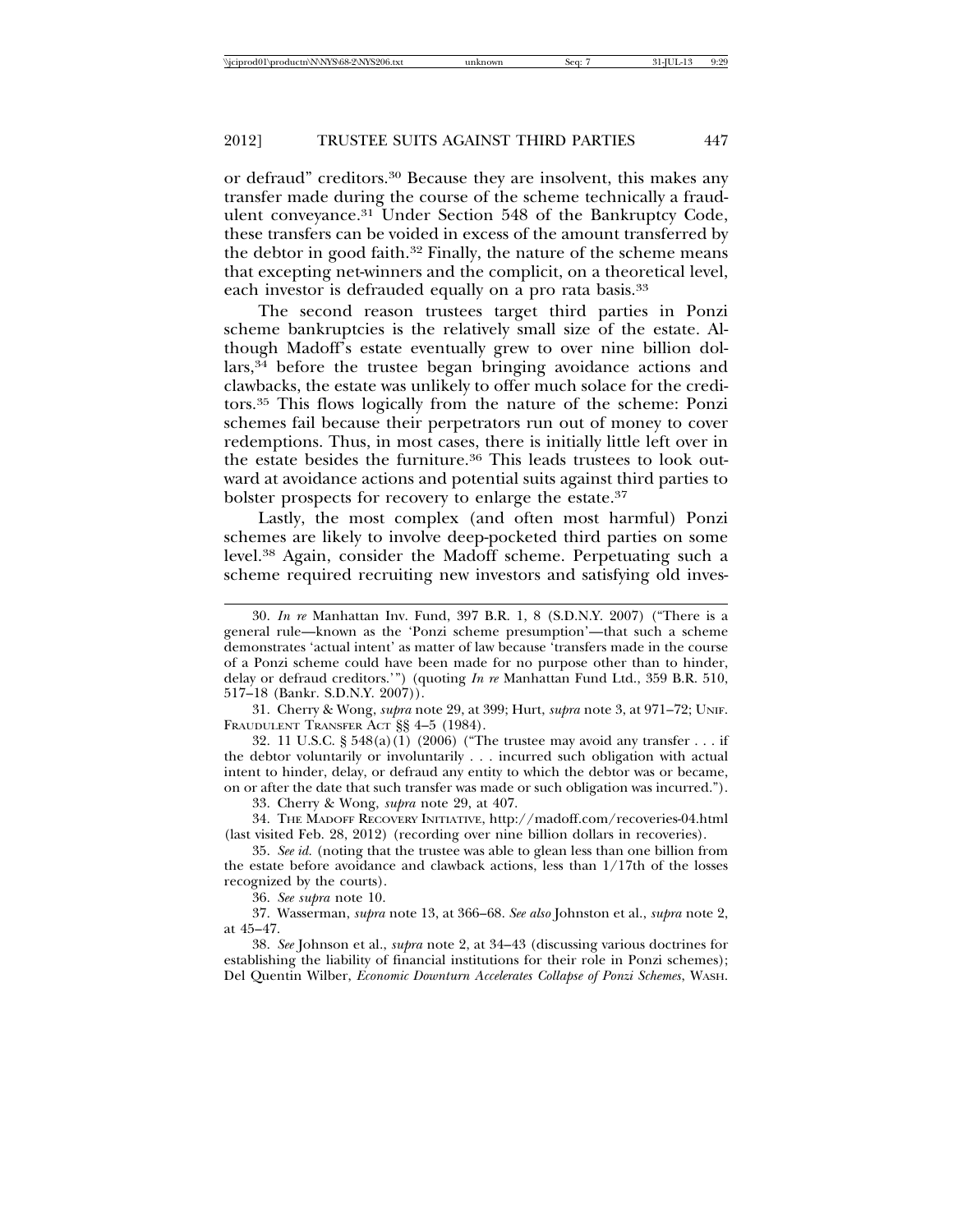or defraud" creditors.[30] Because they are insolvent, this makes any transfer made during the course of the scheme technically a fraudulent conveyance.[31] Under Section 548 of the Bankruptcy Code, these transfers can be voided in excess of the amount transferred by the debtor in good faith.[32] Finally, the nature of the scheme means that excepting net-winners and the complicit, on a theoretical level, each investor is defrauded equally on a pro rata basis.[33]

The second reason trustees target third parties in Ponzi scheme bankruptcies is the relatively small size of the estate. Although Madoff's estate eventually grew to over nine billion dollars,[34] before the trustee began bringing avoidance actions and clawbacks, the estate was unlikely to offer much solace for the creditors.[35] This flows logically from the nature of the scheme: Ponzi schemes fail because their perpetrators run out of money to cover redemptions. Thus, in most cases, there is initially little left over in the estate besides the furniture.[36] This leads trustees to look outward at avoidance actions and potential suits against third parties to bolster prospects for recovery to enlarge the estate.[37]

Lastly, the most complex (and often most harmful) Ponzi schemes are likely to involve deep-pocketed third parties on some level.[38] Again, consider the Madoff scheme. Perpetuating such a scheme required recruiting new investors and satisfying old inves-

---

30. *In re* Manhattan Inv. Fund, 397 B.R. 1, 8 (S.D.N.Y. 2007) ("There is a general rule—known as the 'Ponzi scheme presumption'—that such a scheme demonstrates 'actual intent' as matter of law because 'transfers made in the course of a Ponzi scheme could have been made for no purpose other than to hinder, delay or defraud creditors.'") (quoting *In re* Manhattan Fund Ltd., 359 B.R. 510, 517–18 (Bankr. S.D.N.Y. 2007)).

31. Cherry & Wong, *supra* note 29, at 399; Hurt, *supra* note 3, at 971–72; UNIF. FRAUDULENT TRANSFER ACT §§ 4–5 (1984).

32. 11 U.S.C. § 548(a)(1) (2006) ("The trustee may avoid any transfer . . . if the debtor voluntarily or involuntarily . . . incurred such obligation with actual intent to hinder, delay, or defraud any entity to which the debtor was or became, on or after the date that such transfer was made or such obligation was incurred.").

33. Cherry & Wong, *supra* note 29, at 407.

34. THE MADOFF RECOVERY INITIATIVE, http://madoff.com/recoveries-04.html (last visited Feb. 28, 2012) (recording over nine billion dollars in recoveries).

35. *See id.* (noting that the trustee was able to glean less than one billion from the estate before avoidance and clawback actions, less than 1/17th of the losses recognized by the courts).

36. *See supra* note 10.

37. Wasserman, *supra* note 13, at 366–68. *See also* Johnston et al., *supra* note 2, at 45–47.

38. *See* Johnson et al., *supra* note 2, at 34–43 (discussing various doctrines for establishing the liability of financial institutions for their role in Ponzi schemes); Del Quentin Wilber, *Economic Downturn Accelerates Collapse of Ponzi Schemes*, WASH.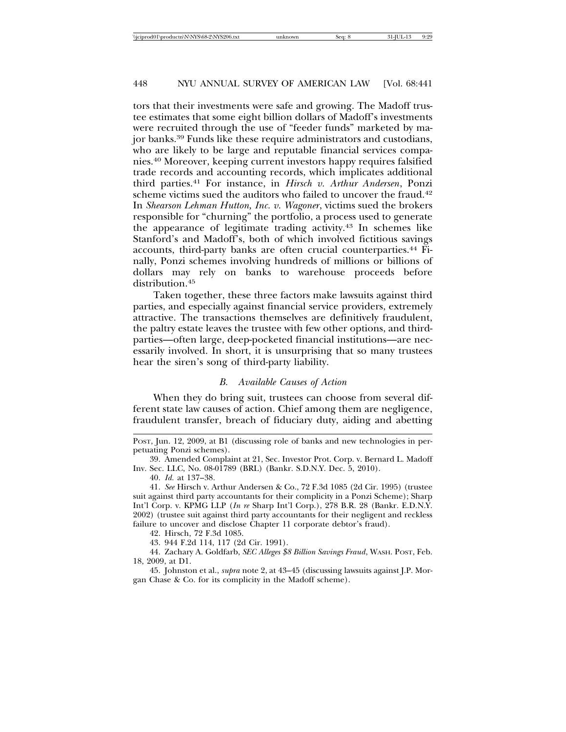tors that their investments were safe and growing. The Madoff trustee estimates that some eight billion dollars of Madoff's investments were recruited through the use of "feeder funds" marketed by major banks.[39] Funds like these require administrators and custodians, who are likely to be large and reputable financial services companies.[40] Moreover, keeping current investors happy requires falsified trade records and accounting records, which implicates additional third parties.[41] For instance, in *Hirsch v. Arthur Andersen*, Ponzi scheme victims sued the auditors who failed to uncover the fraud.[42] In *Shearson Lehman Hutton, Inc. v. Wagoner*, victims sued the brokers responsible for "churning" the portfolio, a process used to generate the appearance of legitimate trading activity.[43] In schemes like Stanford's and Madoff's, both of which involved fictitious savings accounts, third-party banks are often crucial counterparties.[44] Finally, Ponzi schemes involving hundreds of millions or billions of dollars may rely on banks to warehouse proceeds before distribution.[45]

Taken together, these three factors make lawsuits against third parties, and especially against financial service providers, extremely attractive. The transactions themselves are definitively fraudulent, the paltry estate leaves the trustee with few other options, and third-parties—often large, deep-pocketed financial institutions—are necessarily involved. In short, it is unsurprising that so many trustees hear the siren's song of third-party liability.

### *B. Available Causes of Action*

When they do bring suit, trustees can choose from several different state law causes of action. Chief among them are negligence, fraudulent transfer, breach of fiduciary duty, aiding and abetting

---

Post, Jun. 12, 2009, at B1 (discussing role of banks and new technologies in perpetuating Ponzi schemes).

39. Amended Complaint at 21, Sec. Investor Prot. Corp. v. Bernard L. Madoff Inv. Sec. LLC, No. 08-01789 (BRL) (Bankr. S.D.N.Y. Dec. 5, 2010).

40. *Id.* at 137–38.

41. *See* Hirsch v. Arthur Andersen & Co., 72 F.3d 1085 (2d Cir. 1995) (trustee suit against third party accountants for their complicity in a Ponzi Scheme); Sharp Int'l Corp. v. KPMG LLP (*In re* Sharp Int'l Corp.), 278 B.R. 28 (Bankr. E.D.N.Y. 2002) (trustee suit against third party accountants for their negligent and reckless failure to uncover and disclose Chapter 11 corporate debtor's fraud).

42. Hirsch, 72 F.3d 1085.

43. 944 F.2d 114, 117 (2d Cir. 1991).

44. Zachary A. Goldfarb, *SEC Alleges $8 Billion Savings Fraud*, Wash. Post, Feb. 18, 2009, at D1.

45. Johnston et al., *supra* note 2, at 43–45 (discussing lawsuits against J.P. Morgan Chase & Co. for its complicity in the Madoff scheme).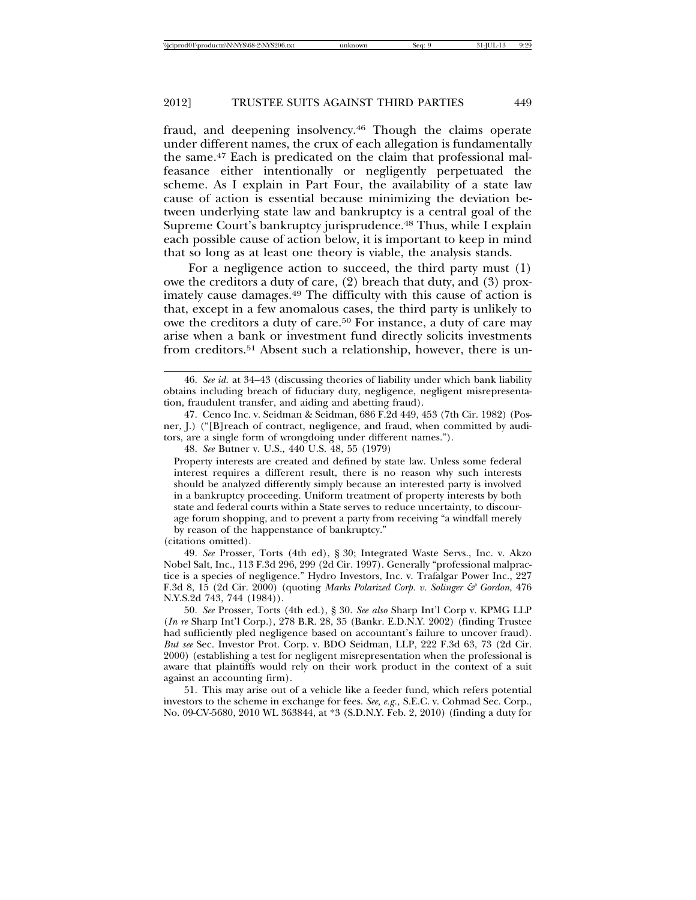fraud, and deepening insolvency.[46] Though the claims operate under different names, the crux of each allegation is fundamentally the same.[47] Each is predicated on the claim that professional malfeasance either intentionally or negligently perpetuated the scheme. As I explain in Part Four, the availability of a state law cause of action is essential because minimizing the deviation between underlying state law and bankruptcy is a central goal of the Supreme Court's bankruptcy jurisprudence.[48] Thus, while I explain each possible cause of action below, it is important to keep in mind that so long as at least one theory is viable, the analysis stands.

For a negligence action to succeed, the third party must (1) owe the creditors a duty of care, (2) breach that duty, and (3) proximately cause damages.[49] The difficulty with this cause of action is that, except in a few anomalous cases, the third party is unlikely to owe the creditors a duty of care.[50] For instance, a duty of care may arise when a bank or investment fund directly solicits investments from creditors.[51] Absent such a relationship, however, there is un-

---

46. *See id.* at 34–43 (discussing theories of liability under which bank liability obtains including breach of fiduciary duty, negligence, negligent misrepresentation, fraudulent transfer, and aiding and abetting fraud).

47. Cenco Inc. v. Seidman & Seidman, 686 F.2d 449, 453 (7th Cir. 1982) (Posner, J.) ("[B]reach of contract, negligence, and fraud, when committed by auditors, are a single form of wrongdoing under different names.").

48. *See* Butner v. U.S., 440 U.S. 48, 55 (1979)

> Property interests are created and defined by state law. Unless some federal interest requires a different result, there is no reason why such interests should be analyzed differently simply because an interested party is involved in a bankruptcy proceeding. Uniform treatment of property interests by both state and federal courts within a State serves to reduce uncertainty, to discourage forum shopping, and to prevent a party from receiving "a windfall merely by reason of the happenstance of bankruptcy."

(citations omitted).

49. *See* Prosser, Torts (4th ed), § 30; Integrated Waste Servs., Inc. v. Akzo Nobel Salt, Inc., 113 F.3d 296, 299 (2d Cir. 1997). Generally "professional malpractice is a species of negligence." Hydro Investors, Inc. v. Trafalgar Power Inc., 227 F.3d 8, 15 (2d Cir. 2000) (quoting *Marks Polarized Corp. v. Solinger & Gordon*, 476 N.Y.S.2d 743, 744 (1984)).

50. *See* Prosser, Torts (4th ed.), § 30. *See also* Sharp Int'l Corp v. KPMG LLP (*In re* Sharp Int'l Corp.), 278 B.R. 28, 35 (Bankr. E.D.N.Y. 2002) (finding Trustee had sufficiently pled negligence based on accountant's failure to uncover fraud). *But see* Sec. Investor Prot. Corp. v. BDO Seidman, LLP, 222 F.3d 63, 73 (2d Cir. 2000) (establishing a test for negligent misrepresentation when the professional is aware that plaintiffs would rely on their work product in the context of a suit against an accounting firm).

51. This may arise out of a vehicle like a feeder fund, which refers potential investors to the scheme in exchange for fees. *See, e.g.,* S.E.C. v. Cohmad Sec. Corp., No. 09-CV-5680, 2010 WL 363844, at *3 (S.D.N.Y. Feb. 2, 2010) (finding a duty for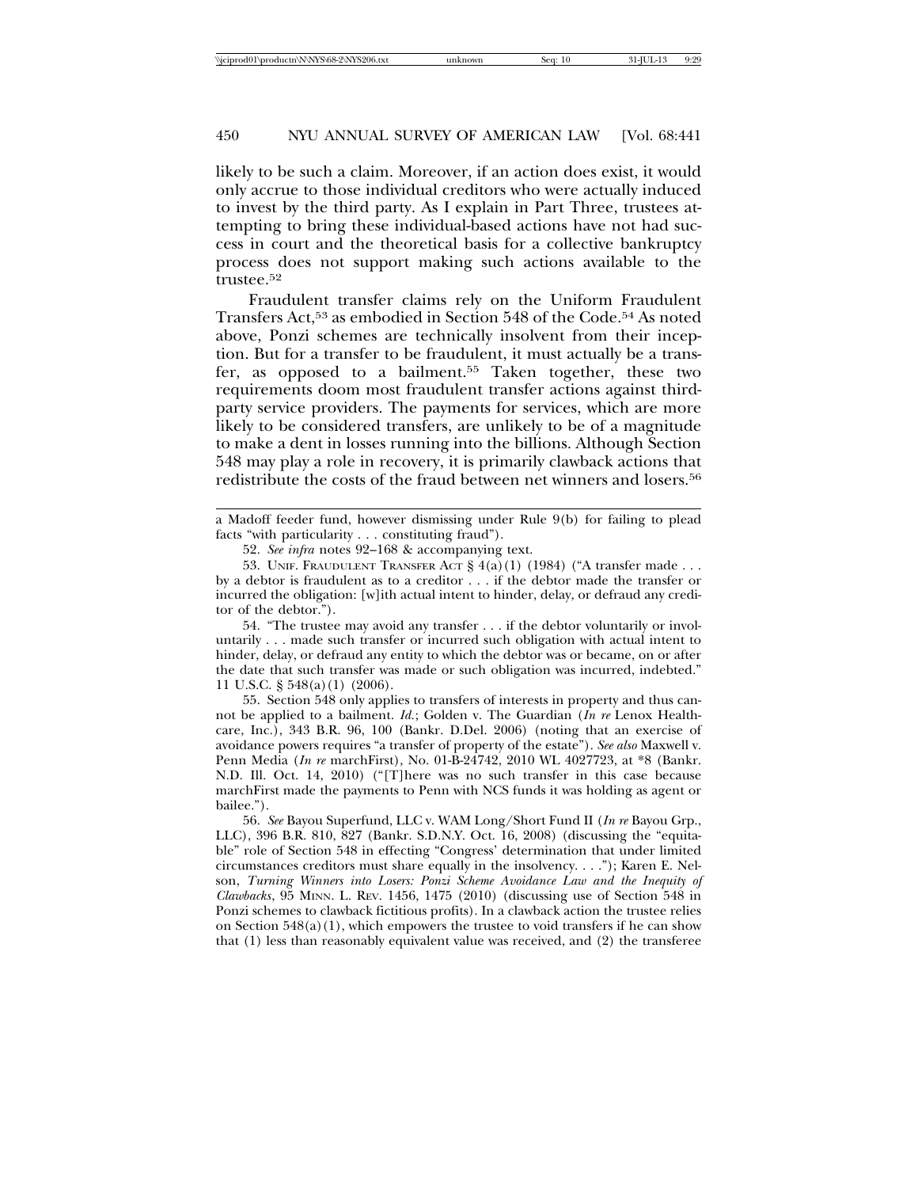likely to be such a claim. Moreover, if an action does exist, it would only accrue to those individual creditors who were actually induced to invest by the third party. As I explain in Part Three, trustees attempting to bring these individual-based actions have not had success in court and the theoretical basis for a collective bankruptcy process does not support making such actions available to the trustee.[52]

Fraudulent transfer claims rely on the Uniform Fraudulent Transfers Act,[53] as embodied in Section 548 of the Code.[54] As noted above, Ponzi schemes are technically insolvent from their inception. But for a transfer to be fraudulent, it must actually be a transfer, as opposed to a bailment.[55] Taken together, these two requirements doom most fraudulent transfer actions against third-party service providers. The payments for services, which are more likely to be considered transfers, are unlikely to be of a magnitude to make a dent in losses running into the billions. Although Section 548 may play a role in recovery, it is primarily clawback actions that redistribute the costs of the fraud between net winners and losers.[56]

---

a Madoff feeder fund, however dismissing under Rule 9(b) for failing to plead facts "with particularity . . . constituting fraud").

52. *See infra* notes 92–168 & accompanying text.

53. UNIF. FRAUDULENT TRANSFER ACT § 4(a)(1) (1984) ("A transfer made . . . by a debtor is fraudulent as to a creditor . . . if the debtor made the transfer or incurred the obligation: [w]ith actual intent to hinder, delay, or defraud any creditor of the debtor.").

54. "The trustee may avoid any transfer . . . if the debtor voluntarily or involuntarily . . . made such transfer or incurred such obligation with actual intent to hinder, delay, or defraud any entity to which the debtor was or became, on or after the date that such transfer was made or such obligation was incurred, indebted." 11 U.S.C. § 548(a)(1) (2006).

55. Section 548 only applies to transfers of interests in property and thus cannot be applied to a bailment. *Id.*; Golden v. The Guardian (*In re* Lenox Healthcare, Inc.), 343 B.R. 96, 100 (Bankr. D.Del. 2006) (noting that an exercise of avoidance powers requires "a transfer of property of the estate"). *See also* Maxwell v. Penn Media (*In re* marchFirst), No. 01-B-24742, 2010 WL 4027723, at *8 (Bankr. N.D. Ill. Oct. 14, 2010) ("[T]here was no such transfer in this case because marchFirst made the payments to Penn with NCS funds it was holding as agent or bailee.").

56. *See* Bayou Superfund, LLC v. WAM Long/Short Fund II (*In re* Bayou Grp., LLC), 396 B.R. 810, 827 (Bankr. S.D.N.Y. Oct. 16, 2008) (discussing the "equitable" role of Section 548 in effecting "Congress' determination that under limited circumstances creditors must share equally in the insolvency. . . ."); Karen E. Nelson, *Turning Winners into Losers: Ponzi Scheme Avoidance Law and the Inequity of Clawbacks*, 95 MINN. L. REV. 1456, 1475 (2010) (discussing use of Section 548 in Ponzi schemes to clawback fictitious profits). In a clawback action the trustee relies on Section 548(a)(1), which empowers the trustee to void transfers if he can show that (1) less than reasonably equivalent value was received, and (2) the transferee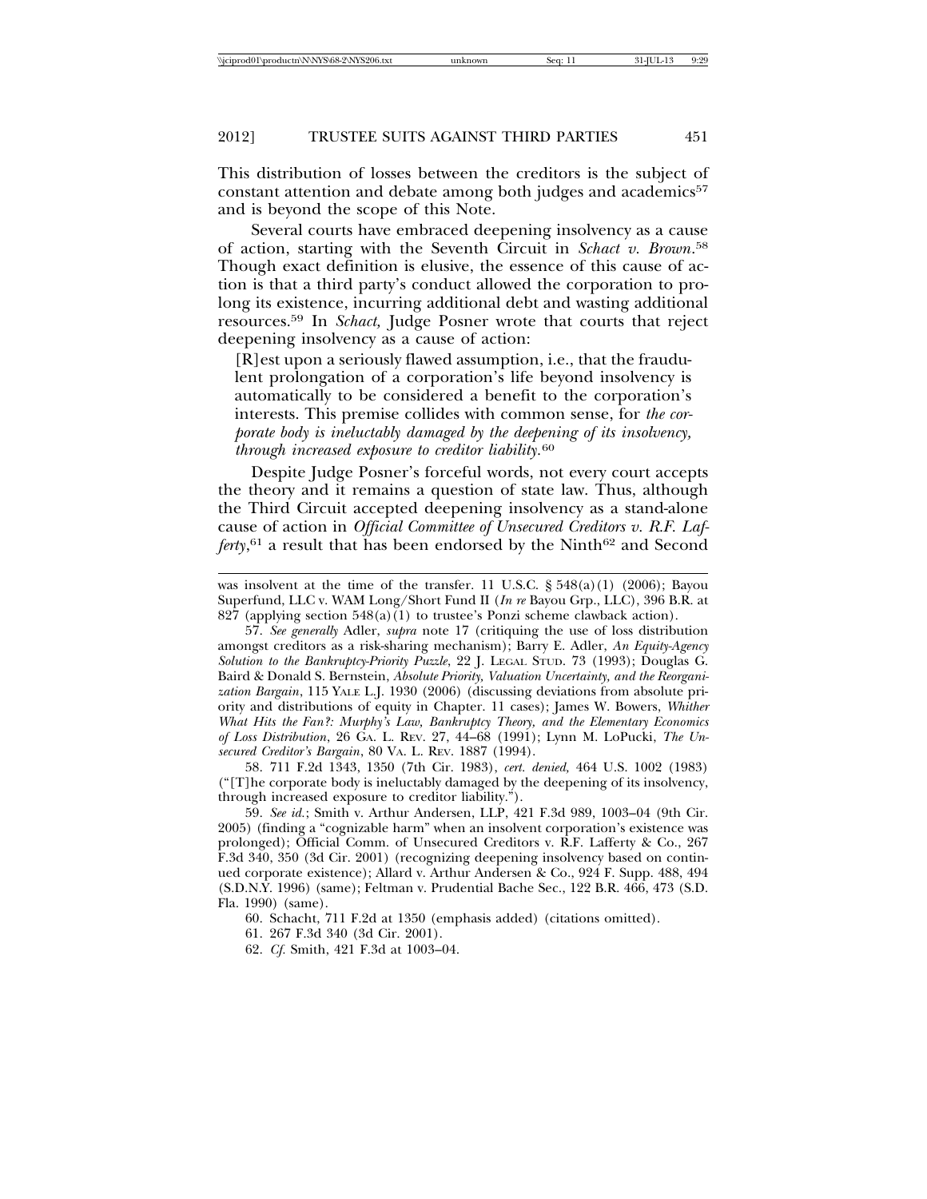This distribution of losses between the creditors is the subject of constant attention and debate among both judges and academics[57] and is beyond the scope of this Note.

Several courts have embraced deepening insolvency as a cause of action, starting with the Seventh Circuit in *Schact v. Brown*.[58] Though exact definition is elusive, the essence of this cause of action is that a third party's conduct allowed the corporation to prolong its existence, incurring additional debt and wasting additional resources.[59] In *Schact,* Judge Posner wrote that courts that reject deepening insolvency as a cause of action:

> [R]est upon a seriously flawed assumption, i.e., that the fraudulent prolongation of a corporation's life beyond insolvency is automatically to be considered a benefit to the corporation's interests. This premise collides with common sense, for *the corporate body is ineluctably damaged by the deepening of its insolvency, through increased exposure to creditor liability.*[60]

Despite Judge Posner's forceful words, not every court accepts the theory and it remains a question of state law. Thus, although the Third Circuit accepted deepening insolvency as a stand-alone cause of action in *Official Committee of Unsecured Creditors v. R.F. Lafferty*,[61] a result that has been endorsed by the Ninth[62] and Second

---

was insolvent at the time of the transfer. 11 U.S.C. § 548(a)(1) (2006); Bayou Superfund, LLC v. WAM Long/Short Fund II (*In re* Bayou Grp., LLC), 396 B.R. at 827 (applying section 548(a)(1) to trustee's Ponzi scheme clawback action).

57. *See generally* Adler, *supra* note 17 (critiquing the use of loss distribution amongst creditors as a risk-sharing mechanism); Barry E. Adler, *An Equity-Agency Solution to the Bankruptcy-Priority Puzzle*, 22 J. LEGAL STUD. 73 (1993); Douglas G. Baird & Donald S. Bernstein, *Absolute Priority, Valuation Uncertainty, and the Reorganization Bargain*, 115 YALE L.J. 1930 (2006) (discussing deviations from absolute priority and distributions of equity in Chapter. 11 cases); James W. Bowers, *Whither What Hits the Fan?: Murphy's Law, Bankruptcy Theory, and the Elementary Economics of Loss Distribution*, 26 GA. L. REV. 27, 44–68 (1991); Lynn M. LoPucki, *The Unsecured Creditor's Bargain*, 80 VA. L. REV. 1887 (1994).

58. 711 F.2d 1343, 1350 (7th Cir. 1983), *cert. denied,* 464 U.S. 1002 (1983) ("[T]he corporate body is ineluctably damaged by the deepening of its insolvency, through increased exposure to creditor liability.").

59. *See id.*; Smith v. Arthur Andersen, LLP, 421 F.3d 989, 1003–04 (9th Cir. 2005) (finding a "cognizable harm" when an insolvent corporation's existence was prolonged); Official Comm. of Unsecured Creditors v. R.F. Lafferty & Co., 267 F.3d 340, 350 (3d Cir. 2001) (recognizing deepening insolvency based on continued corporate existence); Allard v. Arthur Andersen & Co., 924 F. Supp. 488, 494 (S.D.N.Y. 1996) (same); Feltman v. Prudential Bache Sec., 122 B.R. 466, 473 (S.D. Fla. 1990) (same).

60. Schacht, 711 F.2d at 1350 (emphasis added) (citations omitted).

61. 267 F.3d 340 (3d Cir. 2001).

62. *Cf.* Smith, 421 F.3d at 1003–04.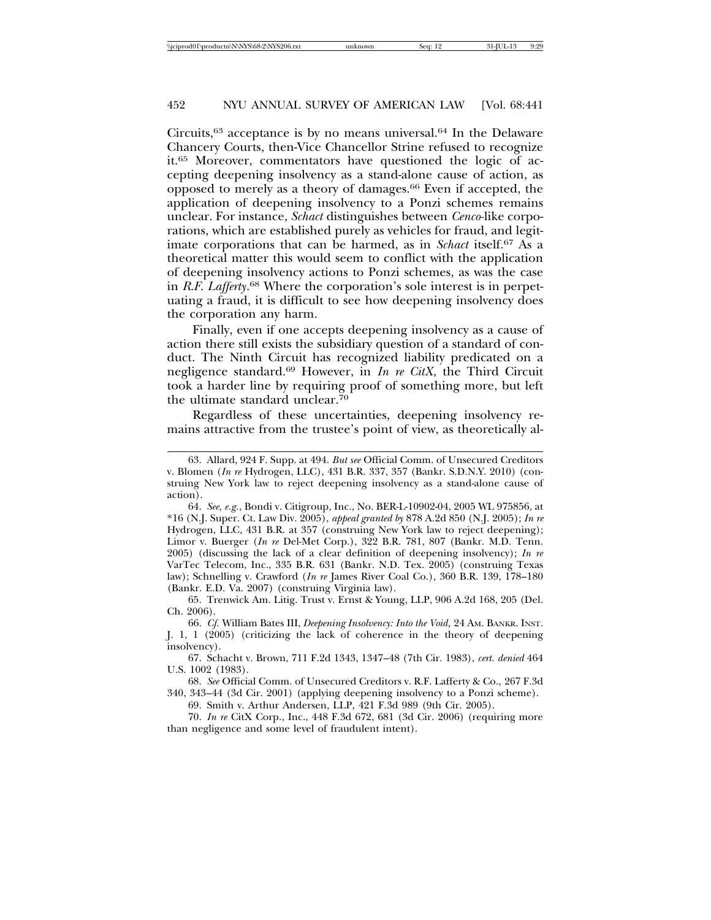Circuits,[63] acceptance is by no means universal.[64] In the Delaware Chancery Courts, then-Vice Chancellor Strine refused to recognize it.[65] Moreover, commentators have questioned the logic of accepting deepening insolvency as a stand-alone cause of action, as opposed to merely as a theory of damages.[66] Even if accepted, the application of deepening insolvency to a Ponzi schemes remains unclear. For instance, *Schact* distinguishes between *Cenco*-like corporations, which are established purely as vehicles for fraud, and legitimate corporations that can be harmed, as in *Schact* itself.[67] As a theoretical matter this would seem to conflict with the application of deepening insolvency actions to Ponzi schemes, as was the case in *R.F. Lafferty*.[68] Where the corporation's sole interest is in perpetuating a fraud, it is difficult to see how deepening insolvency does the corporation any harm.

Finally, even if one accepts deepening insolvency as a cause of action there still exists the subsidiary question of a standard of conduct. The Ninth Circuit has recognized liability predicated on a negligence standard.[69] However, in *In re CitX*, the Third Circuit took a harder line by requiring proof of something more, but left the ultimate standard unclear.[70]

Regardless of these uncertainties, deepening insolvency remains attractive from the trustee's point of view, as theoretically al-

63. Allard, 924 F. Supp. at 494. *But see* Official Comm. of Unsecured Creditors v. Blomen (*In re* Hydrogen, LLC), 431 B.R. 337, 357 (Bankr. S.D.N.Y. 2010) (construing New York law to reject deepening insolvency as a stand-alone cause of action).

64. *See, e.g.*, Bondi v. Citigroup, Inc., No. BER-L-10902-04, 2005 WL 975856, at *16 (N.J. Super. Ct. Law Div. 2005), *appeal granted by* 878 A.2d 850 (N.J. 2005); *In re* Hydrogen, LLC, 431 B.R. at 357 (construing New York law to reject deepening); Limor v. Buerger (*In re* Del-Met Corp.), 322 B.R. 781, 807 (Bankr. M.D. Tenn. 2005) (discussing the lack of a clear definition of deepening insolvency); *In re* VarTec Telecom, Inc., 335 B.R. 631 (Bankr. N.D. Tex. 2005) (construing Texas law); Schnelling v. Crawford (*In re* James River Coal Co.), 360 B.R. 139, 178–180 (Bankr. E.D. Va. 2007) (construing Virginia law).

65. Trenwick Am. Litig. Trust v. Ernst & Young, LLP, 906 A.2d 168, 205 (Del. Ch. 2006).

66. *Cf.* William Bates III, *Deepening Insolvency: Into the Void,* 24 AM. BANKR. INST. J. 1, 1 (2005) (criticizing the lack of coherence in the theory of deepening insolvency).

67. Schacht v. Brown, 711 F.2d 1343, 1347–48 (7th Cir. 1983), *cert. denied* 464 U.S. 1002 (1983).

68. *See* Official Comm. of Unsecured Creditors v. R.F. Lafferty & Co., 267 F.3d 340, 343–44 (3d Cir. 2001) (applying deepening insolvency to a Ponzi scheme).

69. Smith v. Arthur Andersen, LLP, 421 F.3d 989 (9th Cir. 2005).

70. *In re* CitX Corp., Inc., 448 F.3d 672, 681 (3d Cir. 2006) (requiring more than negligence and some level of fraudulent intent).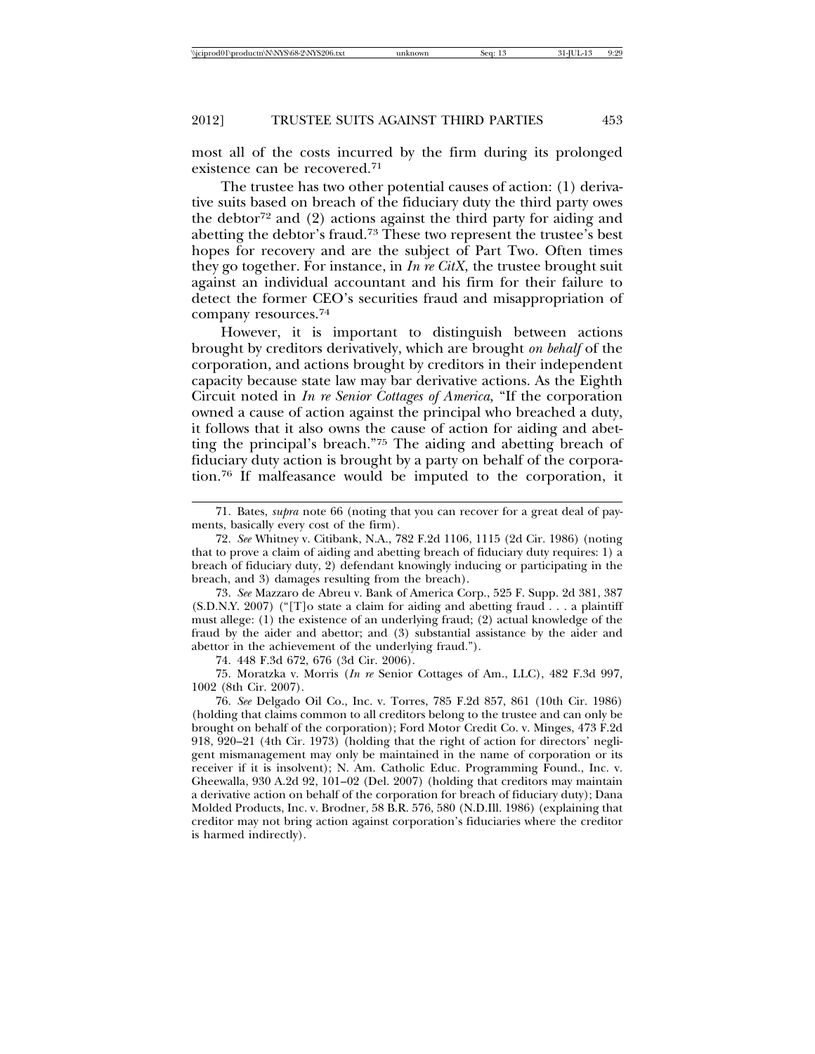most all of the costs incurred by the firm during its prolonged existence can be recovered.[71]

The trustee has two other potential causes of action: (1) derivative suits based on breach of the fiduciary duty the third party owes the debtor[72] and (2) actions against the third party for aiding and abetting the debtor's fraud.[73] These two represent the trustee's best hopes for recovery and are the subject of Part Two. Often times they go together. For instance, in *In re CitX*, the trustee brought suit against an individual accountant and his firm for their failure to detect the former CEO's securities fraud and misappropriation of company resources.[74]

However, it is important to distinguish between actions brought by creditors derivatively, which are brought *on behalf* of the corporation, and actions brought by creditors in their independent capacity because state law may bar derivative actions. As the Eighth Circuit noted in *In re Senior Cottages of America,* "If the corporation owned a cause of action against the principal who breached a duty, it follows that it also owns the cause of action for aiding and abetting the principal's breach."[75] The aiding and abetting breach of fiduciary duty action is brought by a party on behalf of the corporation.[76] If malfeasance would be imputed to the corporation, it

---

71. Bates, *supra* note 66 (noting that you can recover for a great deal of payments, basically every cost of the firm).

72. *See* Whitney v. Citibank, N.A., 782 F.2d 1106, 1115 (2d Cir. 1986) (noting that to prove a claim of aiding and abetting breach of fiduciary duty requires: 1) a breach of fiduciary duty, 2) defendant knowingly inducing or participating in the breach, and 3) damages resulting from the breach).

73. *See* Mazzaro de Abreu v. Bank of America Corp., 525 F. Supp. 2d 381, 387 (S.D.N.Y. 2007) ("[T]o state a claim for aiding and abetting fraud . . . a plaintiff must allege: (1) the existence of an underlying fraud; (2) actual knowledge of the fraud by the aider and abettor; and (3) substantial assistance by the aider and abettor in the achievement of the underlying fraud.").

74. 448 F.3d 672, 676 (3d Cir. 2006).

75. Moratzka v. Morris (*In re* Senior Cottages of Am., LLC), 482 F.3d 997, 1002 (8th Cir. 2007).

76. *See* Delgado Oil Co., Inc. v. Torres, 785 F.2d 857, 861 (10th Cir. 1986) (holding that claims common to all creditors belong to the trustee and can only be brought on behalf of the corporation); Ford Motor Credit Co. v. Minges, 473 F.2d 918, 920–21 (4th Cir. 1973) (holding that the right of action for directors' negligent mismanagement may only be maintained in the name of corporation or its receiver if it is insolvent); N. Am. Catholic Educ. Programming Found., Inc. v. Gheewalla, 930 A.2d 92, 101–02 (Del. 2007) (holding that creditors may maintain a derivative action on behalf of the corporation for breach of fiduciary duty); Dana Molded Products, Inc. v. Brodner, 58 B.R. 576, 580 (N.D.Ill. 1986) (explaining that creditor may not bring action against corporation's fiduciaries where the creditor is harmed indirectly).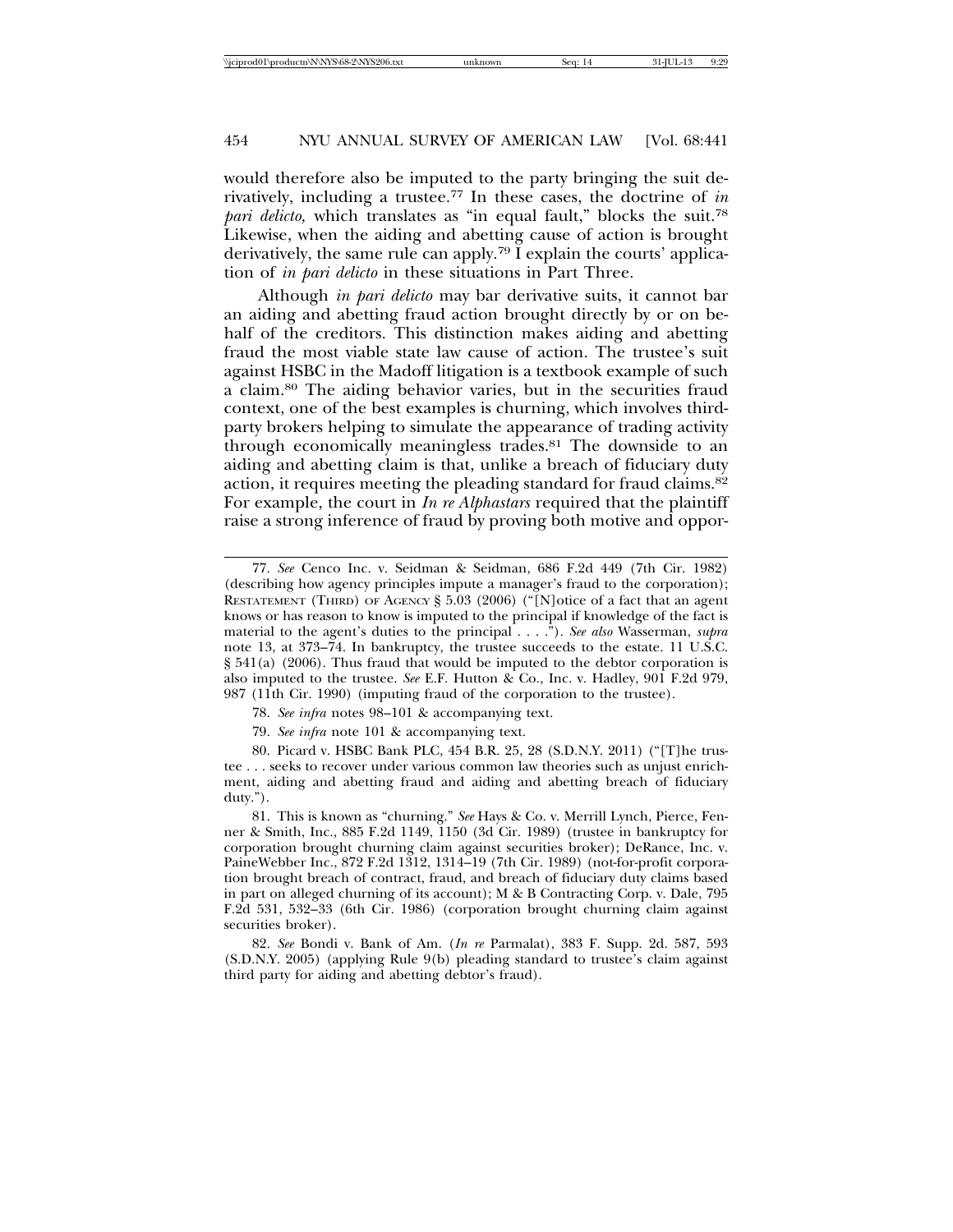would therefore also be imputed to the party bringing the suit derivatively, including a trustee.[77] In these cases, the doctrine of *in pari delicto,* which translates as "in equal fault," blocks the suit.[78] Likewise, when the aiding and abetting cause of action is brought derivatively, the same rule can apply.[79] I explain the courts' application of *in pari delicto* in these situations in Part Three.

Although *in pari delicto* may bar derivative suits, it cannot bar an aiding and abetting fraud action brought directly by or on behalf of the creditors. This distinction makes aiding and abetting fraud the most viable state law cause of action. The trustee's suit against HSBC in the Madoff litigation is a textbook example of such a claim.[80] The aiding behavior varies, but in the securities fraud context, one of the best examples is churning, which involves third-party brokers helping to simulate the appearance of trading activity through economically meaningless trades.[81] The downside to an aiding and abetting claim is that, unlike a breach of fiduciary duty action, it requires meeting the pleading standard for fraud claims.[82] For example, the court in *In re Alphastars* required that the plaintiff raise a strong inference of fraud by proving both motive and oppor-

---

77. *See* Cenco Inc. v. Seidman & Seidman, 686 F.2d 449 (7th Cir. 1982) (describing how agency principles impute a manager's fraud to the corporation); RESTATEMENT (THIRD) OF AGENCY § 5.03 (2006) ("[N]otice of a fact that an agent knows or has reason to know is imputed to the principal if knowledge of the fact is material to the agent's duties to the principal . . . ."). *See also* Wasserman, *supra* note 13, at 373–74. In bankruptcy, the trustee succeeds to the estate. 11 U.S.C. § 541(a) (2006). Thus fraud that would be imputed to the debtor corporation is also imputed to the trustee. *See* E.F. Hutton & Co., Inc. v. Hadley, 901 F.2d 979, 987 (11th Cir. 1990) (imputing fraud of the corporation to the trustee).

78. *See infra* notes 98–101 & accompanying text.

79. *See infra* note 101 & accompanying text.

80. Picard v. HSBC Bank PLC, 454 B.R. 25, 28 (S.D.N.Y. 2011) ("[T]he trustee . . . seeks to recover under various common law theories such as unjust enrichment, aiding and abetting fraud and aiding and abetting breach of fiduciary duty.").

81. This is known as "churning." *See* Hays & Co. v. Merrill Lynch, Pierce, Fenner & Smith, Inc., 885 F.2d 1149, 1150 (3d Cir. 1989) (trustee in bankruptcy for corporation brought churning claim against securities broker); DeRance, Inc. v. PaineWebber Inc., 872 F.2d 1312, 1314–19 (7th Cir. 1989) (not-for-profit corporation brought breach of contract, fraud, and breach of fiduciary duty claims based in part on alleged churning of its account); M & B Contracting Corp. v. Dale, 795 F.2d 531, 532–33 (6th Cir. 1986) (corporation brought churning claim against securities broker).

82. *See* Bondi v. Bank of Am. (*In re* Parmalat), 383 F. Supp. 2d. 587, 593 (S.D.N.Y. 2005) (applying Rule 9(b) pleading standard to trustee's claim against third party for aiding and abetting debtor's fraud).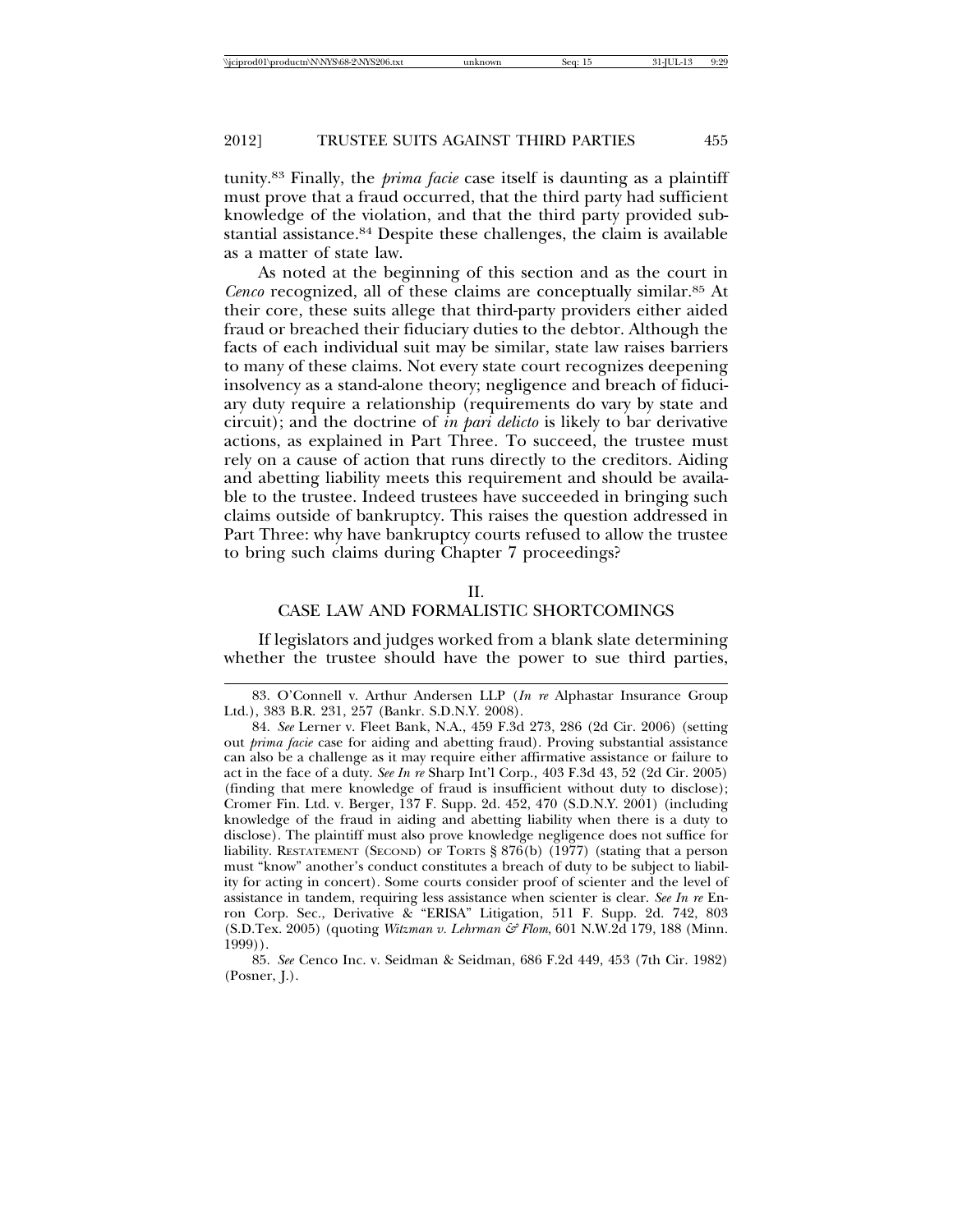tunity.[83] Finally, the *prima facie* case itself is daunting as a plaintiff must prove that a fraud occurred, that the third party had sufficient knowledge of the violation, and that the third party provided substantial assistance.[84] Despite these challenges, the claim is available as a matter of state law.

As noted at the beginning of this section and as the court in *Cenco* recognized, all of these claims are conceptually similar.[85] At their core, these suits allege that third-party providers either aided fraud or breached their fiduciary duties to the debtor. Although the facts of each individual suit may be similar, state law raises barriers to many of these claims. Not every state court recognizes deepening insolvency as a stand-alone theory; negligence and breach of fiduciary duty require a relationship (requirements do vary by state and circuit); and the doctrine of *in pari delicto* is likely to bar derivative actions, as explained in Part Three. To succeed, the trustee must rely on a cause of action that runs directly to the creditors. Aiding and abetting liability meets this requirement and should be available to the trustee. Indeed trustees have succeeded in bringing such claims outside of bankruptcy. This raises the question addressed in Part Three: why have bankruptcy courts refused to allow the trustee to bring such claims during Chapter 7 proceedings?

## II.
## CASE LAW AND FORMALISTIC SHORTCOMINGS

If legislators and judges worked from a blank slate determining whether the trustee should have the power to sue third parties,

---

83. O'Connell v. Arthur Andersen LLP (*In re* Alphastar Insurance Group Ltd.), 383 B.R. 231, 257 (Bankr. S.D.N.Y. 2008).

84. *See* Lerner v. Fleet Bank, N.A., 459 F.3d 273, 286 (2d Cir. 2006) (setting out *prima facie* case for aiding and abetting fraud). Proving substantial assistance can also be a challenge as it may require either affirmative assistance or failure to act in the face of a duty. *See In re* Sharp Int'l Corp., 403 F.3d 43, 52 (2d Cir. 2005) (finding that mere knowledge of fraud is insufficient without duty to disclose); Cromer Fin. Ltd. v. Berger, 137 F. Supp. 2d. 452, 470 (S.D.N.Y. 2001) (including knowledge of the fraud in aiding and abetting liability when there is a duty to disclose). The plaintiff must also prove knowledge negligence does not suffice for liability. RESTATEMENT (SECOND) OF TORTS § 876(b) (1977) (stating that a person must "know" another's conduct constitutes a breach of duty to be subject to liability for acting in concert). Some courts consider proof of scienter and the level of assistance in tandem, requiring less assistance when scienter is clear. *See In re* Enron Corp. Sec., Derivative & "ERISA" Litigation, 511 F. Supp. 2d. 742, 803 (S.D.Tex. 2005) (quoting *Witzman v. Lehrman & Flom*, 601 N.W.2d 179, 188 (Minn. 1999)).

85. *See* Cenco Inc. v. Seidman & Seidman, 686 F.2d 449, 453 (7th Cir. 1982) (Posner, J.).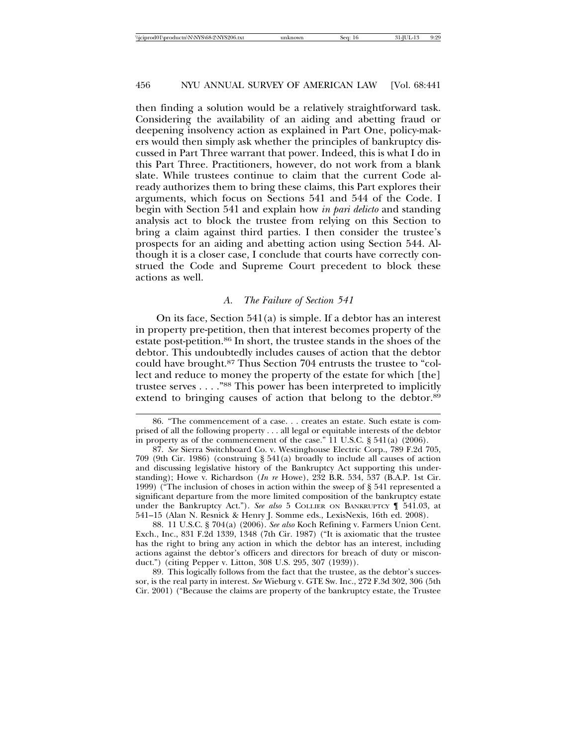then finding a solution would be a relatively straightforward task. Considering the availability of an aiding and abetting fraud or deepening insolvency action as explained in Part One, policy-makers would then simply ask whether the principles of bankruptcy discussed in Part Three warrant that power. Indeed, this is what I do in this Part Three. Practitioners, however, do not work from a blank slate. While trustees continue to claim that the current Code already authorizes them to bring these claims, this Part explores their arguments, which focus on Sections 541 and 544 of the Code. I begin with Section 541 and explain how *in pari delicto* and standing analysis act to block the trustee from relying on this Section to bring a claim against third parties. I then consider the trustee's prospects for an aiding and abetting action using Section 544. Although it is a closer case, I conclude that courts have correctly construed the Code and Supreme Court precedent to block these actions as well.

### *A. The Failure of Section 541*

On its face, Section 541(a) is simple. If a debtor has an interest in property pre-petition, then that interest becomes property of the estate post-petition.[86] In short, the trustee stands in the shoes of the debtor. This undoubtedly includes causes of action that the debtor could have brought.[87] Thus Section 704 entrusts the trustee to "collect and reduce to money the property of the estate for which [the] trustee serves . . . ."[88] This power has been interpreted to implicitly extend to bringing causes of action that belong to the debtor.[89]

---

86. "The commencement of a case. . . creates an estate. Such estate is comprised of all the following property . . . all legal or equitable interests of the debtor in property as of the commencement of the case." 11 U.S.C. § 541(a) (2006).

87. *See* Sierra Switchboard Co. v. Westinghouse Electric Corp., 789 F.2d 705, 709 (9th Cir. 1986) (construing § 541(a) broadly to include all causes of action and discussing legislative history of the Bankruptcy Act supporting this understanding); Howe v. Richardson (*In re* Howe), 232 B.R. 534, 537 (B.A.P. 1st Cir. 1999) ("The inclusion of choses in action within the sweep of § 541 represented a significant departure from the more limited composition of the bankruptcy estate under the Bankruptcy Act."). *See also* 5 COLLIER ON BANKRUPTCY ¶ 541.03, at 541–15 (Alan N. Resnick & Henry J. Somme eds., LexisNexis, 16th ed. 2008).

88. 11 U.S.C. § 704(a) (2006). *See also* Koch Refining v. Farmers Union Cent. Exch., Inc., 831 F.2d 1339, 1348 (7th Cir. 1987) ("It is axiomatic that the trustee has the right to bring any action in which the debtor has an interest, including actions against the debtor's officers and directors for breach of duty or misconduct.") (citing Pepper v. Litton, 308 U.S. 295, 307 (1939)).

89. This logically follows from the fact that the trustee, as the debtor's successor, is the real party in interest. *See* Wieburg v. GTE Sw. Inc., 272 F.3d 302, 306 (5th Cir. 2001) ("Because the claims are property of the bankruptcy estate, the Trustee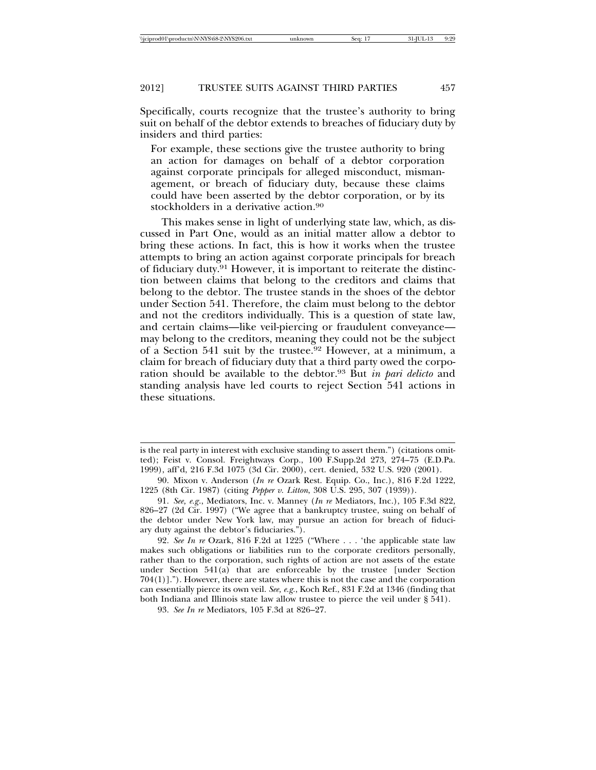Specifically, courts recognize that the trustee's authority to bring suit on behalf of the debtor extends to breaches of fiduciary duty by insiders and third parties:

> For example, these sections give the trustee authority to bring an action for damages on behalf of a debtor corporation against corporate principals for alleged misconduct, mismanagement, or breach of fiduciary duty, because these claims could have been asserted by the debtor corporation, or by its stockholders in a derivative action.[90]

This makes sense in light of underlying state law, which, as discussed in Part One, would as an initial matter allow a debtor to bring these actions. In fact, this is how it works when the trustee attempts to bring an action against corporate principals for breach of fiduciary duty.[91] However, it is important to reiterate the distinction between claims that belong to the creditors and claims that belong to the debtor. The trustee stands in the shoes of the debtor under Section 541. Therefore, the claim must belong to the debtor and not the creditors individually. This is a question of state law, and certain claims—like veil-piercing or fraudulent conveyance—may belong to the creditors, meaning they could not be the subject of a Section 541 suit by the trustee.[92] However, at a minimum, a claim for breach of fiduciary duty that a third party owed the corporation should be available to the debtor.[93] But *in pari delicto* and standing analysis have led courts to reject Section 541 actions in these situations.

---

is the real party in interest with exclusive standing to assert them.") (citations omitted); Feist v. Consol. Freightways Corp., 100 F.Supp.2d 273, 274–75 (E.D.Pa. 1999), aff'd, 216 F.3d 1075 (3d Cir. 2000), cert. denied, 532 U.S. 920 (2001).

90. Mixon v. Anderson (*In re* Ozark Rest. Equip. Co., Inc.), 816 F.2d 1222, 1225 (8th Cir. 1987) (citing *Pepper v. Litton*, 308 U.S. 295, 307 (1939)).

91. *See, e.g.*, Mediators, Inc. v. Manney (*In re* Mediators, Inc.), 105 F.3d 822, 826–27 (2d Cir. 1997) ("We agree that a bankruptcy trustee, suing on behalf of the debtor under New York law, may pursue an action for breach of fiduciary duty against the debtor's fiduciaries.").

92. *See In re* Ozark, 816 F.2d at 1225 ("Where . . . 'the applicable state law makes such obligations or liabilities run to the corporate creditors personally, rather than to the corporation, such rights of action are not assets of the estate under Section 541(a) that are enforceable by the trustee [under Section 704(1)]."). However, there are states where this is not the case and the corporation can essentially pierce its own veil. *See, e.g.*, Koch Ref., 831 F.2d at 1346 (finding that both Indiana and Illinois state law allow trustee to pierce the veil under § 541).

93. *See In re* Mediators, 105 F.3d at 826–27.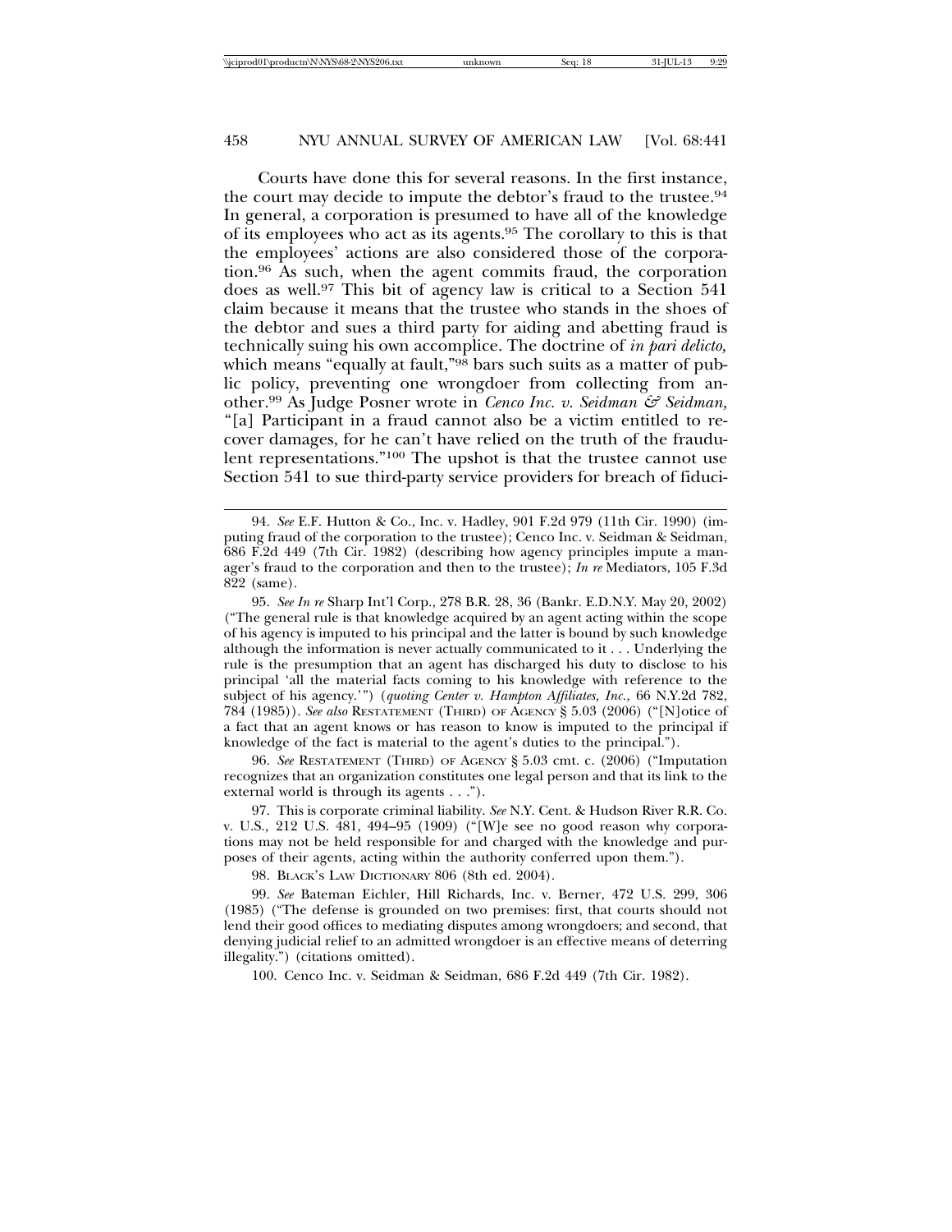Courts have done this for several reasons. In the first instance, the court may decide to impute the debtor's fraud to the trustee.[94] In general, a corporation is presumed to have all of the knowledge of its employees who act as its agents.[95] The corollary to this is that the employees' actions are also considered those of the corporation.[96] As such, when the agent commits fraud, the corporation does as well.[97] This bit of agency law is critical to a Section 541 claim because it means that the trustee who stands in the shoes of the debtor and sues a third party for aiding and abetting fraud is technically suing his own accomplice. The doctrine of *in pari delicto,* which means "equally at fault,"[98] bars such suits as a matter of public policy, preventing one wrongdoer from collecting from another.[99] As Judge Posner wrote in *Cenco Inc. v. Seidman & Seidman,* "[a] Participant in a fraud cannot also be a victim entitled to recover damages, for he can't have relied on the truth of the fraudulent representations."[100] The upshot is that the trustee cannot use Section 541 to sue third-party service providers for breach of fiduci-

---

94. *See* E.F. Hutton & Co., Inc. v. Hadley, 901 F.2d 979 (11th Cir. 1990) (imputing fraud of the corporation to the trustee); Cenco Inc. v. Seidman & Seidman, 686 F.2d 449 (7th Cir. 1982) (describing how agency principles impute a manager's fraud to the corporation and then to the trustee); *In re* Mediators, 105 F.3d 822 (same).

95. *See In re* Sharp Int'l Corp., 278 B.R. 28, 36 (Bankr. E.D.N.Y. May 20, 2002) ("The general rule is that knowledge acquired by an agent acting within the scope of his agency is imputed to his principal and the latter is bound by such knowledge although the information is never actually communicated to it . . . Underlying the rule is the presumption that an agent has discharged his duty to disclose to his principal 'all the material facts coming to his knowledge with reference to the subject of his agency.'") (*quoting Center v. Hampton Affiliates, Inc.,* 66 N.Y.2d 782, 784 (1985)). *See also* RESTATEMENT (THIRD) OF AGENCY § 5.03 (2006) ("[N]otice of a fact that an agent knows or has reason to know is imputed to the principal if knowledge of the fact is material to the agent's duties to the principal.").

96. *See* RESTATEMENT (THIRD) OF AGENCY § 5.03 cmt. c. (2006) ("Imputation recognizes that an organization constitutes one legal person and that its link to the external world is through its agents . . .").

97. This is corporate criminal liability. *See* N.Y. Cent. & Hudson River R.R. Co. v. U.S., 212 U.S. 481, 494–95 (1909) ("[W]e see no good reason why corporations may not be held responsible for and charged with the knowledge and purposes of their agents, acting within the authority conferred upon them.").

98. BLACK'S LAW DICTIONARY 806 (8th ed. 2004).

99. *See* Bateman Eichler, Hill Richards, Inc. v. Berner, 472 U.S. 299, 306 (1985) ("The defense is grounded on two premises: first, that courts should not lend their good offices to mediating disputes among wrongdoers; and second, that denying judicial relief to an admitted wrongdoer is an effective means of deterring illegality.") (citations omitted).

100. Cenco Inc. v. Seidman & Seidman, 686 F.2d 449 (7th Cir. 1982).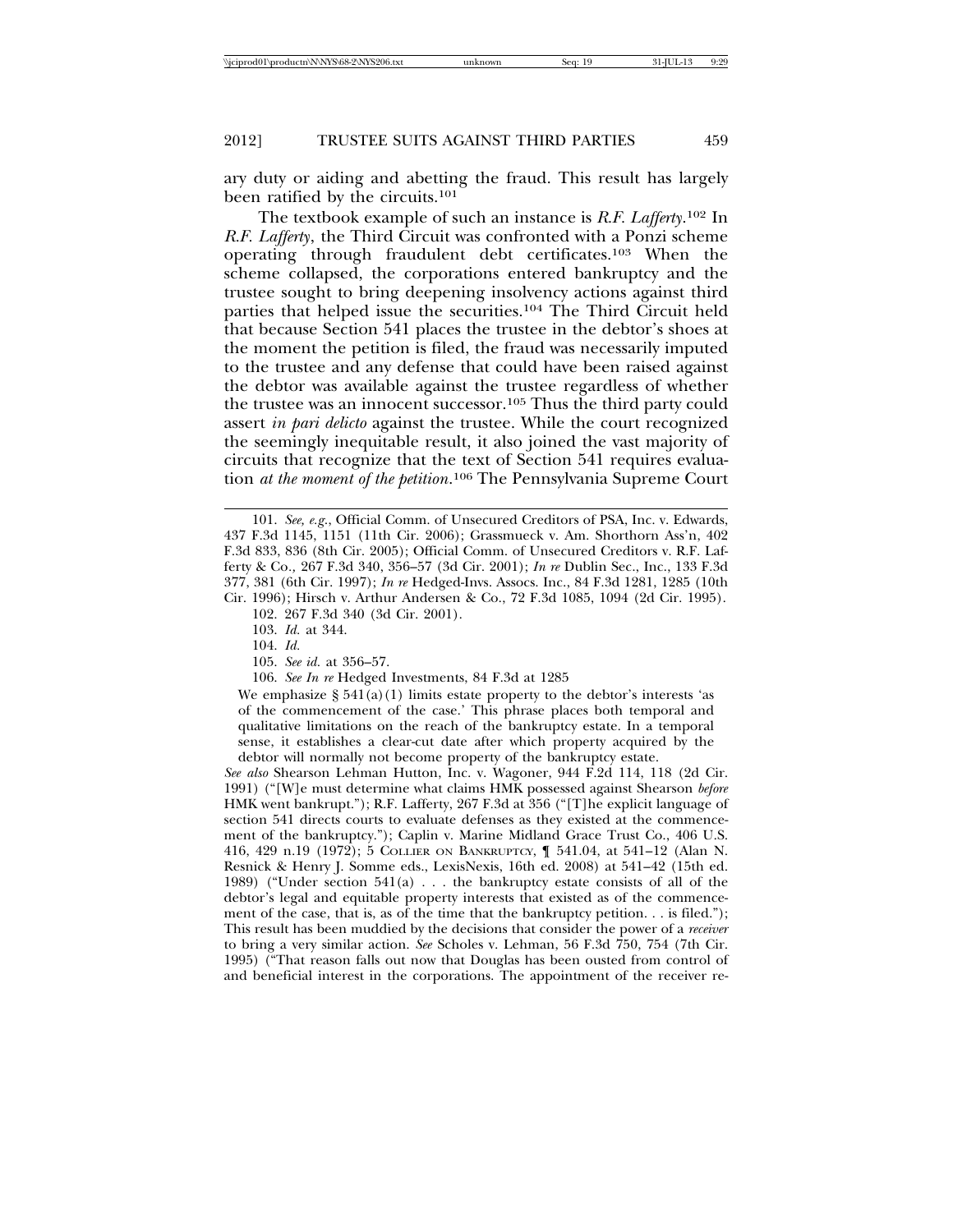ary duty or aiding and abetting the fraud. This result has largely been ratified by the circuits.[101]

The textbook example of such an instance is *R.F. Lafferty*.[102] In *R.F. Lafferty*, the Third Circuit was confronted with a Ponzi scheme operating through fraudulent debt certificates.[103] When the scheme collapsed, the corporations entered bankruptcy and the trustee sought to bring deepening insolvency actions against third parties that helped issue the securities.[104] The Third Circuit held that because Section 541 places the trustee in the debtor's shoes at the moment the petition is filed, the fraud was necessarily imputed to the trustee and any defense that could have been raised against the debtor was available against the trustee regardless of whether the trustee was an innocent successor.[105] Thus the third party could assert *in pari delicto* against the trustee. While the court recognized the seemingly inequitable result, it also joined the vast majority of circuits that recognize that the text of Section 541 requires evaluation *at the moment of the petition*.[106] The Pennsylvania Supreme Court

---

101. *See, e.g.*, Official Comm. of Unsecured Creditors of PSA, Inc. v. Edwards, 437 F.3d 1145, 1151 (11th Cir. 2006); Grassmueck v. Am. Shorthorn Ass'n, 402 F.3d 833, 836 (8th Cir. 2005); Official Comm. of Unsecured Creditors v. R.F. Lafferty & Co., 267 F.3d 340, 356–57 (3d Cir. 2001); *In re* Dublin Sec., Inc., 133 F.3d 377, 381 (6th Cir. 1997); *In re* Hedged-Invs. Assocs. Inc., 84 F.3d 1281, 1285 (10th Cir. 1996); Hirsch v. Arthur Andersen & Co., 72 F.3d 1085, 1094 (2d Cir. 1995).

102. 267 F.3d 340 (3d Cir. 2001).

103. *Id.* at 344.

104. *Id.*

105. *See id.* at 356–57.

106. *See In re* Hedged Investments, 84 F.3d at 1285

> We emphasize § 541(a)(1) limits estate property to the debtor's interests 'as of the commencement of the case.' This phrase places both temporal and qualitative limitations on the reach of the bankruptcy estate. In a temporal sense, it establishes a clear-cut date after which property acquired by the debtor will normally not become property of the bankruptcy estate.

*See also* Shearson Lehman Hutton, Inc. v. Wagoner, 944 F.2d 114, 118 (2d Cir. 1991) ("[W]e must determine what claims HMK possessed against Shearson *before* HMK went bankrupt."); R.F. Lafferty, 267 F.3d at 356 ("[T]he explicit language of section 541 directs courts to evaluate defenses as they existed at the commencement of the bankruptcy."); Caplin v. Marine Midland Grace Trust Co., 406 U.S. 416, 429 n.19 (1972); 5 COLLIER ON BANKRUPTCY, ¶ 541.04, at 541–12 (Alan N. Resnick & Henry J. Somme eds., LexisNexis, 16th ed. 2008) at 541–42 (15th ed. 1989) ("Under section 541(a) . . . the bankruptcy estate consists of all of the debtor's legal and equitable property interests that existed as of the commencement of the case, that is, as of the time that the bankruptcy petition. . . is filed."); This result has been muddied by the decisions that consider the power of a *receiver* to bring a very similar action. *See* Scholes v. Lehman, 56 F.3d 750, 754 (7th Cir. 1995) ("That reason falls out now that Douglas has been ousted from control of and beneficial interest in the corporations. The appointment of the receiver re-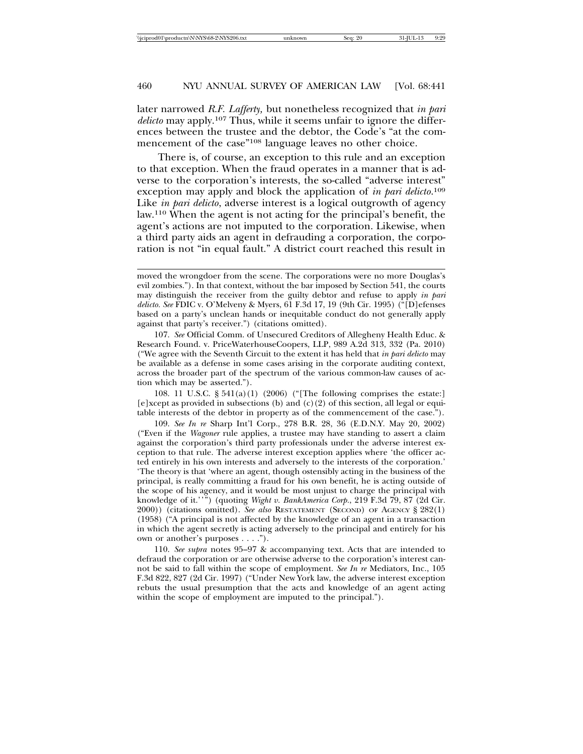later narrowed *R.F. Lafferty,* but nonetheless recognized that *in pari delicto* may apply.[107] Thus, while it seems unfair to ignore the differences between the trustee and the debtor, the Code's "at the commencement of the case"[108] language leaves no other choice.

There is, of course, an exception to this rule and an exception to that exception. When the fraud operates in a manner that is adverse to the corporation's interests, the so-called "adverse interest" exception may apply and block the application of *in pari delicto*.[109] Like *in pari delicto*, adverse interest is a logical outgrowth of agency law.[110] When the agent is not acting for the principal's benefit, the agent's actions are not imputed to the corporation. Likewise, when a third party aids an agent in defrauding a corporation, the corporation is not "in equal fault." A district court reached this result in

---

moved the wrongdoer from the scene. The corporations were no more Douglas's evil zombies."). In that context, without the bar imposed by Section 541, the courts may distinguish the receiver from the guilty debtor and refuse to apply *in pari delicto*. *See* FDIC v. O'Melveny & Myers, 61 F.3d 17, 19 (9th Cir. 1995) ("[D]efenses based on a party's unclean hands or inequitable conduct do not generally apply against that party's receiver.") (citations omitted).

107. *See* Official Comm. of Unsecured Creditors of Allegheny Health Educ. & Research Found. v. PriceWaterhouseCoopers, LLP, 989 A.2d 313, 332 (Pa. 2010) ("We agree with the Seventh Circuit to the extent it has held that *in pari delicto* may be available as a defense in some cases arising in the corporate auditing context, across the broader part of the spectrum of the various common-law causes of action which may be asserted.").

108. 11 U.S.C. § 541(a)(1) (2006) ("[The following comprises the estate:] [e]xcept as provided in subsections (b) and (c)(2) of this section, all legal or equitable interests of the debtor in property as of the commencement of the case.").

109. *See In re* Sharp Int'l Corp., 278 B.R. 28, 36 (E.D.N.Y. May 20, 2002) ("Even if the *Wagoner* rule applies, a trustee may have standing to assert a claim against the corporation's third party professionals under the adverse interest exception to that rule. The adverse interest exception applies where 'the officer acted entirely in his own interests and adversely to the interests of the corporation.' 'The theory is that 'where an agent, though ostensibly acting in the business of the principal, is really committing a fraud for his own benefit, he is acting outside of the scope of his agency, and it would be most unjust to charge the principal with knowledge of it.''") (quoting *Wight v. BankAmerica Corp.*, 219 F.3d 79, 87 (2d Cir. 2000)) (citations omitted). *See also* RESTATEMENT (SECOND) OF AGENCY § 282(1) (1958) ("A principal is not affected by the knowledge of an agent in a transaction in which the agent secretly is acting adversely to the principal and entirely for his own or another's purposes . . . .").

110. *See supra* notes 95–97 & accompanying text. Acts that are intended to defraud the corporation or are otherwise adverse to the corporation's interest cannot be said to fall within the scope of employment. *See In re* Mediators, Inc., 105 F.3d 822, 827 (2d Cir. 1997) ("Under New York law, the adverse interest exception rebuts the usual presumption that the acts and knowledge of an agent acting within the scope of employment are imputed to the principal.").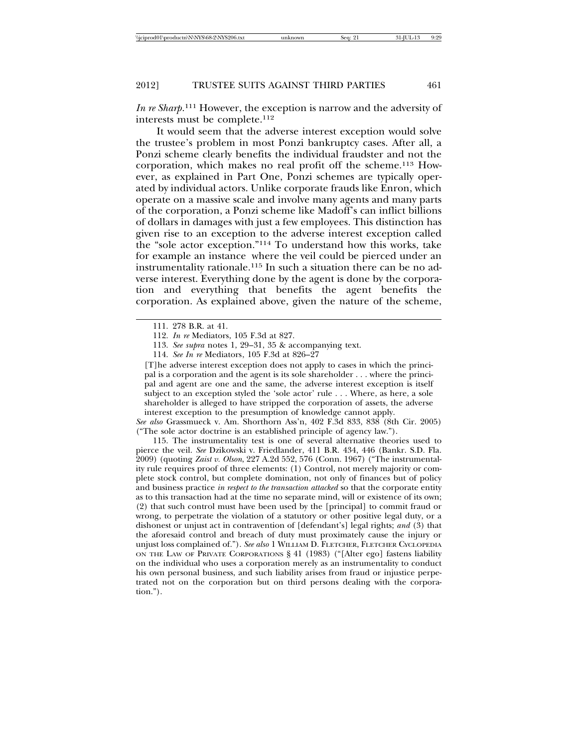*In re Sharp*.[111] However, the exception is narrow and the adversity of interests must be complete.[112]

It would seem that the adverse interest exception would solve the trustee's problem in most Ponzi bankruptcy cases. After all, a Ponzi scheme clearly benefits the individual fraudster and not the corporation, which makes no real profit off the scheme.[113] However, as explained in Part One, Ponzi schemes are typically operated by individual actors. Unlike corporate frauds like Enron, which operate on a massive scale and involve many agents and many parts of the corporation, a Ponzi scheme like Madoff's can inflict billions of dollars in damages with just a few employees. This distinction has given rise to an exception to the adverse interest exception called the "sole actor exception."[114] To understand how this works, take for example an instance where the veil could be pierced under an instrumentality rationale.[115] In such a situation there can be no adverse interest. Everything done by the agent is done by the corporation and everything that benefits the agent benefits the corporation. As explained above, given the nature of the scheme,

---

111. 278 B.R. at 41.

112. *In re* Mediators, 105 F.3d at 827.

113. *See supra* notes 1, 29–31, 35 & accompanying text.

114. *See In re* Mediators, 105 F.3d at 826–27

> [T]he adverse interest exception does not apply to cases in which the principal is a corporation and the agent is its sole shareholder . . . where the principal and agent are one and the same, the adverse interest exception is itself subject to an exception styled the 'sole actor' rule . . . Where, as here, a sole shareholder is alleged to have stripped the corporation of assets, the adverse interest exception to the presumption of knowledge cannot apply.

*See also* Grassmueck v. Am. Shorthorn Ass'n, 402 F.3d 833, 838 (8th Cir. 2005) ("The sole actor doctrine is an established principle of agency law.").

115. The instrumentality test is one of several alternative theories used to pierce the veil. *See* Dzikowski v. Friedlander, 411 B.R. 434, 446 (Bankr. S.D. Fla. 2009) (quoting *Zaist v. Olson*, 227 A.2d 552, 576 (Conn. 1967) ("The instrumentality rule requires proof of three elements: (1) Control, not merely majority or complete stock control, but complete domination, not only of finances but of policy and business practice *in respect to the transaction attacked* so that the corporate entity as to this transaction had at the time no separate mind, will or existence of its own; (2) that such control must have been used by the [principal] to commit fraud or wrong, to perpetrate the violation of a statutory or other positive legal duty, or a dishonest or unjust act in contravention of [defendant's] legal rights; *and* (3) that the aforesaid control and breach of duty must proximately cause the injury or unjust loss complained of."). *See also* 1 WILLIAM D. FLETCHER, FLETCHER CYCLOPEDIA ON THE LAW OF PRIVATE CORPORATIONS § 41 (1983) ("[Alter ego] fastens liability on the individual who uses a corporation merely as an instrumentality to conduct his own personal business, and such liability arises from fraud or injustice perpetrated not on the corporation but on third persons dealing with the corporation.").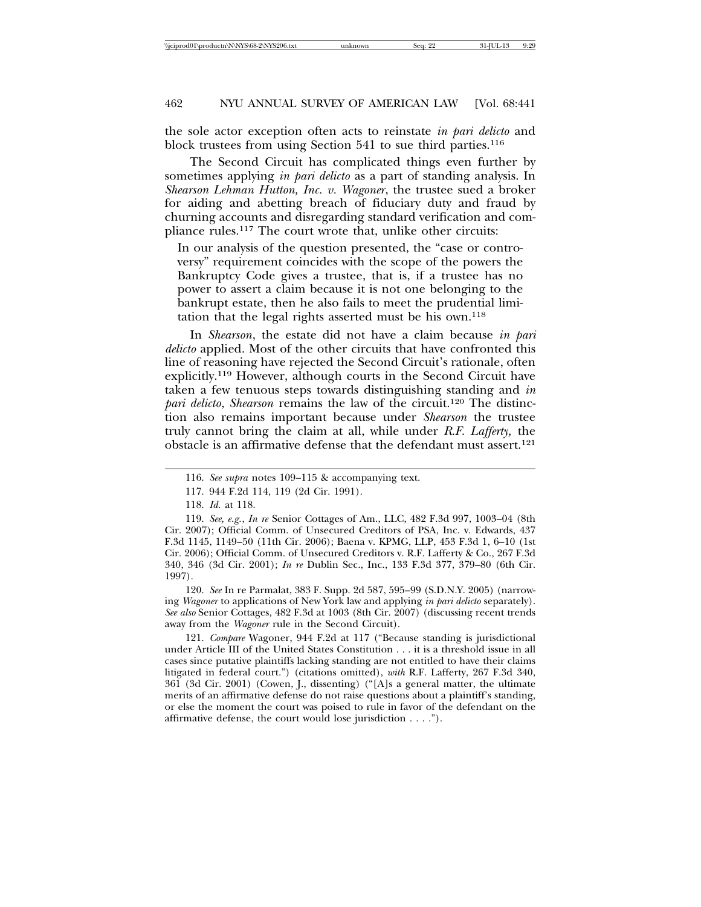the sole actor exception often acts to reinstate *in pari delicto* and block trustees from using Section 541 to sue third parties.[116]

The Second Circuit has complicated things even further by sometimes applying *in pari delicto* as a part of standing analysis. In *Shearson Lehman Hutton, Inc. v. Wagoner*, the trustee sued a broker for aiding and abetting breach of fiduciary duty and fraud by churning accounts and disregarding standard verification and compliance rules.[117] The court wrote that, unlike other circuits:

> In our analysis of the question presented, the "case or controversy" requirement coincides with the scope of the powers the Bankruptcy Code gives a trustee, that is, if a trustee has no power to assert a claim because it is not one belonging to the bankrupt estate, then he also fails to meet the prudential limitation that the legal rights asserted must be his own.[118]

In *Shearson*, the estate did not have a claim because *in pari delicto* applied. Most of the other circuits that have confronted this line of reasoning have rejected the Second Circuit's rationale, often explicitly.[119] However, although courts in the Second Circuit have taken a few tenuous steps towards distinguishing standing and *in pari delicto*, *Shearson* remains the law of the circuit.[120] The distinction also remains important because under *Shearson* the trustee truly cannot bring the claim at all, while under *R.F. Lafferty,* the obstacle is an affirmative defense that the defendant must assert.[121]

---

116. *See supra* notes 109–115 & accompanying text.

117. 944 F.2d 114, 119 (2d Cir. 1991).

118. *Id.* at 118.

119. *See, e.g.*, *In re* Senior Cottages of Am., LLC, 482 F.3d 997, 1003–04 (8th Cir. 2007); Official Comm. of Unsecured Creditors of PSA, Inc. v. Edwards, 437 F.3d 1145, 1149–50 (11th Cir. 2006); Baena v. KPMG, LLP, 453 F.3d 1, 6–10 (1st Cir. 2006); Official Comm. of Unsecured Creditors v. R.F. Lafferty & Co., 267 F.3d 340, 346 (3d Cir. 2001); *In re* Dublin Sec., Inc., 133 F.3d 377, 379–80 (6th Cir. 1997).

120. *See* In re Parmalat, 383 F. Supp. 2d 587, 595–99 (S.D.N.Y. 2005) (narrowing *Wagoner* to applications of New York law and applying *in pari delicto* separately). *See also* Senior Cottages, 482 F.3d at 1003 (8th Cir. 2007) (discussing recent trends away from the *Wagoner* rule in the Second Circuit).

121. *Compare* Wagoner, 944 F.2d at 117 ("Because standing is jurisdictional under Article III of the United States Constitution . . . it is a threshold issue in all cases since putative plaintiffs lacking standing are not entitled to have their claims litigated in federal court.") (citations omitted), *with* R.F. Lafferty, 267 F.3d 340, 361 (3d Cir. 2001) (Cowen, J., dissenting) ("[A]s a general matter, the ultimate merits of an affirmative defense do not raise questions about a plaintiff's standing, or else the moment the court was poised to rule in favor of the defendant on the affirmative defense, the court would lose jurisdiction . . . .").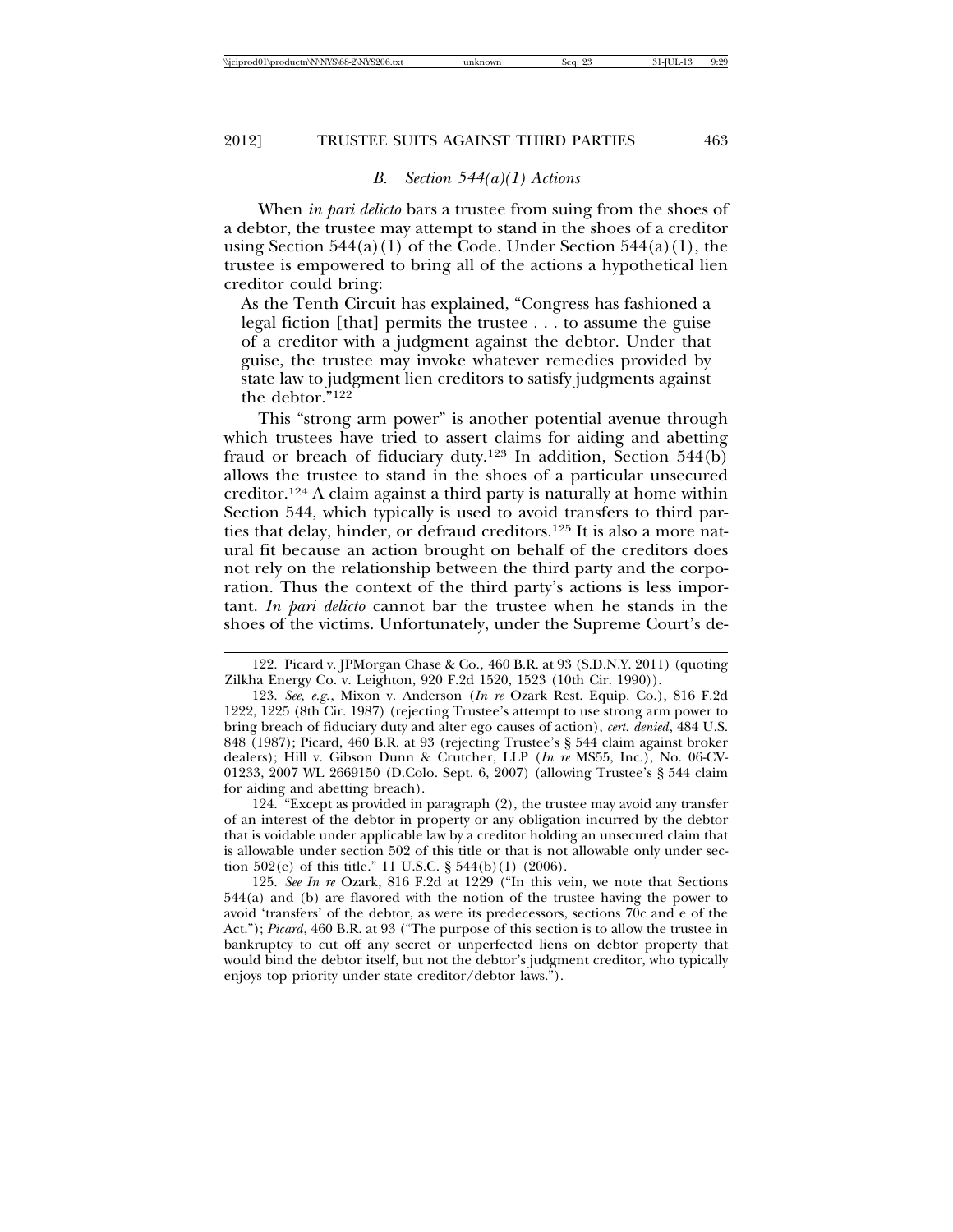### *B. Section 544(a)(1) Actions*

When *in pari delicto* bars a trustee from suing from the shoes of a debtor, the trustee may attempt to stand in the shoes of a creditor using Section 544(a)(1) of the Code. Under Section 544(a)(1), the trustee is empowered to bring all of the actions a hypothetical lien creditor could bring:

> As the Tenth Circuit has explained, "Congress has fashioned a legal fiction [that] permits the trustee . . . to assume the guise of a creditor with a judgment against the debtor. Under that guise, the trustee may invoke whatever remedies provided by state law to judgment lien creditors to satisfy judgments against the debtor."[122]

This "strong arm power" is another potential avenue through which trustees have tried to assert claims for aiding and abetting fraud or breach of fiduciary duty.[123] In addition, Section 544(b) allows the trustee to stand in the shoes of a particular unsecured creditor.[124] A claim against a third party is naturally at home within Section 544, which typically is used to avoid transfers to third parties that delay, hinder, or defraud creditors.[125] It is also a more natural fit because an action brought on behalf of the creditors does not rely on the relationship between the third party and the corporation. Thus the context of the third party's actions is less important. *In pari delicto* cannot bar the trustee when he stands in the shoes of the victims. Unfortunately, under the Supreme Court's de-

---

122. Picard v. JPMorgan Chase & Co., 460 B.R. at 93 (S.D.N.Y. 2011) (quoting Zilkha Energy Co. v. Leighton, 920 F.2d 1520, 1523 (10th Cir. 1990)).

123. *See, e.g.*, Mixon v. Anderson (*In re* Ozark Rest. Equip. Co.), 816 F.2d 1222, 1225 (8th Cir. 1987) (rejecting Trustee's attempt to use strong arm power to bring breach of fiduciary duty and alter ego causes of action), *cert. denied*, 484 U.S. 848 (1987); Picard, 460 B.R. at 93 (rejecting Trustee's § 544 claim against broker dealers); Hill v. Gibson Dunn & Crutcher, LLP (*In re* MS55, Inc.), No. 06-CV-01233, 2007 WL 2669150 (D.Colo. Sept. 6, 2007) (allowing Trustee's § 544 claim for aiding and abetting breach).

124. "Except as provided in paragraph (2), the trustee may avoid any transfer of an interest of the debtor in property or any obligation incurred by the debtor that is voidable under applicable law by a creditor holding an unsecured claim that is allowable under section 502 of this title or that is not allowable only under section 502(e) of this title." 11 U.S.C. § 544(b)(1) (2006).

125. *See In re* Ozark, 816 F.2d at 1229 ("In this vein, we note that Sections 544(a) and (b) are flavored with the notion of the trustee having the power to avoid 'transfers' of the debtor, as were its predecessors, sections 70c and e of the Act."); *Picard*, 460 B.R. at 93 ("The purpose of this section is to allow the trustee in bankruptcy to cut off any secret or unperfected liens on debtor property that would bind the debtor itself, but not the debtor's judgment creditor, who typically enjoys top priority under state creditor/debtor laws.").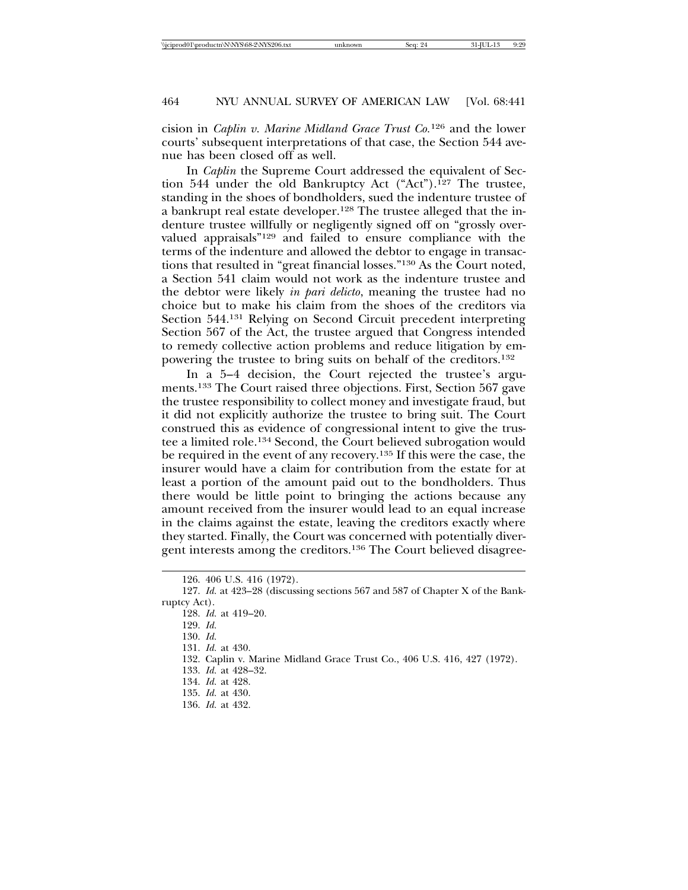cision in *Caplin v. Marine Midland Grace Trust Co.*[126] and the lower courts' subsequent interpretations of that case, the Section 544 avenue has been closed off as well.

In *Caplin* the Supreme Court addressed the equivalent of Section 544 under the old Bankruptcy Act ("Act").[127] The trustee, standing in the shoes of bondholders, sued the indenture trustee of a bankrupt real estate developer.[128] The trustee alleged that the indenture trustee willfully or negligently signed off on "grossly overvalued appraisals"[129] and failed to ensure compliance with the terms of the indenture and allowed the debtor to engage in transactions that resulted in "great financial losses."[130] As the Court noted, a Section 541 claim would not work as the indenture trustee and the debtor were likely *in pari delicto*, meaning the trustee had no choice but to make his claim from the shoes of the creditors via Section 544.[131] Relying on Second Circuit precedent interpreting Section 567 of the Act, the trustee argued that Congress intended to remedy collective action problems and reduce litigation by empowering the trustee to bring suits on behalf of the creditors.[132]

In a 5–4 decision, the Court rejected the trustee's arguments.[133] The Court raised three objections. First, Section 567 gave the trustee responsibility to collect money and investigate fraud, but it did not explicitly authorize the trustee to bring suit. The Court construed this as evidence of congressional intent to give the trustee a limited role.[134] Second, the Court believed subrogation would be required in the event of any recovery.[135] If this were the case, the insurer would have a claim for contribution from the estate for at least a portion of the amount paid out to the bondholders. Thus there would be little point to bringing the actions because any amount received from the insurer would lead to an equal increase in the claims against the estate, leaving the creditors exactly where they started. Finally, the Court was concerned with potentially divergent interests among the creditors.[136] The Court believed disagree-

126. 406 U.S. 416 (1972).

127. *Id.* at 423–28 (discussing sections 567 and 587 of Chapter X of the Bankruptcy Act).

128. *Id.* at 419–20.

129. *Id.*

130. *Id.*

131. *Id.* at 430.

132. Caplin v. Marine Midland Grace Trust Co., 406 U.S. 416, 427 (1972).

133. *Id.* at 428–32.

134. *Id.* at 428.

135. *Id.* at 430.

136. *Id.* at 432.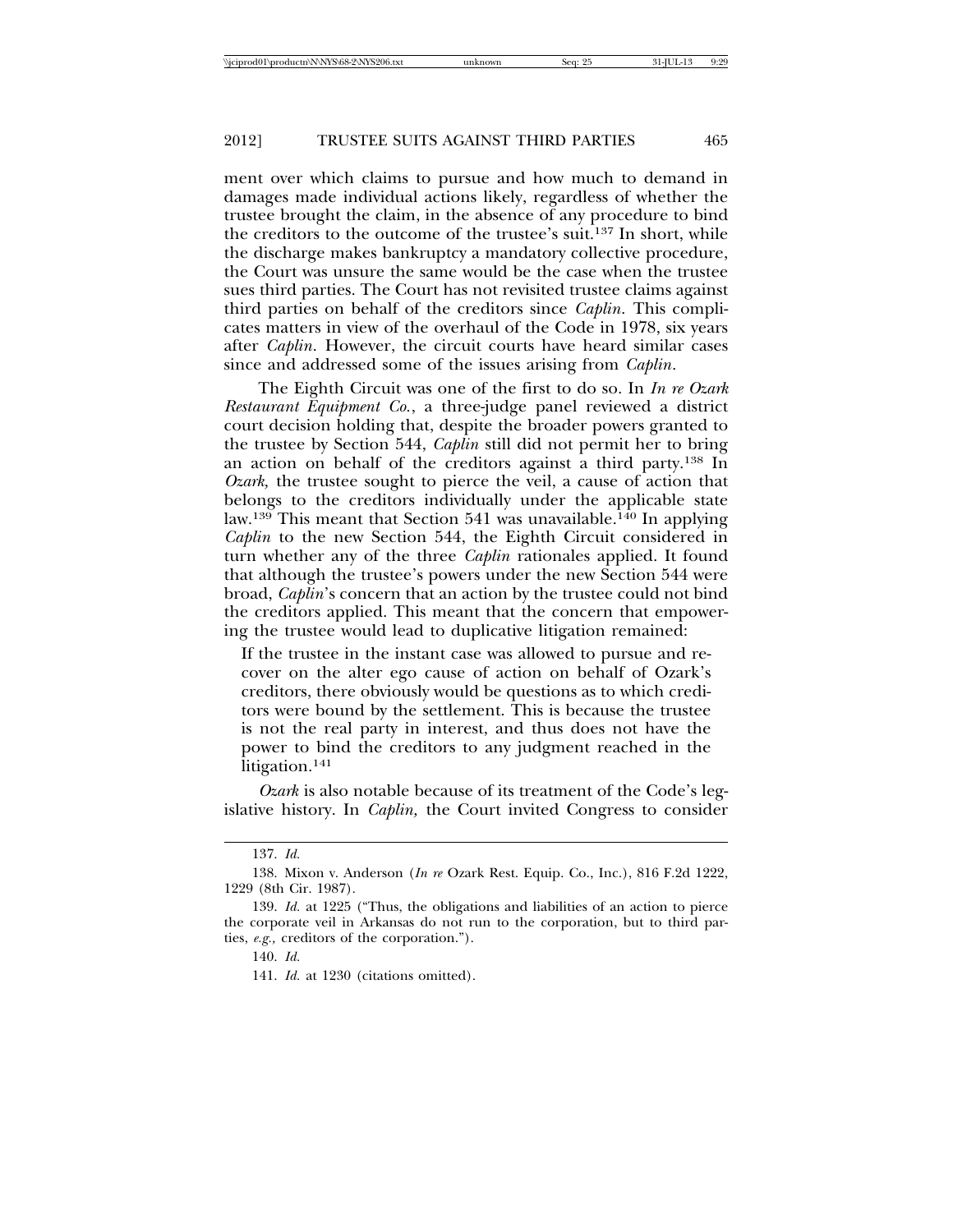ment over which claims to pursue and how much to demand in damages made individual actions likely, regardless of whether the trustee brought the claim, in the absence of any procedure to bind the creditors to the outcome of the trustee's suit.[137] In short, while the discharge makes bankruptcy a mandatory collective procedure, the Court was unsure the same would be the case when the trustee sues third parties. The Court has not revisited trustee claims against third parties on behalf of the creditors since *Caplin*. This complicates matters in view of the overhaul of the Code in 1978, six years after *Caplin*. However, the circuit courts have heard similar cases since and addressed some of the issues arising from *Caplin*.

The Eighth Circuit was one of the first to do so. In *In re Ozark Restaurant Equipment Co.*, a three-judge panel reviewed a district court decision holding that, despite the broader powers granted to the trustee by Section 544, *Caplin* still did not permit her to bring an action on behalf of the creditors against a third party.[138] In *Ozark,* the trustee sought to pierce the veil, a cause of action that belongs to the creditors individually under the applicable state law.[139] This meant that Section 541 was unavailable.[140] In applying *Caplin* to the new Section 544, the Eighth Circuit considered in turn whether any of the three *Caplin* rationales applied. It found that although the trustee's powers under the new Section 544 were broad, *Caplin*'s concern that an action by the trustee could not bind the creditors applied. This meant that the concern that empowering the trustee would lead to duplicative litigation remained:

> If the trustee in the instant case was allowed to pursue and recover on the alter ego cause of action on behalf of Ozark's creditors, there obviously would be questions as to which creditors were bound by the settlement. This is because the trustee is not the real party in interest, and thus does not have the power to bind the creditors to any judgment reached in the litigation.[141]

*Ozark* is also notable because of its treatment of the Code's legislative history. In *Caplin,* the Court invited Congress to consider

137. *Id.*

138. Mixon v. Anderson (*In re* Ozark Rest. Equip. Co., Inc.), 816 F.2d 1222, 1229 (8th Cir. 1987).

139. *Id.* at 1225 ("Thus, the obligations and liabilities of an action to pierce the corporate veil in Arkansas do not run to the corporation, but to third parties, *e.g.*, creditors of the corporation.").

140. *Id.*

141. *Id.* at 1230 (citations omitted).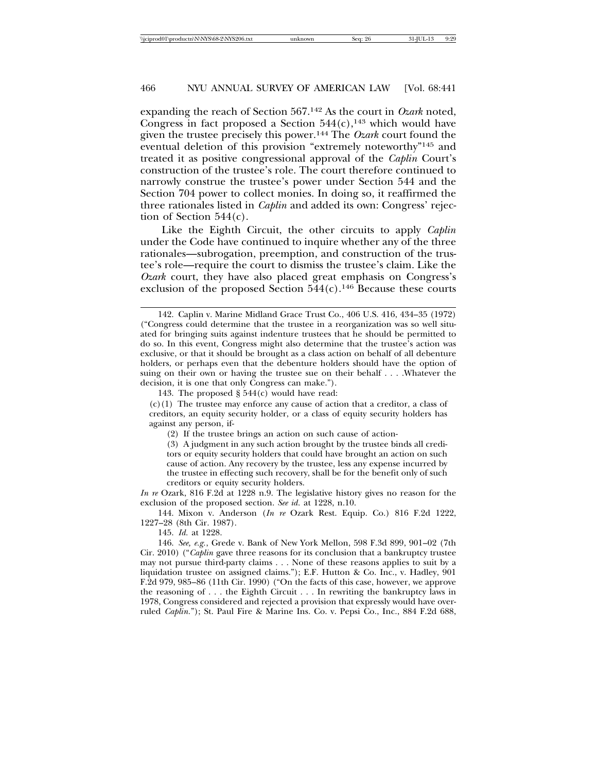expanding the reach of Section 567.[142] As the court in *Ozark* noted, Congress in fact proposed a Section 544(c),[143] which would have given the trustee precisely this power.[144] The *Ozark* court found the eventual deletion of this provision "extremely noteworthy"[145] and treated it as positive congressional approval of the *Caplin* Court's construction of the trustee's role. The court therefore continued to narrowly construe the trustee's power under Section 544 and the Section 704 power to collect monies. In doing so, it reaffirmed the three rationales listed in *Caplin* and added its own: Congress' rejection of Section 544(c).

Like the Eighth Circuit, the other circuits to apply *Caplin* under the Code have continued to inquire whether any of the three rationales—subrogation, preemption, and construction of the trustee's role—require the court to dismiss the trustee's claim. Like the *Ozark* court, they have also placed great emphasis on Congress's exclusion of the proposed Section 544(c).[146] Because these courts

---

142. Caplin v. Marine Midland Grace Trust Co., 406 U.S. 416, 434–35 (1972) ("Congress could determine that the trustee in a reorganization was so well situated for bringing suits against indenture trustees that he should be permitted to do so. In this event, Congress might also determine that the trustee's action was exclusive, or that it should be brought as a class action on behalf of all debenture holders, or perhaps even that the debenture holders should have the option of suing on their own or having the trustee sue on their behalf . . . .Whatever the decision, it is one that only Congress can make.").

143. The proposed § 544(c) would have read:

(c)(1) The trustee may enforce any cause of action that a creditor, a class of creditors, an equity security holder, or a class of equity security holders has against any person, if-

(2) If the trustee brings an action on such cause of action-

(3) A judgment in any such action brought by the trustee binds all creditors or equity security holders that could have brought an action on such cause of action. Any recovery by the trustee, less any expense incurred by the trustee in effecting such recovery, shall be for the benefit only of such creditors or equity security holders.

*In re* Ozark, 816 F.2d at 1228 n.9. The legislative history gives no reason for the exclusion of the proposed section. *See id.* at 1228, n.10.

144. Mixon v. Anderson (*In re* Ozark Rest. Equip. Co.) 816 F.2d 1222, 1227–28 (8th Cir. 1987).

145. *Id.* at 1228.

146. *See, e.g.*, Grede v. Bank of New York Mellon, 598 F.3d 899, 901–02 (7th Cir. 2010) ("*Caplin* gave three reasons for its conclusion that a bankruptcy trustee may not pursue third-party claims . . . None of these reasons applies to suit by a liquidation trustee on assigned claims."); E.F. Hutton & Co. Inc., v. Hadley, 901 F.2d 979, 985–86 (11th Cir. 1990) ("On the facts of this case, however, we approve the reasoning of . . . the Eighth Circuit . . . In rewriting the bankruptcy laws in 1978, Congress considered and rejected a provision that expressly would have overruled *Caplin*."); St. Paul Fire & Marine Ins. Co. v. Pepsi Co., Inc., 884 F.2d 688,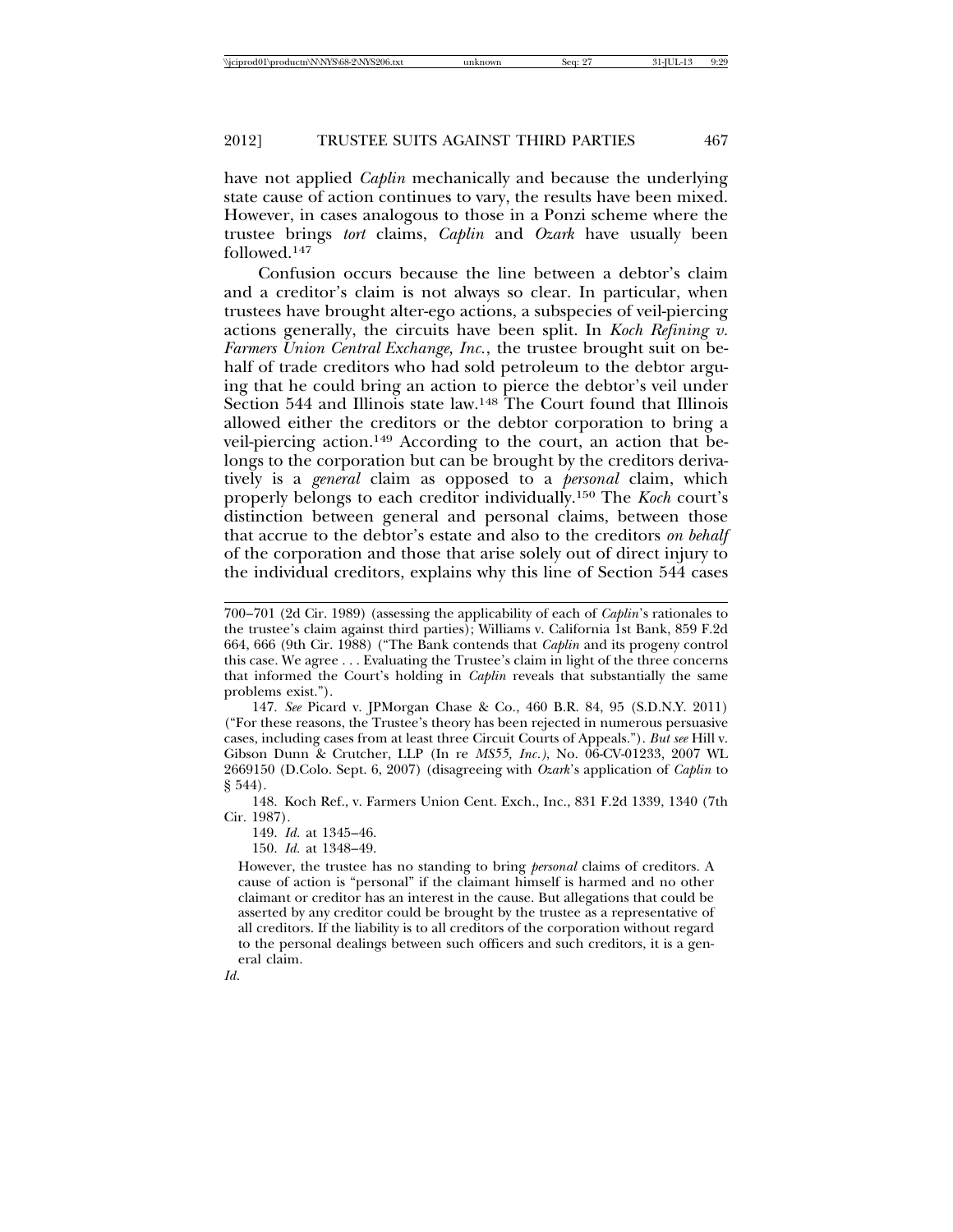have not applied *Caplin* mechanically and because the underlying state cause of action continues to vary, the results have been mixed. However, in cases analogous to those in a Ponzi scheme where the trustee brings *tort* claims, *Caplin* and *Ozark* have usually been followed.[147]

Confusion occurs because the line between a debtor's claim and a creditor's claim is not always so clear. In particular, when trustees have brought alter-ego actions, a subspecies of veil-piercing actions generally, the circuits have been split. In *Koch Refining v. Farmers Union Central Exchange, Inc.*, the trustee brought suit on behalf of trade creditors who had sold petroleum to the debtor arguing that he could bring an action to pierce the debtor's veil under Section 544 and Illinois state law.[148] The Court found that Illinois allowed either the creditors or the debtor corporation to bring a veil-piercing action.[149] According to the court, an action that belongs to the corporation but can be brought by the creditors derivatively is a *general* claim as opposed to a *personal* claim, which properly belongs to each creditor individually.[150] The *Koch* court's distinction between general and personal claims, between those that accrue to the debtor's estate and also to the creditors *on behalf* of the corporation and those that arise solely out of direct injury to the individual creditors, explains why this line of Section 544 cases

---

700–701 (2d Cir. 1989) (assessing the applicability of each of *Caplin*'s rationales to the trustee's claim against third parties); Williams v. California 1st Bank, 859 F.2d 664, 666 (9th Cir. 1988) ("The Bank contends that *Caplin* and its progeny control this case. We agree . . . Evaluating the Trustee's claim in light of the three concerns that informed the Court's holding in *Caplin* reveals that substantially the same problems exist.").

147. *See* Picard v. JPMorgan Chase & Co., 460 B.R. 84, 95 (S.D.N.Y. 2011) ("For these reasons, the Trustee's theory has been rejected in numerous persuasive cases, including cases from at least three Circuit Courts of Appeals."). *But see* Hill v. Gibson Dunn & Crutcher, LLP (In re *MS55, Inc.)*, No. 06-CV-01233, 2007 WL 2669150 (D.Colo. Sept. 6, 2007) (disagreeing with *Ozark*'s application of *Caplin* to § 544).

148. Koch Ref., v. Farmers Union Cent. Exch., Inc., 831 F.2d 1339, 1340 (7th Cir. 1987).

149. *Id.* at 1345–46.

150. *Id.* at 1348–49.

> However, the trustee has no standing to bring *personal* claims of creditors. A cause of action is "personal" if the claimant himself is harmed and no other claimant or creditor has an interest in the cause. But allegations that could be asserted by any creditor could be brought by the trustee as a representative of all creditors. If the liability is to all creditors of the corporation without regard to the personal dealings between such officers and such creditors, it is a general claim.

*Id.*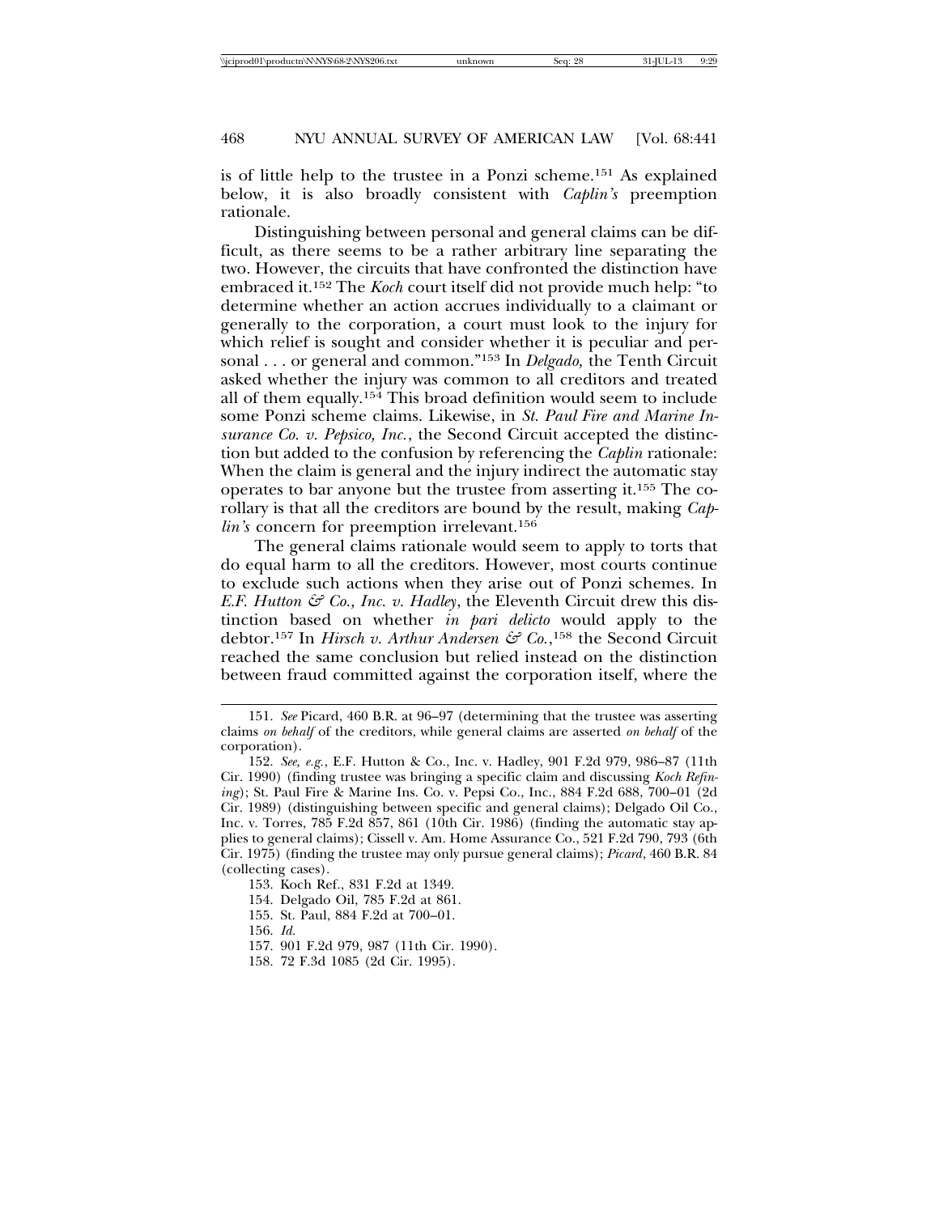is of little help to the trustee in a Ponzi scheme.[151] As explained below, it is also broadly consistent with *Caplin's* preemption rationale.

Distinguishing between personal and general claims can be difficult, as there seems to be a rather arbitrary line separating the two. However, the circuits that have confronted the distinction have embraced it.[152] The *Koch* court itself did not provide much help: "to determine whether an action accrues individually to a claimant or generally to the corporation, a court must look to the injury for which relief is sought and consider whether it is peculiar and personal . . . or general and common."[153] In *Delgado,* the Tenth Circuit asked whether the injury was common to all creditors and treated all of them equally.[154] This broad definition would seem to include some Ponzi scheme claims. Likewise, in *St. Paul Fire and Marine Insurance Co. v. Pepsico, Inc.*, the Second Circuit accepted the distinction but added to the confusion by referencing the *Caplin* rationale: When the claim is general and the injury indirect the automatic stay operates to bar anyone but the trustee from asserting it.[155] The corollary is that all the creditors are bound by the result, making *Caplin's* concern for preemption irrelevant.[156]

The general claims rationale would seem to apply to torts that do equal harm to all the creditors. However, most courts continue to exclude such actions when they arise out of Ponzi schemes. In *E.F. Hutton & Co., Inc. v. Hadley*, the Eleventh Circuit drew this distinction based on whether *in pari delicto* would apply to the debtor.[157] In *Hirsch v. Arthur Andersen & Co.*,[158] the Second Circuit reached the same conclusion but relied instead on the distinction between fraud committed against the corporation itself, where the

---

151. *See* Picard, 460 B.R. at 96–97 (determining that the trustee was asserting claims *on behalf* of the creditors, while general claims are asserted *on behalf* of the corporation).

152. *See, e.g.*, E.F. Hutton & Co., Inc. v. Hadley, 901 F.2d 979, 986–87 (11th Cir. 1990) (finding trustee was bringing a specific claim and discussing *Koch Refining*); St. Paul Fire & Marine Ins. Co. v. Pepsi Co., Inc., 884 F.2d 688, 700–01 (2d Cir. 1989) (distinguishing between specific and general claims); Delgado Oil Co., Inc. v. Torres, 785 F.2d 857, 861 (10th Cir. 1986) (finding the automatic stay applies to general claims); Cissell v. Am. Home Assurance Co., 521 F.2d 790, 793 (6th Cir. 1975) (finding the trustee may only pursue general claims); *Picard*, 460 B.R. 84 (collecting cases).

153. Koch Ref., 831 F.2d at 1349.

154. Delgado Oil, 785 F.2d at 861.

155. St. Paul, 884 F.2d at 700–01.

156. *Id.*

157. 901 F.2d 979, 987 (11th Cir. 1990).

158. 72 F.3d 1085 (2d Cir. 1995).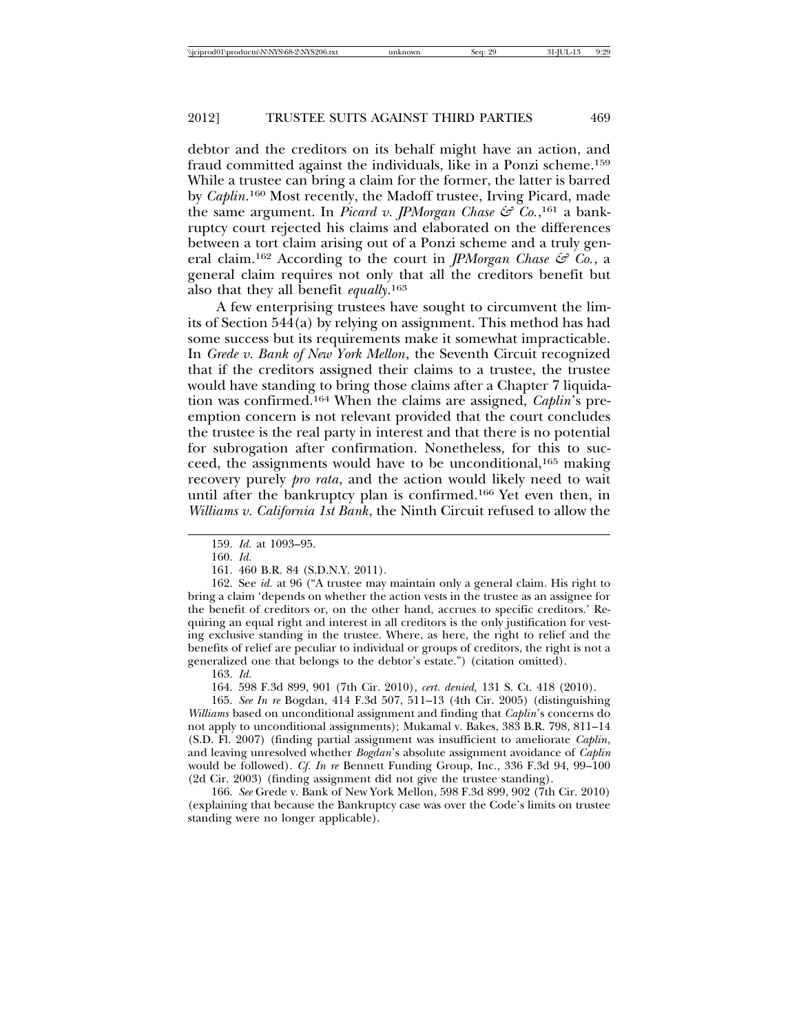debtor and the creditors on its behalf might have an action, and fraud committed against the individuals, like in a Ponzi scheme.[159] While a trustee can bring a claim for the former, the latter is barred by *Caplin*.[160] Most recently, the Madoff trustee, Irving Picard, made the same argument. In *Picard v. JPMorgan Chase & Co.*,[161] a bankruptcy court rejected his claims and elaborated on the differences between a tort claim arising out of a Ponzi scheme and a truly general claim.[162] According to the court in *JPMorgan Chase & Co.*, a general claim requires not only that all the creditors benefit but also that they all benefit *equally*.[163]

A few enterprising trustees have sought to circumvent the limits of Section 544(a) by relying on assignment. This method has had some success but its requirements make it somewhat impracticable. In *Grede v. Bank of New York Mellon*, the Seventh Circuit recognized that if the creditors assigned their claims to a trustee, the trustee would have standing to bring those claims after a Chapter 7 liquidation was confirmed.[164] When the claims are assigned, *Caplin*'s preemption concern is not relevant provided that the court concludes the trustee is the real party in interest and that there is no potential for subrogation after confirmation. Nonetheless, for this to succeed, the assignments would have to be unconditional,[165] making recovery purely *pro rata*, and the action would likely need to wait until after the bankruptcy plan is confirmed.[166] Yet even then, in *Williams v. California 1st Bank*, the Ninth Circuit refused to allow the

---

159. *Id.* at 1093–95.

160. *Id.*

161. 460 B.R. 84 (S.D.N.Y. 2011).

162. See *id.* at 96 ("A trustee may maintain only a general claim. His right to bring a claim 'depends on whether the action vests in the trustee as an assignee for the benefit of creditors or, on the other hand, accrues to specific creditors.' Requiring an equal right and interest in all creditors is the only justification for vesting exclusive standing in the trustee. Where, as here, the right to relief and the benefits of relief are peculiar to individual or groups of creditors, the right is not a generalized one that belongs to the debtor's estate.") (citation omitted).

163. *Id.*

164. 598 F.3d 899, 901 (7th Cir. 2010), *cert. denied,* 131 S. Ct. 418 (2010).

165. *See In re* Bogdan, 414 F.3d 507, 511–13 (4th Cir. 2005) (distinguishing *Williams* based on unconditional assignment and finding that *Caplin*'s concerns do not apply to unconditional assignments); Mukamal v. Bakes, 383 B.R. 798, 811–14 (S.D. Fl. 2007) (finding partial assignment was insufficient to ameliorate *Caplin*, and leaving unresolved whether *Bogdan*'s absolute assignment avoidance of *Caplin* would be followed). *Cf. In re* Bennett Funding Group, Inc., 336 F.3d 94, 99–100 (2d Cir. 2003) (finding assignment did not give the trustee standing).

166. *See* Grede v. Bank of New York Mellon, 598 F.3d 899, 902 (7th Cir. 2010) (explaining that because the Bankruptcy case was over the Code's limits on trustee standing were no longer applicable).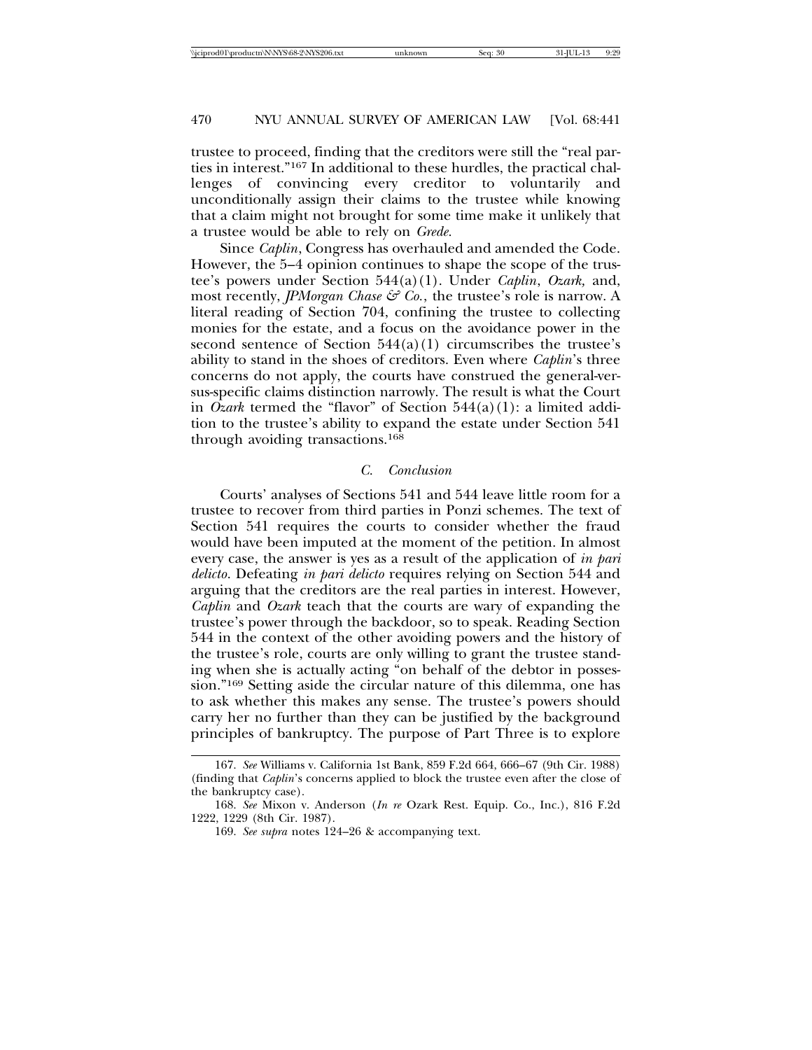trustee to proceed, finding that the creditors were still the "real parties in interest."[167] In additional to these hurdles, the practical challenges of convincing every creditor to voluntarily and unconditionally assign their claims to the trustee while knowing that a claim might not brought for some time make it unlikely that a trustee would be able to rely on *Grede*.

Since *Caplin*, Congress has overhauled and amended the Code. However, the 5–4 opinion continues to shape the scope of the trustee's powers under Section 544(a)(1). Under *Caplin*, *Ozark,* and, most recently, *JPMorgan Chase & Co.*, the trustee's role is narrow. A literal reading of Section 704, confining the trustee to collecting monies for the estate, and a focus on the avoidance power in the second sentence of Section 544(a)(1) circumscribes the trustee's ability to stand in the shoes of creditors. Even where *Caplin*'s three concerns do not apply, the courts have construed the general-versus-specific claims distinction narrowly. The result is what the Court in *Ozark* termed the "flavor" of Section 544(a)(1): a limited addition to the trustee's ability to expand the estate under Section 541 through avoiding transactions.[168]

### *C. Conclusion*

Courts' analyses of Sections 541 and 544 leave little room for a trustee to recover from third parties in Ponzi schemes. The text of Section 541 requires the courts to consider whether the fraud would have been imputed at the moment of the petition. In almost every case, the answer is yes as a result of the application of *in pari delicto*. Defeating *in pari delicto* requires relying on Section 544 and arguing that the creditors are the real parties in interest. However, *Caplin* and *Ozark* teach that the courts are wary of expanding the trustee's power through the backdoor, so to speak. Reading Section 544 in the context of the other avoiding powers and the history of the trustee's role, courts are only willing to grant the trustee standing when she is actually acting "on behalf of the debtor in possession."[169] Setting aside the circular nature of this dilemma, one has to ask whether this makes any sense. The trustee's powers should carry her no further than they can be justified by the background principles of bankruptcy. The purpose of Part Three is to explore

---

167. *See* Williams v. California 1st Bank, 859 F.2d 664, 666–67 (9th Cir. 1988) (finding that *Caplin*'s concerns applied to block the trustee even after the close of the bankruptcy case).

168. *See* Mixon v. Anderson (*In re* Ozark Rest. Equip. Co., Inc.), 816 F.2d 1222, 1229 (8th Cir. 1987).

169. *See supra* notes 124–26 & accompanying text.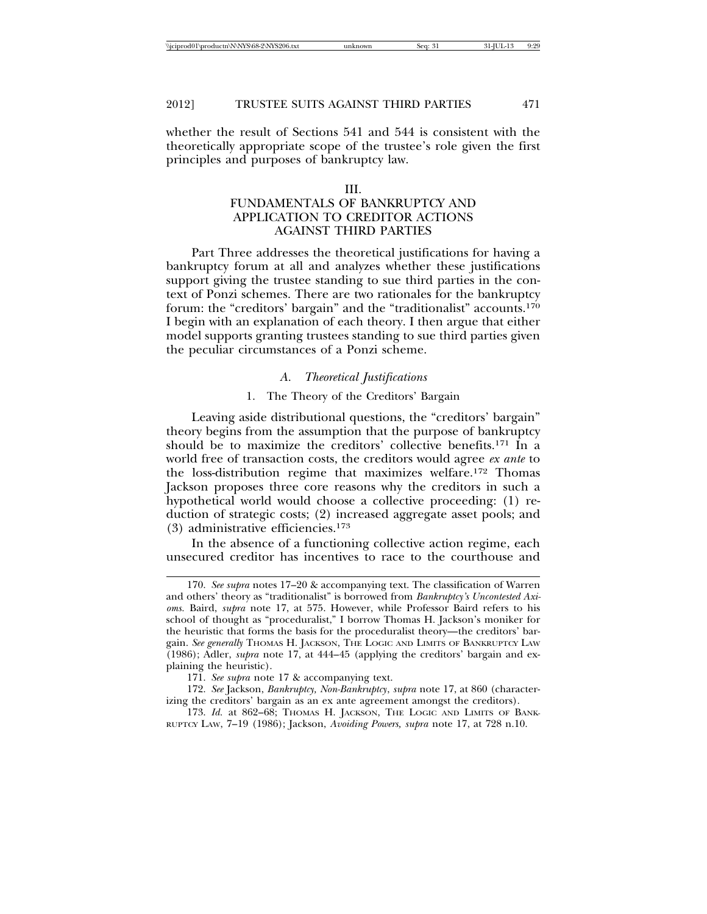whether the result of Sections 541 and 544 is consistent with the theoretically appropriate scope of the trustee's role given the first principles and purposes of bankruptcy law.

## III.
## FUNDAMENTALS OF BANKRUPTCY AND APPLICATION TO CREDITOR ACTIONS AGAINST THIRD PARTIES

Part Three addresses the theoretical justifications for having a bankruptcy forum at all and analyzes whether these justifications support giving the trustee standing to sue third parties in the context of Ponzi schemes. There are two rationales for the bankruptcy forum: the "creditors' bargain" and the "traditionalist" accounts.[170] I begin with an explanation of each theory. I then argue that either model supports granting trustees standing to sue third parties given the peculiar circumstances of a Ponzi scheme.

### *A. Theoretical Justifications*

#### 1. The Theory of the Creditors' Bargain

Leaving aside distributional questions, the "creditors' bargain" theory begins from the assumption that the purpose of bankruptcy should be to maximize the creditors' collective benefits.[171] In a world free of transaction costs, the creditors would agree *ex ante* to the loss-distribution regime that maximizes welfare.[172] Thomas Jackson proposes three core reasons why the creditors in such a hypothetical world would choose a collective proceeding: (1) reduction of strategic costs; (2) increased aggregate asset pools; and (3) administrative efficiencies.[173]

In the absence of a functioning collective action regime, each unsecured creditor has incentives to race to the courthouse and

---

170. *See supra* notes 17–20 & accompanying text. The classification of Warren and others' theory as "traditionalist" is borrowed from *Bankruptcy's Uncontested Axioms*. Baird, *supra* note 17, at 575. However, while Professor Baird refers to his school of thought as "proceduralist," I borrow Thomas H. Jackson's moniker for the heuristic that forms the basis for the proceduralist theory—the creditors' bargain. *See generally* THOMAS H. JACKSON, THE LOGIC AND LIMITS OF BANKRUPTCY LAW (1986); Adler, *supra* note 17, at 444–45 (applying the creditors' bargain and explaining the heuristic).

171. *See supra* note 17 & accompanying text.

172. *See* Jackson, *Bankruptcy, Non-Bankruptcy*, *supra* note 17, at 860 (characterizing the creditors' bargain as an ex ante agreement amongst the creditors).

173. *Id.* at 862–68; THOMAS H. JACKSON, THE LOGIC AND LIMITS OF BANKRUPTCY LAW, 7–19 (1986); Jackson, *Avoiding Powers, supra* note 17, at 728 n.10.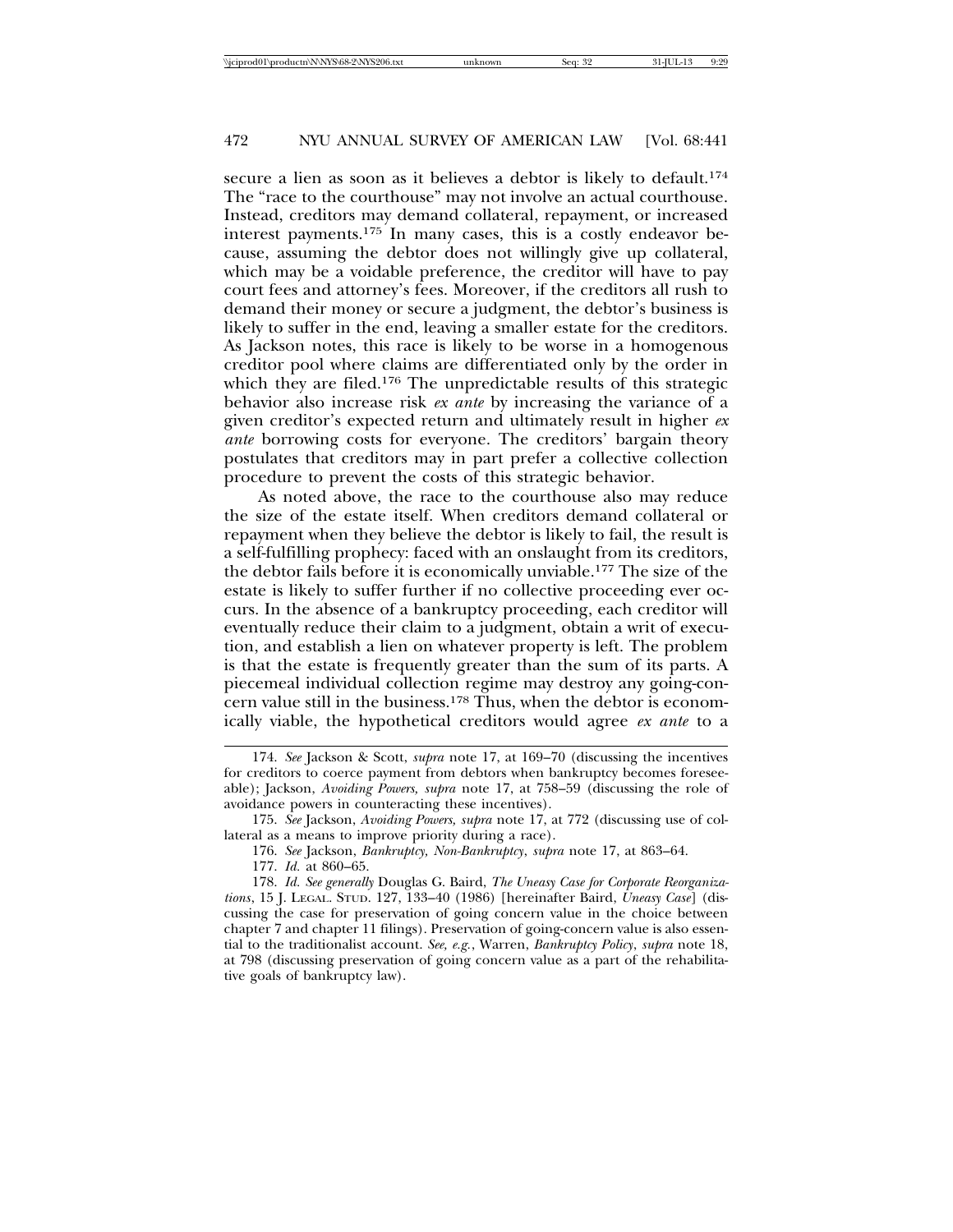secure a lien as soon as it believes a debtor is likely to default.[174] The "race to the courthouse" may not involve an actual courthouse. Instead, creditors may demand collateral, repayment, or increased interest payments.[175] In many cases, this is a costly endeavor because, assuming the debtor does not willingly give up collateral, which may be a voidable preference, the creditor will have to pay court fees and attorney's fees. Moreover, if the creditors all rush to demand their money or secure a judgment, the debtor's business is likely to suffer in the end, leaving a smaller estate for the creditors. As Jackson notes, this race is likely to be worse in a homogenous creditor pool where claims are differentiated only by the order in which they are filed.[176] The unpredictable results of this strategic behavior also increase risk *ex ante* by increasing the variance of a given creditor's expected return and ultimately result in higher *ex ante* borrowing costs for everyone. The creditors' bargain theory postulates that creditors may in part prefer a collective collection procedure to prevent the costs of this strategic behavior.

As noted above, the race to the courthouse also may reduce the size of the estate itself. When creditors demand collateral or repayment when they believe the debtor is likely to fail, the result is a self-fulfilling prophecy: faced with an onslaught from its creditors, the debtor fails before it is economically unviable.[177] The size of the estate is likely to suffer further if no collective proceeding ever occurs. In the absence of a bankruptcy proceeding, each creditor will eventually reduce their claim to a judgment, obtain a writ of execution, and establish a lien on whatever property is left. The problem is that the estate is frequently greater than the sum of its parts. A piecemeal individual collection regime may destroy any going-concern value still in the business.[178] Thus, when the debtor is economically viable, the hypothetical creditors would agree *ex ante* to a

---

174. *See* Jackson & Scott, *supra* note 17, at 169–70 (discussing the incentives for creditors to coerce payment from debtors when bankruptcy becomes foreseeable); Jackson, *Avoiding Powers, supra* note 17, at 758–59 (discussing the role of avoidance powers in counteracting these incentives).

175. *See* Jackson, *Avoiding Powers, supra* note 17, at 772 (discussing use of collateral as a means to improve priority during a race).

176. *See* Jackson, *Bankruptcy, Non-Bankruptcy*, *supra* note 17, at 863–64.

177. *Id.* at 860–65.

178. *Id. See generally* Douglas G. Baird, *The Uneasy Case for Corporate Reorganizations*, 15 J. LEGAL. STUD. 127, 133–40 (1986) [hereinafter Baird, *Uneasy Case*] (discussing the case for preservation of going concern value in the choice between chapter 7 and chapter 11 filings). Preservation of going-concern value is also essential to the traditionalist account. *See, e.g.*, Warren, *Bankruptcy Policy*, *supra* note 18, at 798 (discussing preservation of going concern value as a part of the rehabilitative goals of bankruptcy law).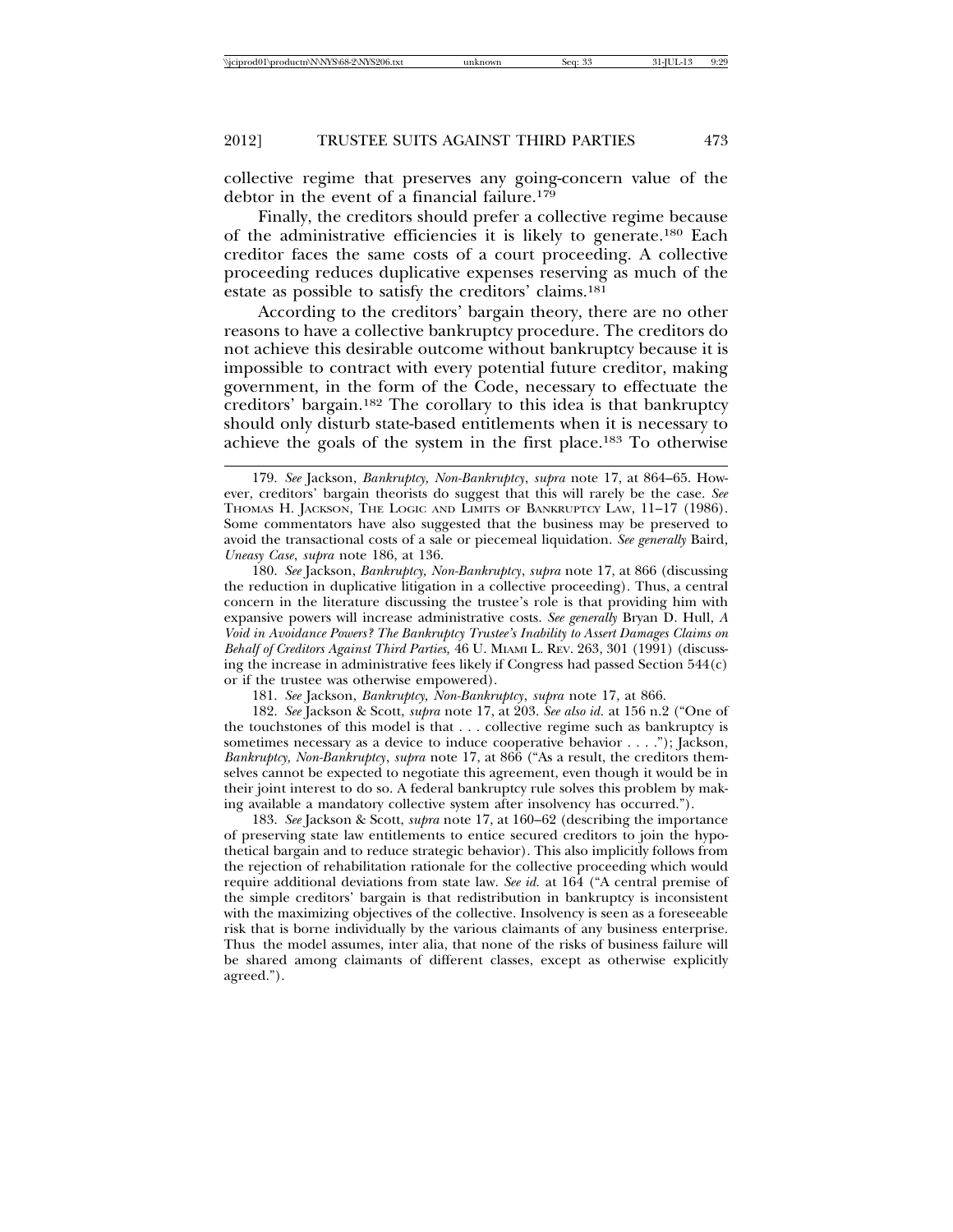collective regime that preserves any going-concern value of the debtor in the event of a financial failure.[179]

Finally, the creditors should prefer a collective regime because of the administrative efficiencies it is likely to generate.[180] Each creditor faces the same costs of a court proceeding. A collective proceeding reduces duplicative expenses reserving as much of the estate as possible to satisfy the creditors' claims.[181]

According to the creditors' bargain theory, there are no other reasons to have a collective bankruptcy procedure. The creditors do not achieve this desirable outcome without bankruptcy because it is impossible to contract with every potential future creditor, making government, in the form of the Code, necessary to effectuate the creditors' bargain.[182] The corollary to this idea is that bankruptcy should only disturb state-based entitlements when it is necessary to achieve the goals of the system in the first place.[183] To otherwise

---

179. *See* Jackson, *Bankruptcy, Non-Bankruptcy*, *supra* note 17, at 864–65. However, creditors' bargain theorists do suggest that this will rarely be the case. *See* THOMAS H. JACKSON, THE LOGIC AND LIMITS OF BANKRUPTCY LAW, 11–17 (1986). Some commentators have also suggested that the business may be preserved to avoid the transactional costs of a sale or piecemeal liquidation. *See generally* Baird, *Uneasy Case*, *supra* note 186, at 136.

180. *See* Jackson, *Bankruptcy, Non-Bankruptcy*, *supra* note 17, at 866 (discussing the reduction in duplicative litigation in a collective proceeding). Thus, a central concern in the literature discussing the trustee's role is that providing him with expansive powers will increase administrative costs. *See generally* Bryan D. Hull, *A Void in Avoidance Powers? The Bankruptcy Trustee's Inability to Assert Damages Claims on Behalf of Creditors Against Third Parties*, 46 U. MIAMI L. REV. 263, 301 (1991) (discussing the increase in administrative fees likely if Congress had passed Section 544(c) or if the trustee was otherwise empowered).

181. *See* Jackson, *Bankruptcy, Non-Bankruptcy*, *supra* note 17, at 866.

182. *See* Jackson & Scott, *supra* note 17, at 203. *See also id.* at 156 n.2 ("One of the touchstones of this model is that . . . collective regime such as bankruptcy is sometimes necessary as a device to induce cooperative behavior . . . ."); Jackson, *Bankruptcy, Non-Bankruptcy*, *supra* note 17, at 866 ("As a result, the creditors themselves cannot be expected to negotiate this agreement, even though it would be in their joint interest to do so. A federal bankruptcy rule solves this problem by making available a mandatory collective system after insolvency has occurred.").

183. *See* Jackson & Scott, *supra* note 17, at 160–62 (describing the importance of preserving state law entitlements to entice secured creditors to join the hypothetical bargain and to reduce strategic behavior). This also implicitly follows from the rejection of rehabilitation rationale for the collective proceeding which would require additional deviations from state law. *See id.* at 164 ("A central premise of the simple creditors' bargain is that redistribution in bankruptcy is inconsistent with the maximizing objectives of the collective. Insolvency is seen as a foreseeable risk that is borne individually by the various claimants of any business enterprise. Thus the model assumes, inter alia, that none of the risks of business failure will be shared among claimants of different classes, except as otherwise explicitly agreed.").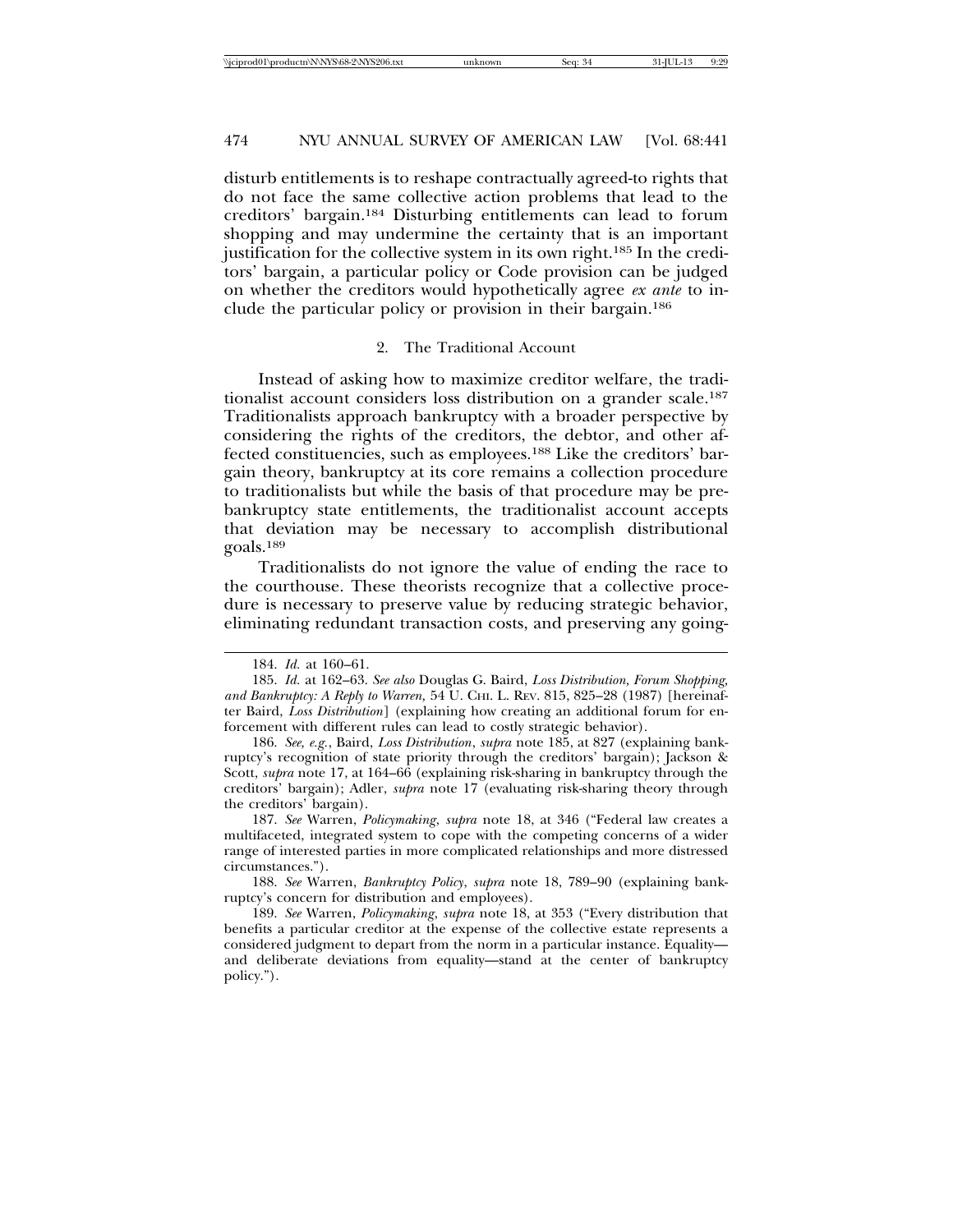disturb entitlements is to reshape contractually agreed-to rights that do not face the same collective action problems that lead to the creditors' bargain.[184] Disturbing entitlements can lead to forum shopping and may undermine the certainty that is an important justification for the collective system in its own right.[185] In the creditors' bargain, a particular policy or Code provision can be judged on whether the creditors would hypothetically agree *ex ante* to include the particular policy or provision in their bargain.[186]

### 2. The Traditional Account

Instead of asking how to maximize creditor welfare, the traditionalist account considers loss distribution on a grander scale.[187] Traditionalists approach bankruptcy with a broader perspective by considering the rights of the creditors, the debtor, and other affected constituencies, such as employees.[188] Like the creditors' bargain theory, bankruptcy at its core remains a collection procedure to traditionalists but while the basis of that procedure may be pre-bankruptcy state entitlements, the traditionalist account accepts that deviation may be necessary to accomplish distributional goals.[189]

Traditionalists do not ignore the value of ending the race to the courthouse. These theorists recognize that a collective procedure is necessary to preserve value by reducing strategic behavior, eliminating redundant transaction costs, and preserving any going-

---

184. *Id.* at 160–61.

185. *Id.* at 162–63. *See also* Douglas G. Baird, *Loss Distribution, Forum Shopping, and Bankruptcy: A Reply to Warren,* 54 U. CHI. L. REV. 815, 825–28 (1987) [hereinafter Baird, *Loss Distribution*] (explaining how creating an additional forum for enforcement with different rules can lead to costly strategic behavior).

186. *See, e.g.*, Baird, *Loss Distribution*, *supra* note 185, at 827 (explaining bankruptcy's recognition of state priority through the creditors' bargain); Jackson & Scott, *supra* note 17, at 164–66 (explaining risk-sharing in bankruptcy through the creditors' bargain); Adler, *supra* note 17 (evaluating risk-sharing theory through the creditors' bargain).

187. *See* Warren, *Policymaking*, *supra* note 18, at 346 ("Federal law creates a multifaceted, integrated system to cope with the competing concerns of a wider range of interested parties in more complicated relationships and more distressed circumstances.").

188. *See* Warren, *Bankruptcy Policy*, *supra* note 18, 789–90 (explaining bankruptcy's concern for distribution and employees).

189. *See* Warren, *Policymaking*, *supra* note 18, at 353 ("Every distribution that benefits a particular creditor at the expense of the collective estate represents a considered judgment to depart from the norm in a particular instance. Equality—and deliberate deviations from equality—stand at the center of bankruptcy policy.").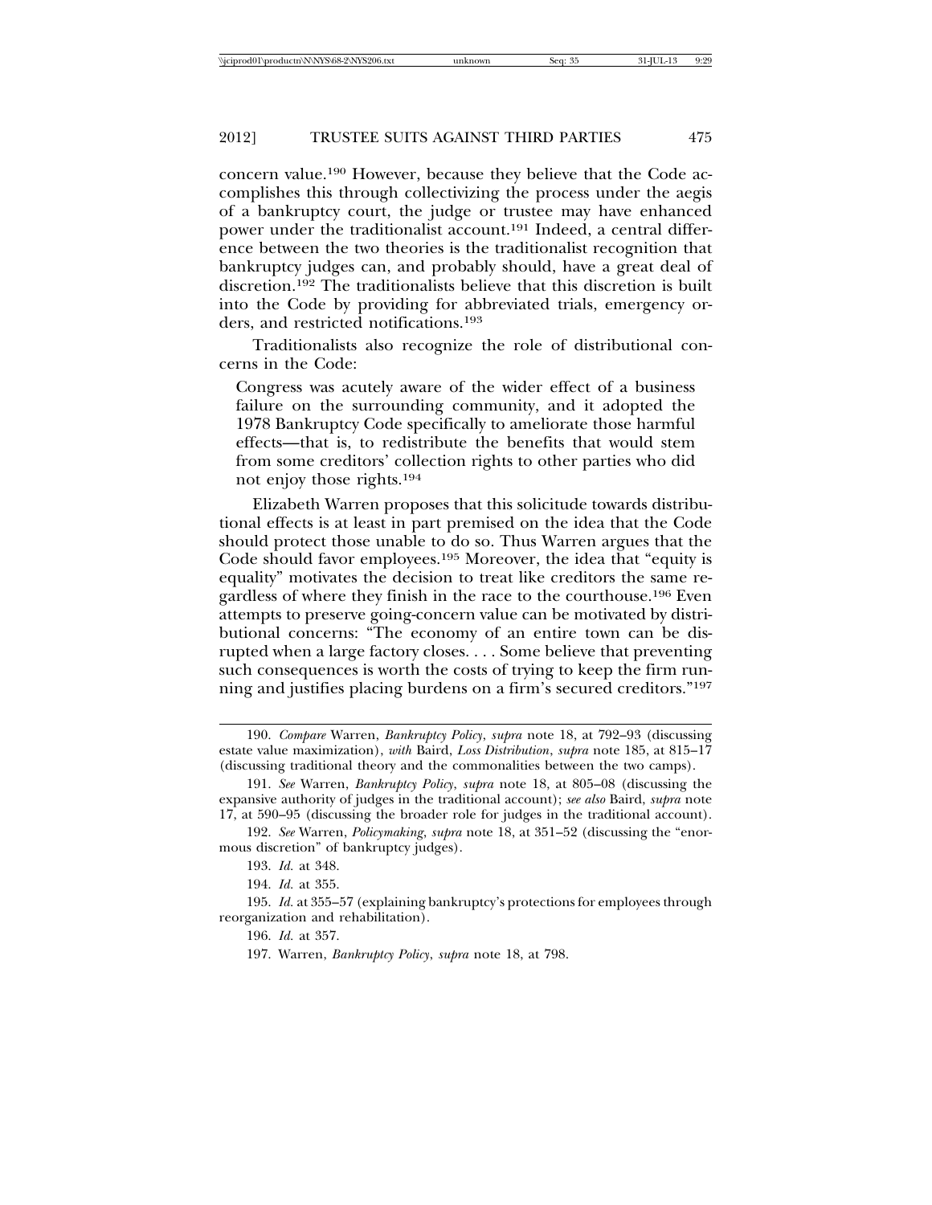concern value.[190] However, because they believe that the Code accomplishes this through collectivizing the process under the aegis of a bankruptcy court, the judge or trustee may have enhanced power under the traditionalist account.[191] Indeed, a central difference between the two theories is the traditionalist recognition that bankruptcy judges can, and probably should, have a great deal of discretion.[192] The traditionalists believe that this discretion is built into the Code by providing for abbreviated trials, emergency orders, and restricted notifications.[193]

Traditionalists also recognize the role of distributional concerns in the Code:

> Congress was acutely aware of the wider effect of a business failure on the surrounding community, and it adopted the 1978 Bankruptcy Code specifically to ameliorate those harmful effects—that is, to redistribute the benefits that would stem from some creditors' collection rights to other parties who did not enjoy those rights.[194]

Elizabeth Warren proposes that this solicitude towards distributional effects is at least in part premised on the idea that the Code should protect those unable to do so. Thus Warren argues that the Code should favor employees.[195] Moreover, the idea that "equity is equality" motivates the decision to treat like creditors the same regardless of where they finish in the race to the courthouse.[196] Even attempts to preserve going-concern value can be motivated by distributional concerns: "The economy of an entire town can be disrupted when a large factory closes. . . . Some believe that preventing such consequences is worth the costs of trying to keep the firm running and justifies placing burdens on a firm's secured creditors."[197]

---

190. *Compare* Warren, *Bankruptcy Policy*, *supra* note 18, at 792–93 (discussing estate value maximization), *with* Baird, *Loss Distribution*, *supra* note 185, at 815–17 (discussing traditional theory and the commonalities between the two camps).

191. *See* Warren, *Bankruptcy Policy*, *supra* note 18, at 805–08 (discussing the expansive authority of judges in the traditional account); *see also* Baird, *supra* note 17, at 590–95 (discussing the broader role for judges in the traditional account).

192. *See* Warren, *Policymaking*, *supra* note 18, at 351–52 (discussing the "enormous discretion" of bankruptcy judges).

193. *Id.* at 348.

194. *Id.* at 355.

195. *Id.* at 355–57 (explaining bankruptcy's protections for employees through reorganization and rehabilitation).

196. *Id.* at 357.

197. Warren, *Bankruptcy Policy*, *supra* note 18, at 798.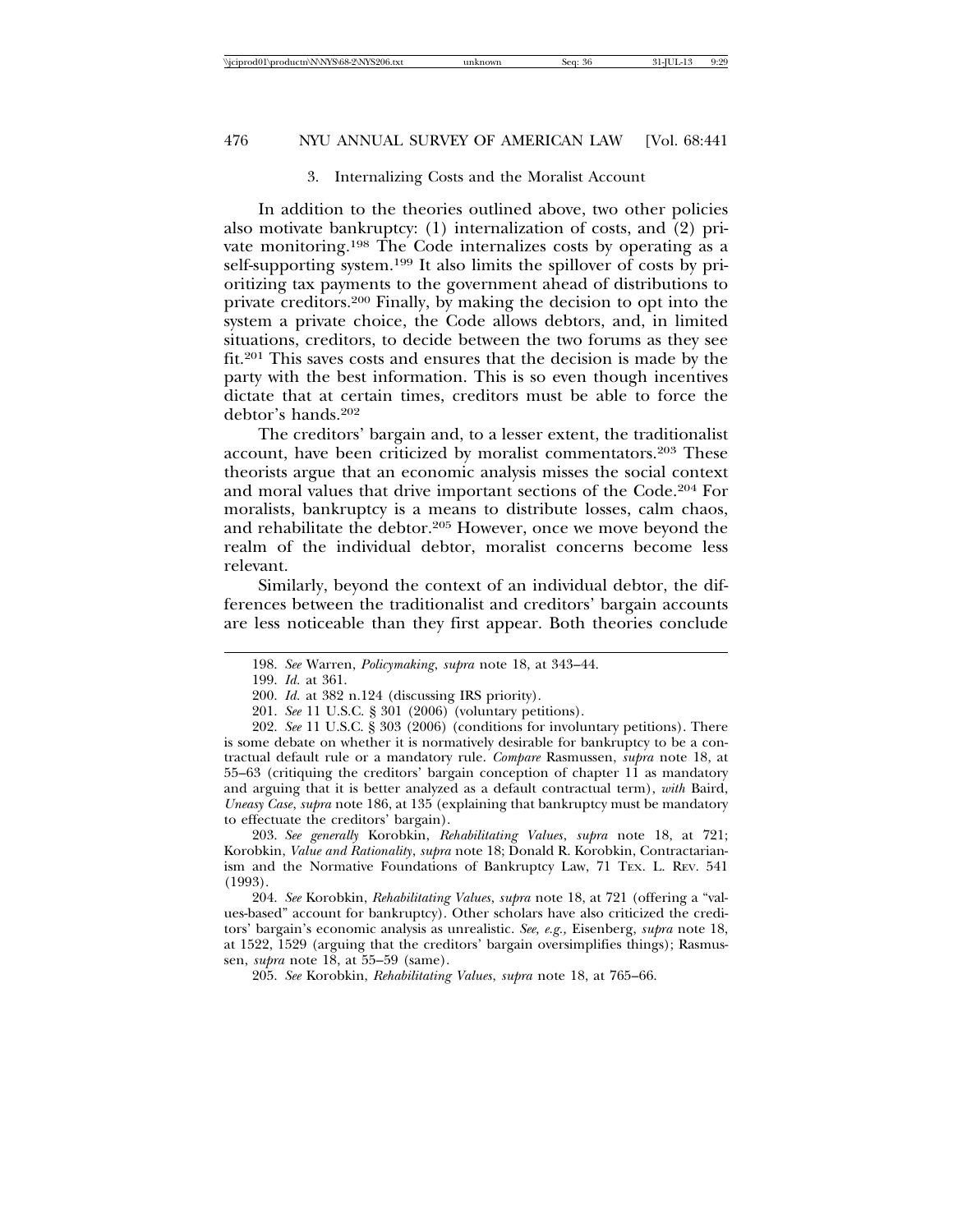### 3. Internalizing Costs and the Moralist Account

In addition to the theories outlined above, two other policies also motivate bankruptcy: (1) internalization of costs, and (2) private monitoring.[198] The Code internalizes costs by operating as a self-supporting system.[199] It also limits the spillover of costs by prioritizing tax payments to the government ahead of distributions to private creditors.[200] Finally, by making the decision to opt into the system a private choice, the Code allows debtors, and, in limited situations, creditors, to decide between the two forums as they see fit.[201] This saves costs and ensures that the decision is made by the party with the best information. This is so even though incentives dictate that at certain times, creditors must be able to force the debtor's hands.[202]

The creditors' bargain and, to a lesser extent, the traditionalist account, have been criticized by moralist commentators.[203] These theorists argue that an economic analysis misses the social context and moral values that drive important sections of the Code.[204] For moralists, bankruptcy is a means to distribute losses, calm chaos, and rehabilitate the debtor.[205] However, once we move beyond the realm of the individual debtor, moralist concerns become less relevant.

Similarly, beyond the context of an individual debtor, the differences between the traditionalist and creditors' bargain accounts are less noticeable than they first appear. Both theories conclude

---

198. *See* Warren, *Policymaking*, *supra* note 18, at 343–44.

199. *Id.* at 361.

200. *Id.* at 382 n.124 (discussing IRS priority).

201. *See* 11 U.S.C. § 301 (2006) (voluntary petitions).

202. *See* 11 U.S.C. § 303 (2006) (conditions for involuntary petitions). There is some debate on whether it is normatively desirable for bankruptcy to be a contractual default rule or a mandatory rule. *Compare* Rasmussen, *supra* note 18, at 55–63 (critiquing the creditors' bargain conception of chapter 11 as mandatory and arguing that it is better analyzed as a default contractual term), *with* Baird, *Uneasy Case*, *supra* note 186, at 135 (explaining that bankruptcy must be mandatory to effectuate the creditors' bargain).

203. *See generally* Korobkin, *Rehabilitating Values*, *supra* note 18, at 721; Korobkin, *Value and Rationality*, *supra* note 18; Donald R. Korobkin, Contractarianism and the Normative Foundations of Bankruptcy Law, 71 TEX. L. REV. 541 (1993).

204. *See* Korobkin, *Rehabilitating Values*, *supra* note 18, at 721 (offering a "values-based" account for bankruptcy). Other scholars have also criticized the creditors' bargain's economic analysis as unrealistic. *See, e.g.*, Eisenberg, *supra* note 18, at 1522, 1529 (arguing that the creditors' bargain oversimplifies things); Rasmussen, *supra* note 18, at 55–59 (same).

205. *See* Korobkin, *Rehabilitating Values*, *supra* note 18, at 765–66.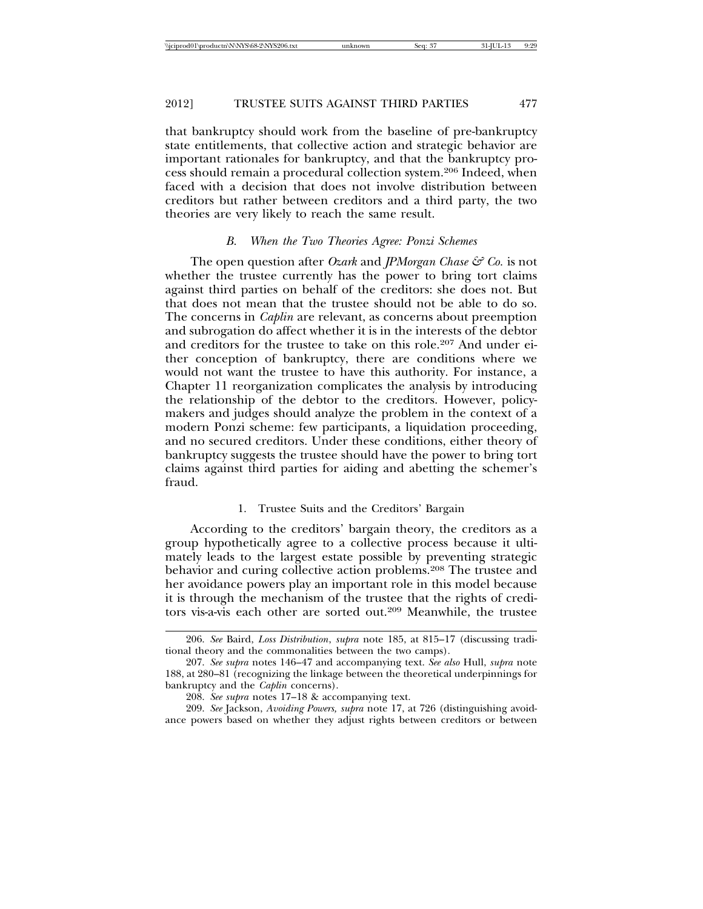that bankruptcy should work from the baseline of pre-bankruptcy state entitlements, that collective action and strategic behavior are important rationales for bankruptcy, and that the bankruptcy process should remain a procedural collection system.[206] Indeed, when faced with a decision that does not involve distribution between creditors but rather between creditors and a third party, the two theories are very likely to reach the same result.

### B. *When the Two Theories Agree: Ponzi Schemes*

The open question after *Ozark* and *JPMorgan Chase & Co.* is not whether the trustee currently has the power to bring tort claims against third parties on behalf of the creditors: she does not. But that does not mean that the trustee should not be able to do so. The concerns in *Caplin* are relevant, as concerns about preemption and subrogation do affect whether it is in the interests of the debtor and creditors for the trustee to take on this role.[207] And under either conception of bankruptcy, there are conditions where we would not want the trustee to have this authority. For instance, a Chapter 11 reorganization complicates the analysis by introducing the relationship of the debtor to the creditors. However, policymakers and judges should analyze the problem in the context of a modern Ponzi scheme: few participants, a liquidation proceeding, and no secured creditors. Under these conditions, either theory of bankruptcy suggests the trustee should have the power to bring tort claims against third parties for aiding and abetting the schemer's fraud.

#### 1. Trustee Suits and the Creditors' Bargain

According to the creditors' bargain theory, the creditors as a group hypothetically agree to a collective process because it ultimately leads to the largest estate possible by preventing strategic behavior and curing collective action problems.[208] The trustee and her avoidance powers play an important role in this model because it is through the mechanism of the trustee that the rights of creditors vis-a-vis each other are sorted out.[209] Meanwhile, the trustee

---

206. *See* Baird, *Loss Distribution*, *supra* note 185, at 815–17 (discussing traditional theory and the commonalities between the two camps).

207. *See supra* notes 146–47 and accompanying text. *See also* Hull, *supra* note 188, at 280–81 (recognizing the linkage between the theoretical underpinnings for bankruptcy and the *Caplin* concerns).

208. *See supra* notes 17–18 & accompanying text.

209. *See* Jackson, *Avoiding Powers*, *supra* note 17, at 726 (distinguishing avoidance powers based on whether they adjust rights between creditors or between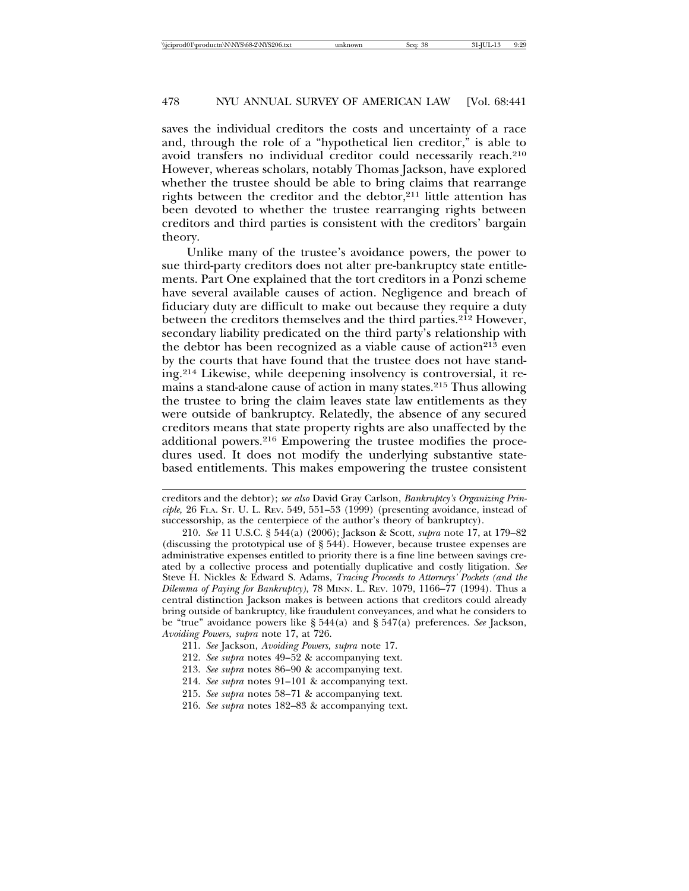saves the individual creditors the costs and uncertainty of a race and, through the role of a "hypothetical lien creditor," is able to avoid transfers no individual creditor could necessarily reach.[210] However, whereas scholars, notably Thomas Jackson, have explored whether the trustee should be able to bring claims that rearrange rights between the creditor and the debtor,[211] little attention has been devoted to whether the trustee rearranging rights between creditors and third parties is consistent with the creditors' bargain theory.

Unlike many of the trustee's avoidance powers, the power to sue third-party creditors does not alter pre-bankruptcy state entitlements. Part One explained that the tort creditors in a Ponzi scheme have several available causes of action. Negligence and breach of fiduciary duty are difficult to make out because they require a duty between the creditors themselves and the third parties.[212] However, secondary liability predicated on the third party's relationship with the debtor has been recognized as a viable cause of action[213] even by the courts that have found that the trustee does not have standing.[214] Likewise, while deepening insolvency is controversial, it remains a stand-alone cause of action in many states.[215] Thus allowing the trustee to bring the claim leaves state law entitlements as they were outside of bankruptcy. Relatedly, the absence of any secured creditors means that state property rights are also unaffected by the additional powers.[216] Empowering the trustee modifies the procedures used. It does not modify the underlying substantive state-based entitlements. This makes empowering the trustee consistent

---

creditors and the debtor); *see also* David Gray Carlson, *Bankruptcy's Organizing Principle,* 26 FLA. ST. U. L. REV. 549, 551–53 (1999) (presenting avoidance, instead of successorship, as the centerpiece of the author's theory of bankruptcy).

210. *See* 11 U.S.C. § 544(a) (2006); Jackson & Scott, *supra* note 17, at 179–82 (discussing the prototypical use of § 544). However, because trustee expenses are administrative expenses entitled to priority there is a fine line between savings created by a collective process and potentially duplicative and costly litigation. *See* Steve H. Nickles & Edward S. Adams, *Tracing Proceeds to Attorneys' Pockets (and the Dilemma of Paying for Bankruptcy)*, 78 MINN. L. REV. 1079, 1166–77 (1994). Thus a central distinction Jackson makes is between actions that creditors could already bring outside of bankruptcy, like fraudulent conveyances, and what he considers to be "true" avoidance powers like § 544(a) and § 547(a) preferences. *See* Jackson, *Avoiding Powers, supra* note 17, at 726.

211. *See* Jackson, *Avoiding Powers, supra* note 17.

212. *See supra* notes 49–52 & accompanying text.

213. *See supra* notes 86–90 & accompanying text.

214. *See supra* notes 91–101 & accompanying text.

215. *See supra* notes 58–71 & accompanying text.

216. *See supra* notes 182–83 & accompanying text.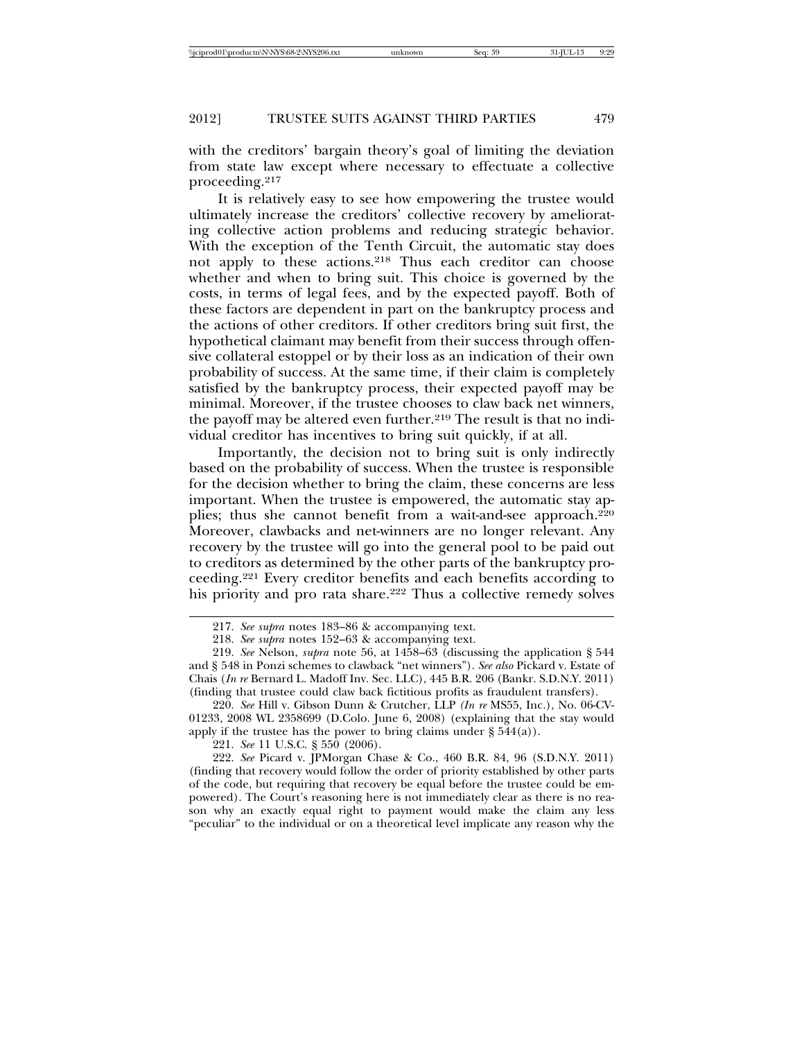with the creditors' bargain theory's goal of limiting the deviation from state law except where necessary to effectuate a collective proceeding.[217]

It is relatively easy to see how empowering the trustee would ultimately increase the creditors' collective recovery by ameliorating collective action problems and reducing strategic behavior. With the exception of the Tenth Circuit, the automatic stay does not apply to these actions.[218] Thus each creditor can choose whether and when to bring suit. This choice is governed by the costs, in terms of legal fees, and by the expected payoff. Both of these factors are dependent in part on the bankruptcy process and the actions of other creditors. If other creditors bring suit first, the hypothetical claimant may benefit from their success through offensive collateral estoppel or by their loss as an indication of their own probability of success. At the same time, if their claim is completely satisfied by the bankruptcy process, their expected payoff may be minimal. Moreover, if the trustee chooses to claw back net winners, the payoff may be altered even further.[219] The result is that no individual creditor has incentives to bring suit quickly, if at all.

Importantly, the decision not to bring suit is only indirectly based on the probability of success. When the trustee is responsible for the decision whether to bring the claim, these concerns are less important. When the trustee is empowered, the automatic stay applies; thus she cannot benefit from a wait-and-see approach.[220] Moreover, clawbacks and net-winners are no longer relevant. Any recovery by the trustee will go into the general pool to be paid out to creditors as determined by the other parts of the bankruptcy proceeding.[221] Every creditor benefits and each benefits according to his priority and pro rata share.[222] Thus a collective remedy solves

217. *See supra* notes 183–86 & accompanying text.

218. *See supra* notes 152–63 & accompanying text.

219. *See* Nelson, *supra* note 56, at 1458–63 (discussing the application § 544 and § 548 in Ponzi schemes to clawback "net winners"). *See also* Pickard v. Estate of Chais (*In re* Bernard L. Madoff Inv. Sec. LLC), 445 B.R. 206 (Bankr. S.D.N.Y. 2011) (finding that trustee could claw back fictitious profits as fraudulent transfers).

220. *See* Hill v. Gibson Dunn & Crutcher, LLP *(In re* MS55, Inc.), No. 06-CV-01233, 2008 WL 2358699 (D.Colo. June 6, 2008) (explaining that the stay would apply if the trustee has the power to bring claims under § 544(a)).

221. *See* 11 U.S.C. § 550 (2006).

222. *See* Picard v. JPMorgan Chase & Co., 460 B.R. 84, 96 (S.D.N.Y. 2011) (finding that recovery would follow the order of priority established by other parts of the code, but requiring that recovery be equal before the trustee could be empowered). The Court's reasoning here is not immediately clear as there is no reason why an exactly equal right to payment would make the claim any less "peculiar" to the individual or on a theoretical level implicate any reason why the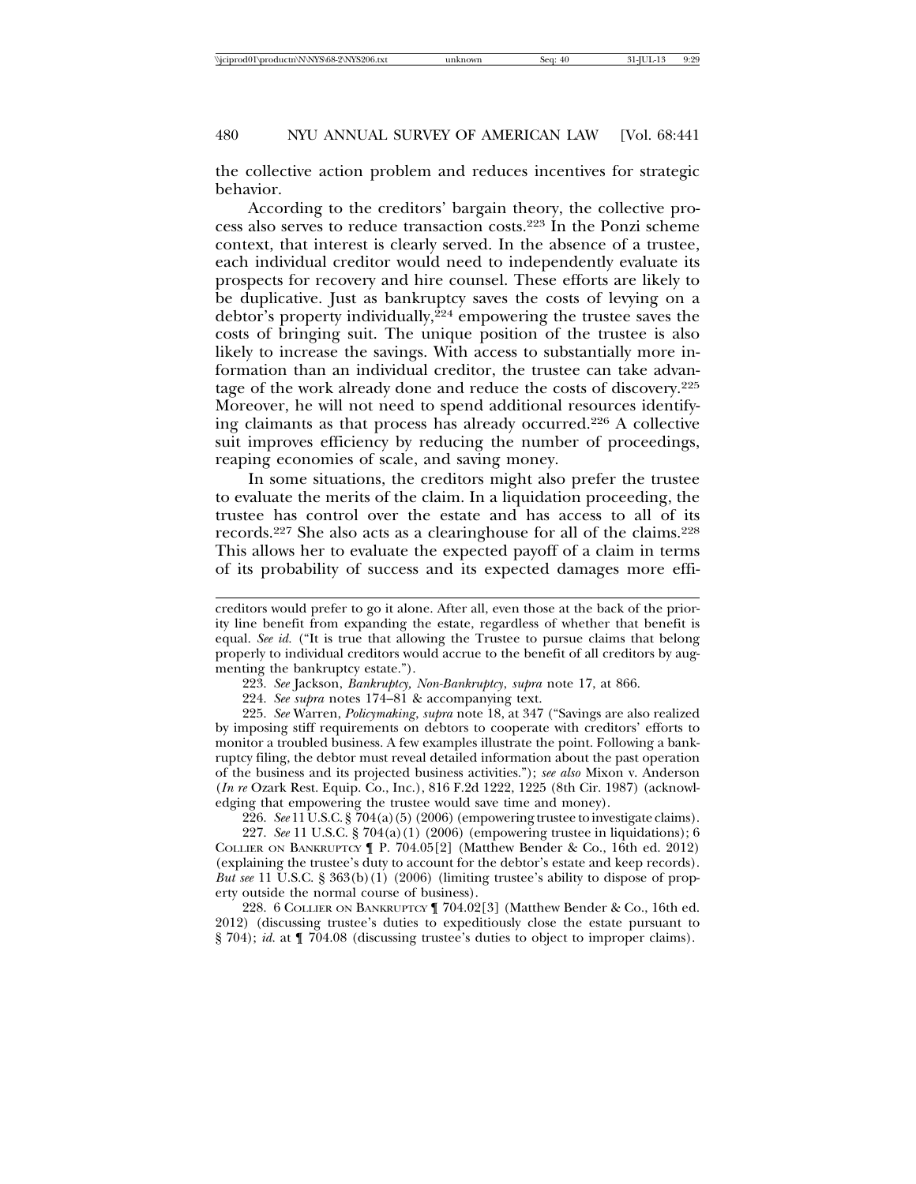the collective action problem and reduces incentives for strategic behavior.

According to the creditors' bargain theory, the collective process also serves to reduce transaction costs.[223] In the Ponzi scheme context, that interest is clearly served. In the absence of a trustee, each individual creditor would need to independently evaluate its prospects for recovery and hire counsel. These efforts are likely to be duplicative. Just as bankruptcy saves the costs of levying on a debtor's property individually,[224] empowering the trustee saves the costs of bringing suit. The unique position of the trustee is also likely to increase the savings. With access to substantially more information than an individual creditor, the trustee can take advantage of the work already done and reduce the costs of discovery.[225] Moreover, he will not need to spend additional resources identifying claimants as that process has already occurred.[226] A collective suit improves efficiency by reducing the number of proceedings, reaping economies of scale, and saving money.

In some situations, the creditors might also prefer the trustee to evaluate the merits of the claim. In a liquidation proceeding, the trustee has control over the estate and has access to all of its records.[227] She also acts as a clearinghouse for all of the claims.[228] This allows her to evaluate the expected payoff of a claim in terms of its probability of success and its expected damages more effi-

---

creditors would prefer to go it alone. After all, even those at the back of the priority line benefit from expanding the estate, regardless of whether that benefit is equal. *See id.* ("It is true that allowing the Trustee to pursue claims that belong properly to individual creditors would accrue to the benefit of all creditors by augmenting the bankruptcy estate.").

223. *See* Jackson, *Bankruptcy, Non-Bankruptcy*, *supra* note 17, at 866.

224. *See supra* notes 174–81 & accompanying text.

225. *See* Warren, *Policymaking*, *supra* note 18, at 347 ("Savings are also realized by imposing stiff requirements on debtors to cooperate with creditors' efforts to monitor a troubled business. A few examples illustrate the point. Following a bankruptcy filing, the debtor must reveal detailed information about the past operation of the business and its projected business activities."); *see also* Mixon v. Anderson (*In re* Ozark Rest. Equip. Co., Inc.), 816 F.2d 1222, 1225 (8th Cir. 1987) (acknowledging that empowering the trustee would save time and money).

226. *See* 11 U.S.C. § 704(a)(5) (2006) (empowering trustee to investigate claims).

227. *See* 11 U.S.C. § 704(a)(1) (2006) (empowering trustee in liquidations); 6 COLLIER ON BANKRUPTCY ¶ P. 704.05[2] (Matthew Bender & Co., 16th ed. 2012) (explaining the trustee's duty to account for the debtor's estate and keep records). *But see* 11 U.S.C. § 363(b)(1) (2006) (limiting trustee's ability to dispose of property outside the normal course of business).

228. 6 COLLIER ON BANKRUPTCY ¶ 704.02[3] (Matthew Bender & Co., 16th ed. 2012) (discussing trustee's duties to expeditiously close the estate pursuant to § 704); *id.* at ¶ 704.08 (discussing trustee's duties to object to improper claims).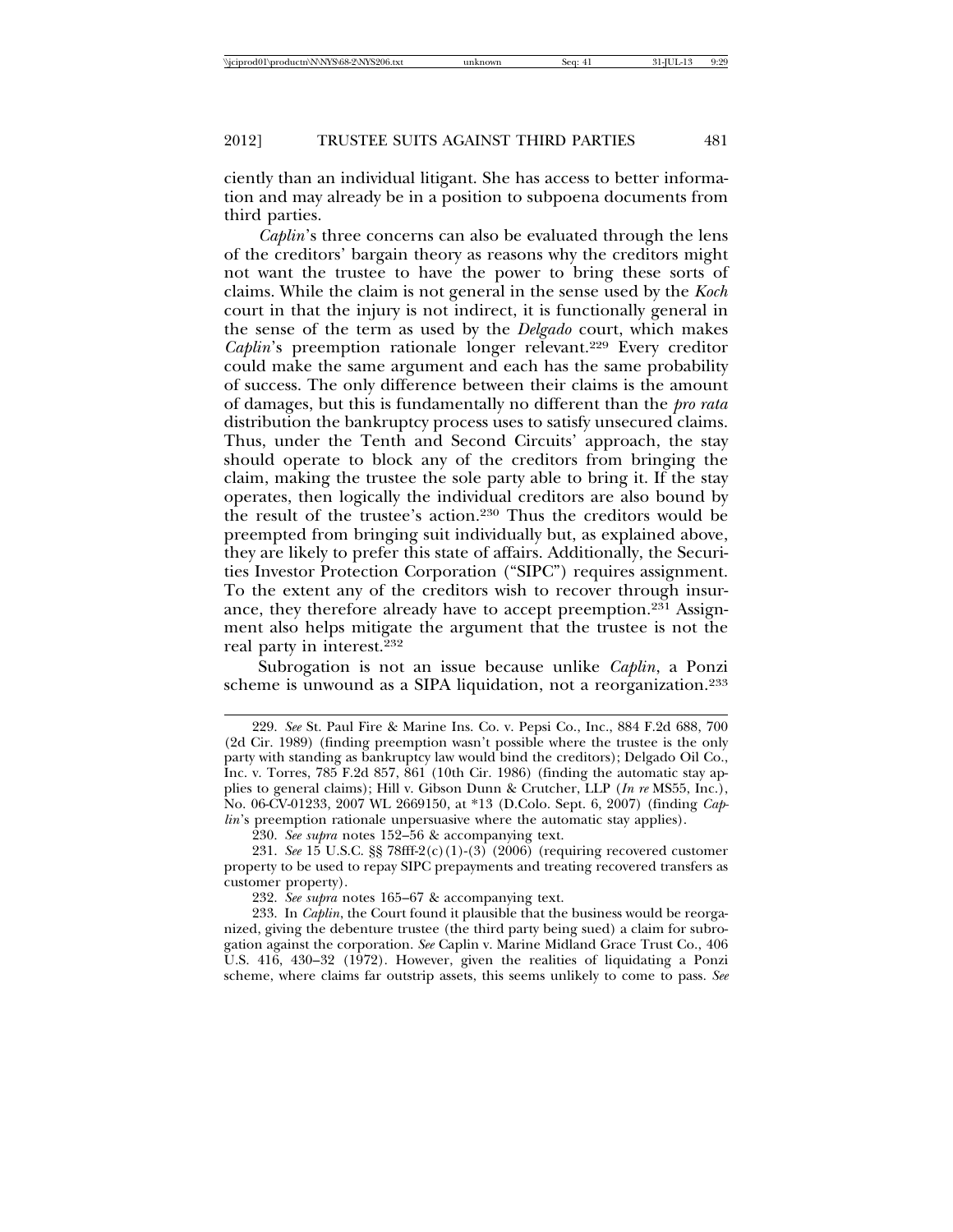ciently than an individual litigant. She has access to better information and may already be in a position to subpoena documents from third parties.

*Caplin*'s three concerns can also be evaluated through the lens of the creditors' bargain theory as reasons why the creditors might not want the trustee to have the power to bring these sorts of claims. While the claim is not general in the sense used by the *Koch* court in that the injury is not indirect, it is functionally general in the sense of the term as used by the *Delgado* court, which makes *Caplin*'s preemption rationale longer relevant.[229] Every creditor could make the same argument and each has the same probability of success. The only difference between their claims is the amount of damages, but this is fundamentally no different than the *pro rata* distribution the bankruptcy process uses to satisfy unsecured claims. Thus, under the Tenth and Second Circuits' approach, the stay should operate to block any of the creditors from bringing the claim, making the trustee the sole party able to bring it. If the stay operates, then logically the individual creditors are also bound by the result of the trustee's action.[230] Thus the creditors would be preempted from bringing suit individually but, as explained above, they are likely to prefer this state of affairs. Additionally, the Securities Investor Protection Corporation ("SIPC") requires assignment. To the extent any of the creditors wish to recover through insurance, they therefore already have to accept preemption.[231] Assignment also helps mitigate the argument that the trustee is not the real party in interest.[232]

Subrogation is not an issue because unlike *Caplin*, a Ponzi scheme is unwound as a SIPA liquidation, not a reorganization.[233]

---

229. *See* St. Paul Fire & Marine Ins. Co. v. Pepsi Co., Inc., 884 F.2d 688, 700 (2d Cir. 1989) (finding preemption wasn't possible where the trustee is the only party with standing as bankruptcy law would bind the creditors); Delgado Oil Co., Inc. v. Torres, 785 F.2d 857, 861 (10th Cir. 1986) (finding the automatic stay applies to general claims); Hill v. Gibson Dunn & Crutcher, LLP (*In re* MS55, Inc.), No. 06-CV-01233, 2007 WL 2669150, at *13 (D.Colo. Sept. 6, 2007) (finding *Caplin*'s preemption rationale unpersuasive where the automatic stay applies).

230. *See supra* notes 152–56 & accompanying text.

231. *See* 15 U.S.C. §§ 78fff-2(c)(1)-(3) (2006) (requiring recovered customer property to be used to repay SIPC prepayments and treating recovered transfers as customer property).

232. *See supra* notes 165–67 & accompanying text.

233. In *Caplin*, the Court found it plausible that the business would be reorganized, giving the debenture trustee (the third party being sued) a claim for subrogation against the corporation. *See* Caplin v. Marine Midland Grace Trust Co., 406 U.S. 416, 430–32 (1972). However, given the realities of liquidating a Ponzi scheme, where claims far outstrip assets, this seems unlikely to come to pass. *See*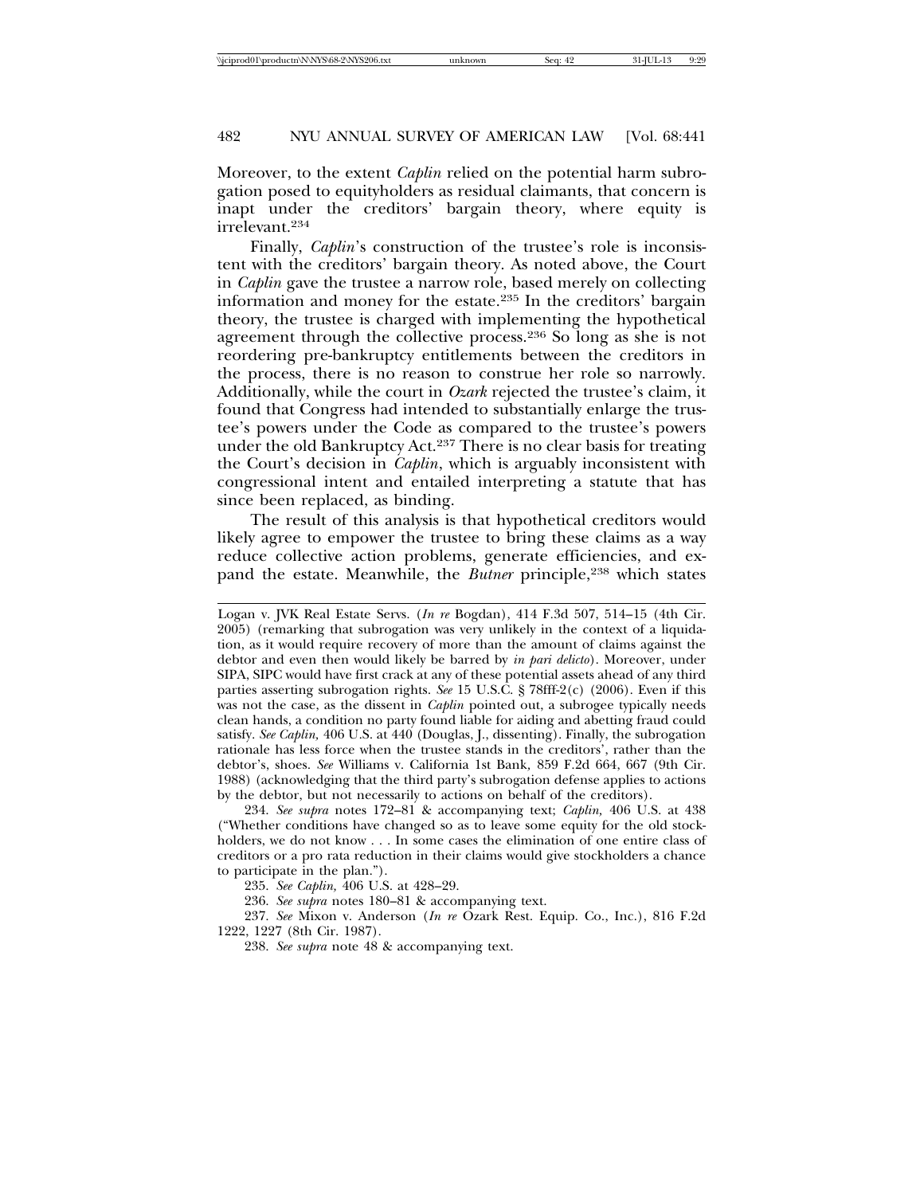Moreover, to the extent *Caplin* relied on the potential harm subrogation posed to equityholders as residual claimants, that concern is inapt under the creditors' bargain theory, where equity is irrelevant.[234]

Finally, *Caplin*'s construction of the trustee's role is inconsistent with the creditors' bargain theory. As noted above, the Court in *Caplin* gave the trustee a narrow role, based merely on collecting information and money for the estate.[235] In the creditors' bargain theory, the trustee is charged with implementing the hypothetical agreement through the collective process.[236] So long as she is not reordering pre-bankruptcy entitlements between the creditors in the process, there is no reason to construe her role so narrowly. Additionally, while the court in *Ozark* rejected the trustee's claim, it found that Congress had intended to substantially enlarge the trustee's powers under the Code as compared to the trustee's powers under the old Bankruptcy Act.[237] There is no clear basis for treating the Court's decision in *Caplin*, which is arguably inconsistent with congressional intent and entailed interpreting a statute that has since been replaced, as binding.

The result of this analysis is that hypothetical creditors would likely agree to empower the trustee to bring these claims as a way reduce collective action problems, generate efficiencies, and expand the estate. Meanwhile, the *Butner* principle,[238] which states

---

Logan v. JVK Real Estate Servs. (*In re* Bogdan), 414 F.3d 507, 514–15 (4th Cir. 2005) (remarking that subrogation was very unlikely in the context of a liquidation, as it would require recovery of more than the amount of claims against the debtor and even then would likely be barred by *in pari delicto*). Moreover, under SIPA, SIPC would have first crack at any of these potential assets ahead of any third parties asserting subrogation rights. *See* 15 U.S.C. § 78fff-2(c) (2006). Even if this was not the case, as the dissent in *Caplin* pointed out, a subrogee typically needs clean hands, a condition no party found liable for aiding and abetting fraud could satisfy. *See Caplin,* 406 U.S. at 440 (Douglas, J., dissenting). Finally, the subrogation rationale has less force when the trustee stands in the creditors', rather than the debtor's, shoes. *See* Williams v. California 1st Bank*,* 859 F.2d 664, 667 (9th Cir. 1988) (acknowledging that the third party's subrogation defense applies to actions by the debtor, but not necessarily to actions on behalf of the creditors).

234. *See supra* notes 172–81 & accompanying text; *Caplin,* 406 U.S. at 438 ("Whether conditions have changed so as to leave some equity for the old stockholders, we do not know . . . In some cases the elimination of one entire class of creditors or a pro rata reduction in their claims would give stockholders a chance to participate in the plan.").

235. *See Caplin,* 406 U.S. at 428–29.

236. *See supra* notes 180–81 & accompanying text.

237. *See* Mixon v. Anderson (*In re* Ozark Rest. Equip. Co., Inc.), 816 F.2d 1222, 1227 (8th Cir. 1987).

238. *See supra* note 48 & accompanying text.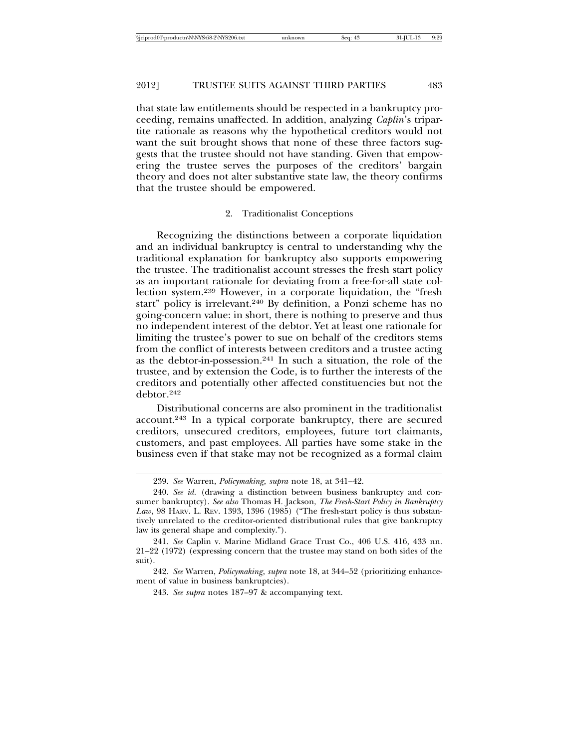that state law entitlements should be respected in a bankruptcy proceeding, remains unaffected. In addition, analyzing *Caplin*'s tripartite rationale as reasons why the hypothetical creditors would not want the suit brought shows that none of these three factors suggests that the trustee should not have standing. Given that empowering the trustee serves the purposes of the creditors' bargain theory and does not alter substantive state law, the theory confirms that the trustee should be empowered.

### 2. Traditionalist Conceptions

Recognizing the distinctions between a corporate liquidation and an individual bankruptcy is central to understanding why the traditional explanation for bankruptcy also supports empowering the trustee. The traditionalist account stresses the fresh start policy as an important rationale for deviating from a free-for-all state collection system.[239] However, in a corporate liquidation, the "fresh start" policy is irrelevant.[240] By definition, a Ponzi scheme has no going-concern value: in short, there is nothing to preserve and thus no independent interest of the debtor. Yet at least one rationale for limiting the trustee's power to sue on behalf of the creditors stems from the conflict of interests between creditors and a trustee acting as the debtor-in-possession.[241] In such a situation, the role of the trustee, and by extension the Code, is to further the interests of the creditors and potentially other affected constituencies but not the debtor.[242]

Distributional concerns are also prominent in the traditionalist account.[243] In a typical corporate bankruptcy, there are secured creditors, unsecured creditors, employees, future tort claimants, customers, and past employees. All parties have some stake in the business even if that stake may not be recognized as a formal claim

---

239. *See* Warren, *Policymaking*, *supra* note 18, at 341–42.

240. *See id.* (drawing a distinction between business bankruptcy and consumer bankruptcy). *See also* Thomas H. Jackson, *The Fresh-Start Policy in Bankruptcy Law*, 98 HARV. L. REV. 1393, 1396 (1985) ("The fresh-start policy is thus substantively unrelated to the creditor-oriented distributional rules that give bankruptcy law its general shape and complexity.").

241. *See* Caplin v. Marine Midland Grace Trust Co., 406 U.S. 416, 433 nn. 21–22 (1972) (expressing concern that the trustee may stand on both sides of the suit).

242. *See* Warren, *Policymaking*, *supra* note 18, at 344–52 (prioritizing enhancement of value in business bankruptcies).

243. *See supra* notes 187–97 & accompanying text.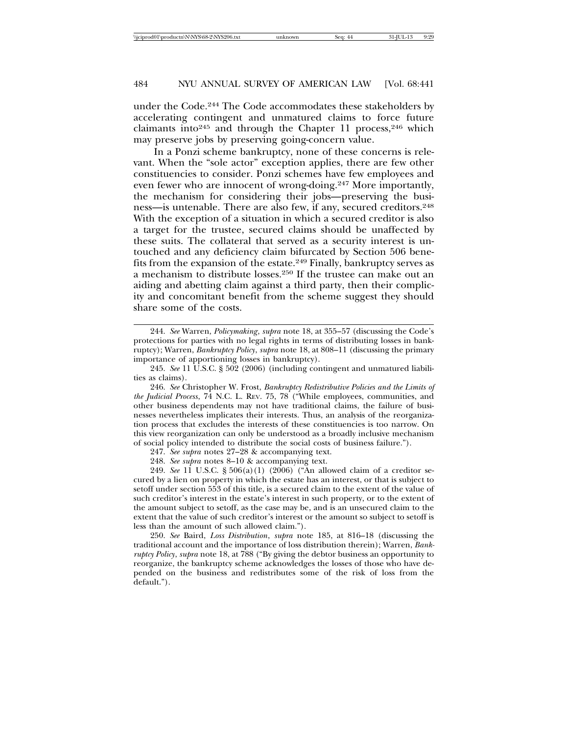under the Code.[244] The Code accommodates these stakeholders by accelerating contingent and unmatured claims to force future claimants into[245] and through the Chapter 11 process,[246] which may preserve jobs by preserving going-concern value.

In a Ponzi scheme bankruptcy, none of these concerns is relevant. When the "sole actor" exception applies, there are few other constituencies to consider. Ponzi schemes have few employees and even fewer who are innocent of wrong-doing.[247] More importantly, the mechanism for considering their jobs—preserving the business—is untenable. There are also few, if any, secured creditors.[248] With the exception of a situation in which a secured creditor is also a target for the trustee, secured claims should be unaffected by these suits. The collateral that served as a security interest is untouched and any deficiency claim bifurcated by Section 506 benefits from the expansion of the estate.[249] Finally, bankruptcy serves as a mechanism to distribute losses.[250] If the trustee can make out an aiding and abetting claim against a third party, then their complicity and concomitant benefit from the scheme suggest they should share some of the costs.

---

244. *See* Warren, *Policymaking*, *supra* note 18, at 355–57 (discussing the Code's protections for parties with no legal rights in terms of distributing losses in bankruptcy); Warren, *Bankruptcy Policy*, *supra* note 18, at 808–11 (discussing the primary importance of apportioning losses in bankruptcy).

245. *See* 11 U.S.C. § 502 (2006) (including contingent and unmatured liabilities as claims).

246. *See* Christopher W. Frost, *Bankruptcy Redistributive Policies and the Limits of the Judicial Process*, 74 N.C. L. REV. 75, 78 ("While employees, communities, and other business dependents may not have traditional claims, the failure of businesses nevertheless implicates their interests. Thus, an analysis of the reorganization process that excludes the interests of these constituencies is too narrow. On this view reorganization can only be understood as a broadly inclusive mechanism of social policy intended to distribute the social costs of business failure.").

247. *See supra* notes 27–28 & accompanying text.

248. *See supra* notes 8–10 & accompanying text.

249. *See* 11 U.S.C. § 506(a)(1) (2006) ("An allowed claim of a creditor secured by a lien on property in which the estate has an interest, or that is subject to setoff under section 553 of this title, is a secured claim to the extent of the value of such creditor's interest in the estate's interest in such property, or to the extent of the amount subject to setoff, as the case may be, and is an unsecured claim to the extent that the value of such creditor's interest or the amount so subject to setoff is less than the amount of such allowed claim.").

250. *See* Baird, *Loss Distribution*, *supra* note 185, at 816–18 (discussing the traditional account and the importance of loss distribution therein); Warren, *Bankruptcy Policy*, *supra* note 18, at 788 ("By giving the debtor business an opportunity to reorganize, the bankruptcy scheme acknowledges the losses of those who have depended on the business and redistributes some of the risk of loss from the default.").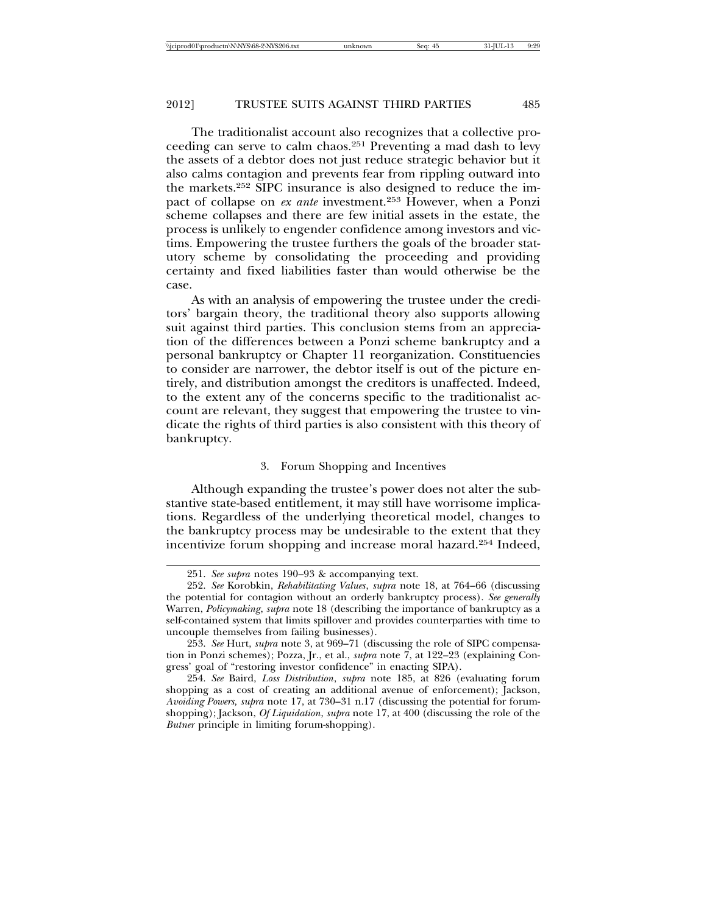The traditionalist account also recognizes that a collective proceeding can serve to calm chaos.[251] Preventing a mad dash to levy the assets of a debtor does not just reduce strategic behavior but it also calms contagion and prevents fear from rippling outward into the markets.[252] SIPC insurance is also designed to reduce the impact of collapse on *ex ante* investment.[253] However, when a Ponzi scheme collapses and there are few initial assets in the estate, the process is unlikely to engender confidence among investors and victims. Empowering the trustee furthers the goals of the broader statutory scheme by consolidating the proceeding and providing certainty and fixed liabilities faster than would otherwise be the case.

As with an analysis of empowering the trustee under the creditors' bargain theory, the traditional theory also supports allowing suit against third parties. This conclusion stems from an appreciation of the differences between a Ponzi scheme bankruptcy and a personal bankruptcy or Chapter 11 reorganization. Constituencies to consider are narrower, the debtor itself is out of the picture entirely, and distribution amongst the creditors is unaffected. Indeed, to the extent any of the concerns specific to the traditionalist account are relevant, they suggest that empowering the trustee to vindicate the rights of third parties is also consistent with this theory of bankruptcy.

### 3. Forum Shopping and Incentives

Although expanding the trustee's power does not alter the substantive state-based entitlement, it may still have worrisome implications. Regardless of the underlying theoretical model, changes to the bankruptcy process may be undesirable to the extent that they incentivize forum shopping and increase moral hazard.[254] Indeed,

---

251. *See supra* notes 190–93 & accompanying text.

252. *See* Korobkin, *Rehabilitating Values*, *supra* note 18, at 764–66 (discussing the potential for contagion without an orderly bankruptcy process). *See generally* Warren, *Policymaking*, *supra* note 18 (describing the importance of bankruptcy as a self-contained system that limits spillover and provides counterparties with time to uncouple themselves from failing businesses).

253. *See* Hurt, *supra* note 3, at 969–71 (discussing the role of SIPC compensation in Ponzi schemes); Pozza, Jr., et al., *supra* note 7, at 122–23 (explaining Congress' goal of "restoring investor confidence" in enacting SIPA).

254. *See* Baird, *Loss Distribution*, *supra* note 185, at 826 (evaluating forum shopping as a cost of creating an additional avenue of enforcement); Jackson, *Avoiding Powers, supra* note 17, at 730–31 n.17 (discussing the potential for forum-shopping); Jackson, *Of Liquidation*, *supra* note 17, at 400 (discussing the role of the *Butner* principle in limiting forum-shopping).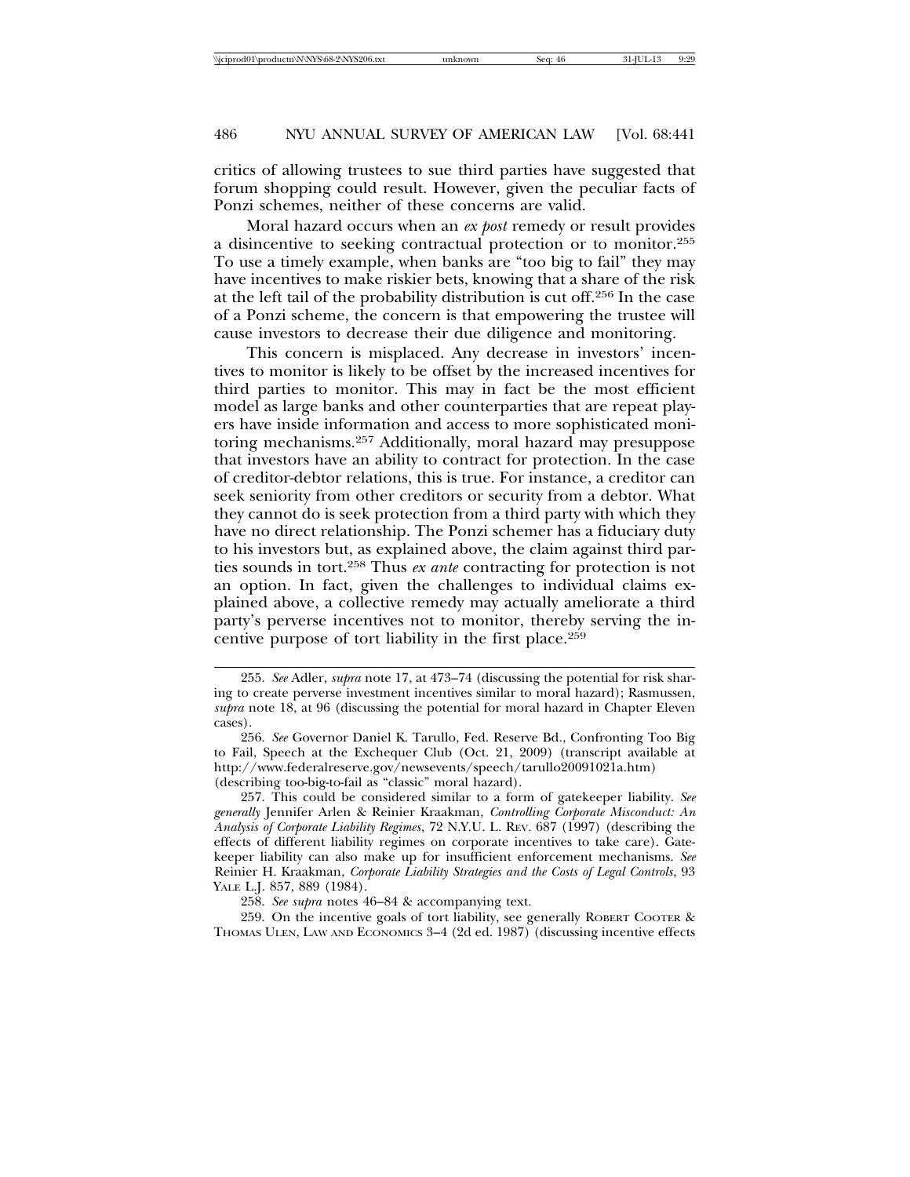critics of allowing trustees to sue third parties have suggested that forum shopping could result. However, given the peculiar facts of Ponzi schemes, neither of these concerns are valid.

Moral hazard occurs when an *ex post* remedy or result provides a disincentive to seeking contractual protection or to monitor.[255] To use a timely example, when banks are "too big to fail" they may have incentives to make riskier bets, knowing that a share of the risk at the left tail of the probability distribution is cut off.[256] In the case of a Ponzi scheme, the concern is that empowering the trustee will cause investors to decrease their due diligence and monitoring.

This concern is misplaced. Any decrease in investors' incentives to monitor is likely to be offset by the increased incentives for third parties to monitor. This may in fact be the most efficient model as large banks and other counterparties that are repeat players have inside information and access to more sophisticated monitoring mechanisms.[257] Additionally, moral hazard may presuppose that investors have an ability to contract for protection. In the case of creditor-debtor relations, this is true. For instance, a creditor can seek seniority from other creditors or security from a debtor. What they cannot do is seek protection from a third party with which they have no direct relationship. The Ponzi schemer has a fiduciary duty to his investors but, as explained above, the claim against third parties sounds in tort.[258] Thus *ex ante* contracting for protection is not an option. In fact, given the challenges to individual claims explained above, a collective remedy may actually ameliorate a third party's perverse incentives not to monitor, thereby serving the incentive purpose of tort liability in the first place.[259]

---

255. *See* Adler, *supra* note 17, at 473–74 (discussing the potential for risk sharing to create perverse investment incentives similar to moral hazard); Rasmussen, *supra* note 18, at 96 (discussing the potential for moral hazard in Chapter Eleven cases).

256. *See* Governor Daniel K. Tarullo, Fed. Reserve Bd., Confronting Too Big to Fail, Speech at the Exchequer Club (Oct. 21, 2009) (transcript available at http://www.federalreserve.gov/newsevents/speech/tarullo20091021a.htm) (describing too-big-to-fail as "classic" moral hazard).

257. This could be considered similar to a form of gatekeeper liability. *See generally* Jennifer Arlen & Reinier Kraakman, *Controlling Corporate Misconduct: An Analysis of Corporate Liability Regimes*, 72 N.Y.U. L. REV. 687 (1997) (describing the effects of different liability regimes on corporate incentives to take care). Gatekeeper liability can also make up for insufficient enforcement mechanisms. *See* Reinier H. Kraakman, *Corporate Liability Strategies and the Costs of Legal Controls*, 93 YALE L.J. 857, 889 (1984).

258. *See supra* notes 46–84 & accompanying text.

259. On the incentive goals of tort liability, see generally ROBERT COOTER & THOMAS ULEN, LAW AND ECONOMICS 3–4 (2d ed. 1987) (discussing incentive effects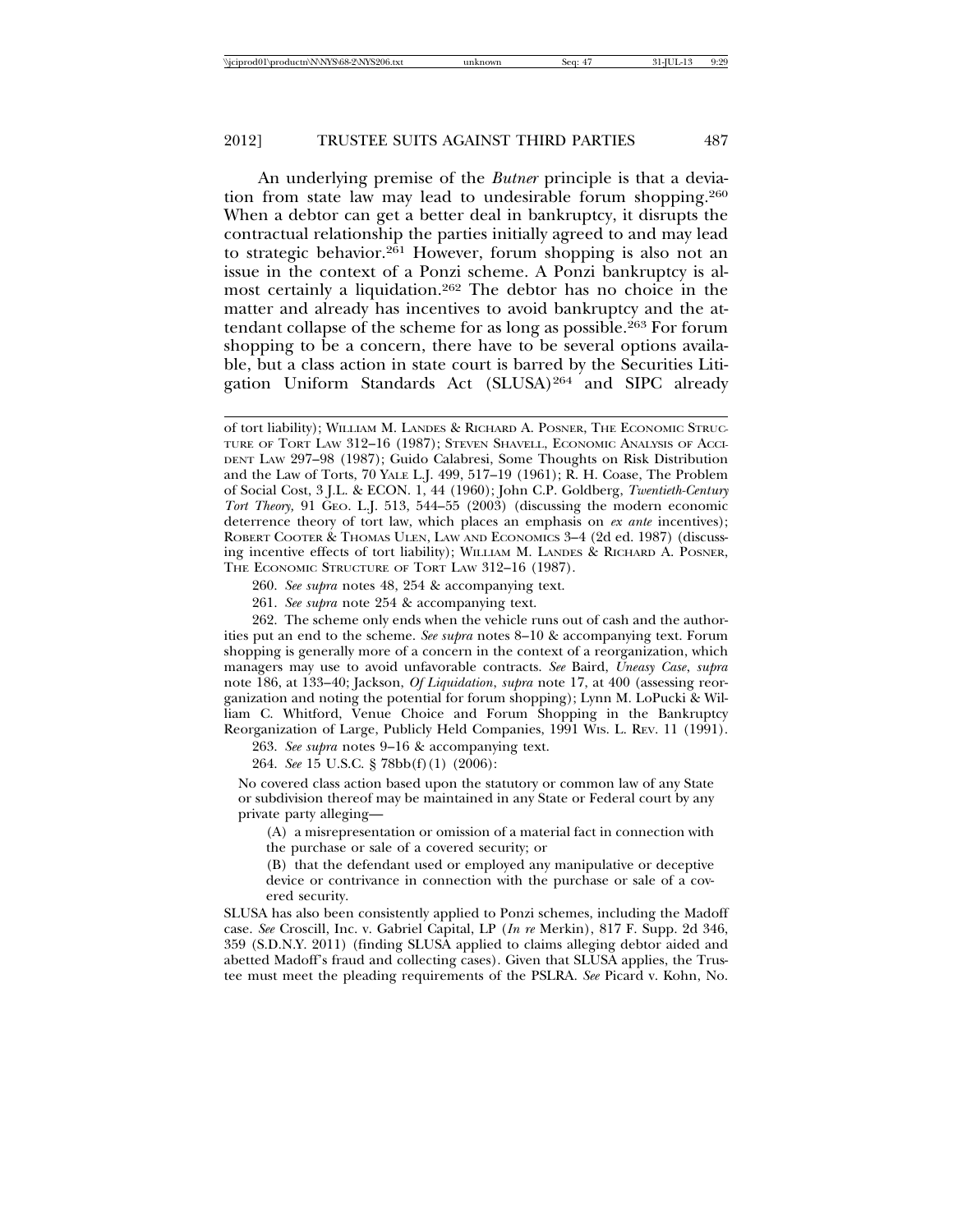An underlying premise of the *Butner* principle is that a deviation from state law may lead to undesirable forum shopping.[260] When a debtor can get a better deal in bankruptcy, it disrupts the contractual relationship the parties initially agreed to and may lead to strategic behavior.[261] However, forum shopping is also not an issue in the context of a Ponzi scheme. A Ponzi bankruptcy is almost certainly a liquidation.[262] The debtor has no choice in the matter and already has incentives to avoid bankruptcy and the attendant collapse of the scheme for as long as possible.[263] For forum shopping to be a concern, there have to be several options available, but a class action in state court is barred by the Securities Litigation Uniform Standards Act (SLUSA)[264] and SIPC already

---

of tort liability); WILLIAM M. LANDES & RICHARD A. POSNER, THE ECONOMIC STRUCTURE OF TORT LAW 312–16 (1987); STEVEN SHAVELL, ECONOMIC ANALYSIS OF ACCIDENT LAW 297–98 (1987); Guido Calabresi, Some Thoughts on Risk Distribution and the Law of Torts, 70 YALE L.J. 499, 517–19 (1961); R. H. Coase, The Problem of Social Cost, 3 J.L. & ECON. 1, 44 (1960); John C.P. Goldberg, *Twentieth-Century Tort Theory,* 91 GEO. L.J. 513, 544–55 (2003) (discussing the modern economic deterrence theory of tort law, which places an emphasis on *ex ante* incentives); ROBERT COOTER & THOMAS ULEN, LAW AND ECONOMICS 3–4 (2d ed. 1987) (discussing incentive effects of tort liability); WILLIAM M. LANDES & RICHARD A. POSNER, THE ECONOMIC STRUCTURE OF TORT LAW 312–16 (1987).

260. *See supra* notes 48, 254 & accompanying text.

261. *See supra* note 254 & accompanying text.

262. The scheme only ends when the vehicle runs out of cash and the authorities put an end to the scheme. *See supra* notes 8–10 & accompanying text. Forum shopping is generally more of a concern in the context of a reorganization, which managers may use to avoid unfavorable contracts. *See* Baird, *Uneasy Case*, *supra* note 186, at 133–40; Jackson, *Of Liquidation*, *supra* note 17, at 400 (assessing reorganization and noting the potential for forum shopping); Lynn M. LoPucki & William C. Whitford, Venue Choice and Forum Shopping in the Bankruptcy Reorganization of Large, Publicly Held Companies, 1991 WIS. L. REV. 11 (1991).

263. *See supra* notes 9–16 & accompanying text.

264. *See* 15 U.S.C. § 78bb(f)(1) (2006):

> No covered class action based upon the statutory or common law of any State or subdivision thereof may be maintained in any State or Federal court by any private party alleging—
>
> (A) a misrepresentation or omission of a material fact in connection with the purchase or sale of a covered security; or
>
> (B) that the defendant used or employed any manipulative or deceptive device or contrivance in connection with the purchase or sale of a covered security.

SLUSA has also been consistently applied to Ponzi schemes, including the Madoff case. *See* Croscill, Inc. v. Gabriel Capital, LP (*In re* Merkin), 817 F. Supp. 2d 346, 359 (S.D.N.Y. 2011) (finding SLUSA applied to claims alleging debtor aided and abetted Madoff's fraud and collecting cases). Given that SLUSA applies, the Trustee must meet the pleading requirements of the PSLRA. *See* Picard v. Kohn, No.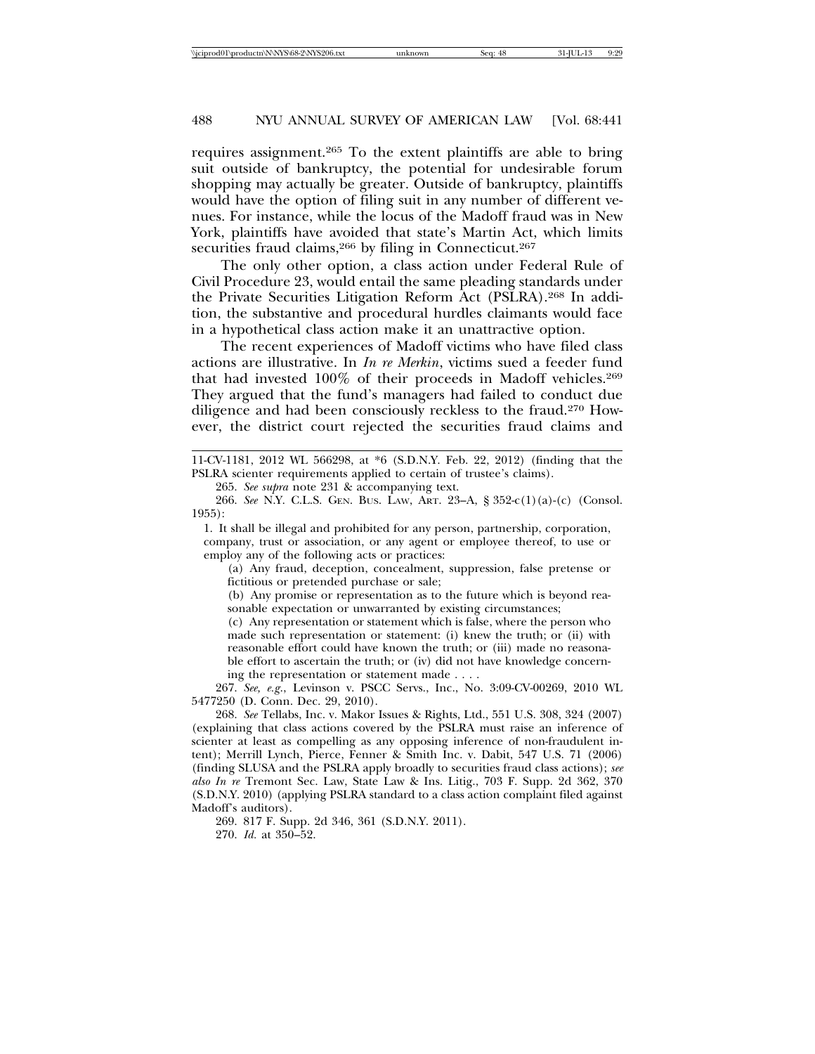requires assignment.[265] To the extent plaintiffs are able to bring suit outside of bankruptcy, the potential for undesirable forum shopping may actually be greater. Outside of bankruptcy, plaintiffs would have the option of filing suit in any number of different venues. For instance, while the locus of the Madoff fraud was in New York, plaintiffs have avoided that state's Martin Act, which limits securities fraud claims,[266] by filing in Connecticut.[267]

The only other option, a class action under Federal Rule of Civil Procedure 23, would entail the same pleading standards under the Private Securities Litigation Reform Act (PSLRA).[268] In addition, the substantive and procedural hurdles claimants would face in a hypothetical class action make it an unattractive option.

The recent experiences of Madoff victims who have filed class actions are illustrative. In *In re Merkin*, victims sued a feeder fund that had invested 100% of their proceeds in Madoff vehicles.[269] They argued that the fund's managers had failed to conduct due diligence and had been consciously reckless to the fraud.[270] However, the district court rejected the securities fraud claims and

---

11-CV-1181, 2012 WL 566298, at *6 (S.D.N.Y. Feb. 22, 2012) (finding that the PSLRA scienter requirements applied to certain of trustee's claims).

265. *See supra* note 231 & accompanying text.

266. *See* N.Y. C.L.S. GEN. BUS. LAW, ART. 23–A, § 352-c(1)(a)-(c) (Consol. 1955):

> 1. It shall be illegal and prohibited for any person, partnership, corporation, company, trust or association, or any agent or employee thereof, to use or employ any of the following acts or practices:
>
> (a) Any fraud, deception, concealment, suppression, false pretense or fictitious or pretended purchase or sale;
>
> (b) Any promise or representation as to the future which is beyond reasonable expectation or unwarranted by existing circumstances;
>
> (c) Any representation or statement which is false, where the person who made such representation or statement: (i) knew the truth; or (ii) with reasonable effort could have known the truth; or (iii) made no reasonable effort to ascertain the truth; or (iv) did not have knowledge concerning the representation or statement made . . . .

267. *See, e.g.*, Levinson v. PSCC Servs., Inc., No. 3:09-CV-00269, 2010 WL 5477250 (D. Conn. Dec. 29, 2010).

268. *See* Tellabs, Inc. v. Makor Issues & Rights, Ltd., 551 U.S. 308, 324 (2007) (explaining that class actions covered by the PSLRA must raise an inference of scienter at least as compelling as any opposing inference of non-fraudulent intent); Merrill Lynch, Pierce, Fenner & Smith Inc. v. Dabit, 547 U.S. 71 (2006) (finding SLUSA and the PSLRA apply broadly to securities fraud class actions); *see also In re* Tremont Sec. Law, State Law & Ins. Litig., 703 F. Supp. 2d 362, 370 (S.D.N.Y. 2010) (applying PSLRA standard to a class action complaint filed against Madoff's auditors).

269. 817 F. Supp. 2d 346, 361 (S.D.N.Y. 2011).

270. *Id.* at 350–52.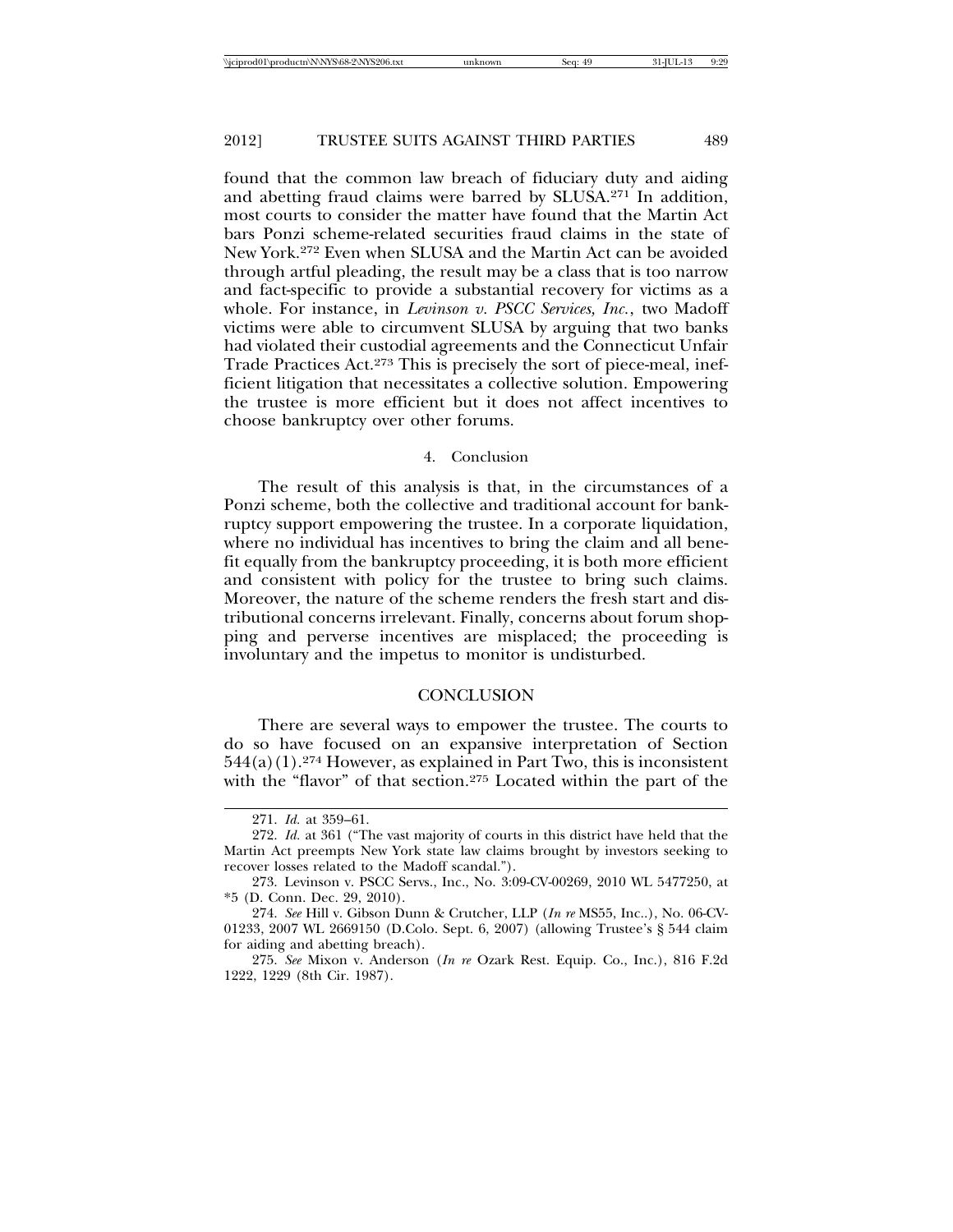found that the common law breach of fiduciary duty and aiding and abetting fraud claims were barred by SLUSA.[271] In addition, most courts to consider the matter have found that the Martin Act bars Ponzi scheme-related securities fraud claims in the state of New York.[272] Even when SLUSA and the Martin Act can be avoided through artful pleading, the result may be a class that is too narrow and fact-specific to provide a substantial recovery for victims as a whole. For instance, in *Levinson v. PSCC Services, Inc.*, two Madoff victims were able to circumvent SLUSA by arguing that two banks had violated their custodial agreements and the Connecticut Unfair Trade Practices Act.[273] This is precisely the sort of piece-meal, inefficient litigation that necessitates a collective solution. Empowering the trustee is more efficient but it does not affect incentives to choose bankruptcy over other forums.

#### 4. Conclusion

The result of this analysis is that, in the circumstances of a Ponzi scheme, both the collective and traditional account for bankruptcy support empowering the trustee. In a corporate liquidation, where no individual has incentives to bring the claim and all benefit equally from the bankruptcy proceeding, it is both more efficient and consistent with policy for the trustee to bring such claims. Moreover, the nature of the scheme renders the fresh start and distributional concerns irrelevant. Finally, concerns about forum shopping and perverse incentives are misplaced; the proceeding is involuntary and the impetus to monitor is undisturbed.

## CONCLUSION

There are several ways to empower the trustee. The courts to do so have focused on an expansive interpretation of Section 544(a)(1).[274] However, as explained in Part Two, this is inconsistent with the "flavor" of that section.[275] Located within the part of the

---

271. *Id.* at 359–61.

272. *Id.* at 361 ("The vast majority of courts in this district have held that the Martin Act preempts New York state law claims brought by investors seeking to recover losses related to the Madoff scandal.").

273. Levinson v. PSCC Servs., Inc., No. 3:09-CV-00269, 2010 WL 5477250, at *5 (D. Conn. Dec. 29, 2010).

274. *See* Hill v. Gibson Dunn & Crutcher, LLP (*In re* MS55, Inc..), No. 06-CV-01233, 2007 WL 2669150 (D.Colo. Sept. 6, 2007) (allowing Trustee's § 544 claim for aiding and abetting breach).

275. *See* Mixon v. Anderson (*In re* Ozark Rest. Equip. Co., Inc.), 816 F.2d 1222, 1229 (8th Cir. 1987).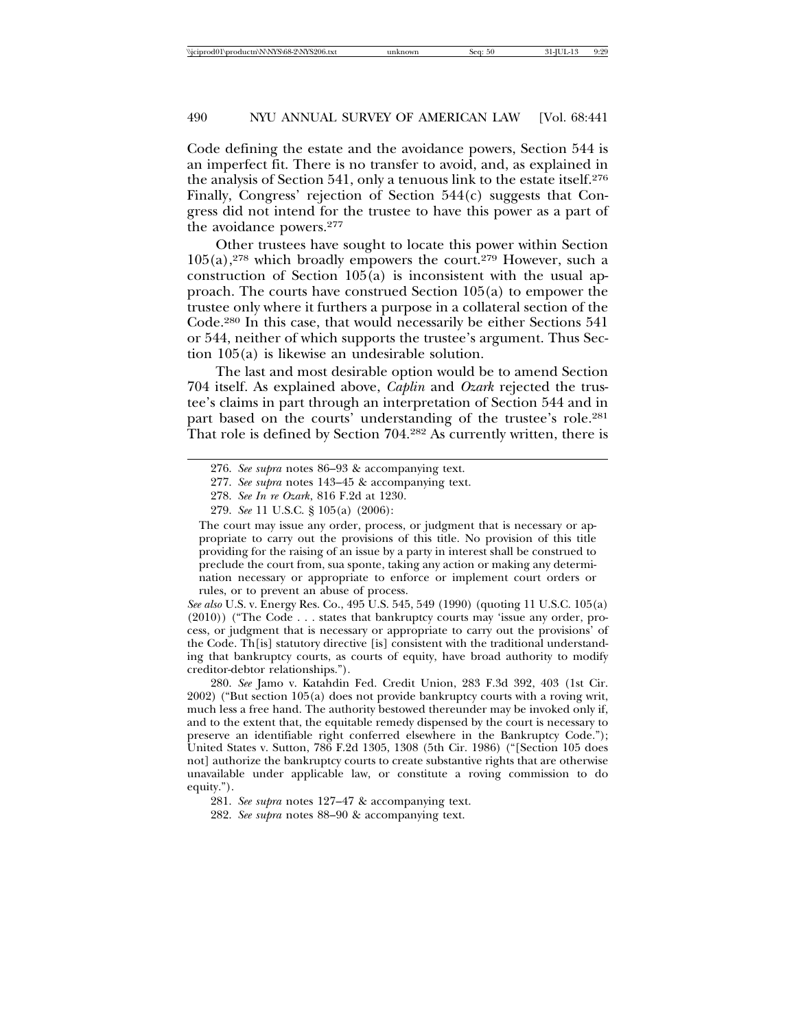Code defining the estate and the avoidance powers, Section 544 is an imperfect fit. There is no transfer to avoid, and, as explained in the analysis of Section 541, only a tenuous link to the estate itself.[276] Finally, Congress' rejection of Section 544(c) suggests that Congress did not intend for the trustee to have this power as a part of the avoidance powers.[277]

Other trustees have sought to locate this power within Section 105(a),[278] which broadly empowers the court.[279] However, such a construction of Section 105(a) is inconsistent with the usual approach. The courts have construed Section 105(a) to empower the trustee only where it furthers a purpose in a collateral section of the Code.[280] In this case, that would necessarily be either Sections 541 or 544, neither of which supports the trustee's argument. Thus Section 105(a) is likewise an undesirable solution.

The last and most desirable option would be to amend Section 704 itself. As explained above, *Caplin* and *Ozark* rejected the trustee's claims in part through an interpretation of Section 544 and in part based on the courts' understanding of the trustee's role.[281] That role is defined by Section 704.[282] As currently written, there is

---

276. *See supra* notes 86–93 & accompanying text.

277. *See supra* notes 143–45 & accompanying text.

278. *See In re Ozark*, 816 F.2d at 1230.

279. *See* 11 U.S.C. § 105(a) (2006):

> The court may issue any order, process, or judgment that is necessary or appropriate to carry out the provisions of this title. No provision of this title providing for the raising of an issue by a party in interest shall be construed to preclude the court from, sua sponte, taking any action or making any determination necessary or appropriate to enforce or implement court orders or rules, or to prevent an abuse of process.

*See also* U.S. v. Energy Res. Co., 495 U.S. 545, 549 (1990) (quoting 11 U.S.C. 105(a) (2010)) ("The Code . . . states that bankruptcy courts may 'issue any order, process, or judgment that is necessary or appropriate to carry out the provisions' of the Code. Th[is] statutory directive [is] consistent with the traditional understanding that bankruptcy courts, as courts of equity, have broad authority to modify creditor-debtor relationships.").

280. *See* Jamo v. Katahdin Fed. Credit Union, 283 F.3d 392, 403 (1st Cir. 2002) ("But section 105(a) does not provide bankruptcy courts with a roving writ, much less a free hand. The authority bestowed thereunder may be invoked only if, and to the extent that, the equitable remedy dispensed by the court is necessary to preserve an identifiable right conferred elsewhere in the Bankruptcy Code."); United States v. Sutton, 786 F.2d 1305, 1308 (5th Cir. 1986) ("[Section 105 does not] authorize the bankruptcy courts to create substantive rights that are otherwise unavailable under applicable law, or constitute a roving commission to do equity.").

281. *See supra* notes 127–47 & accompanying text.

282. *See supra* notes 88–90 & accompanying text.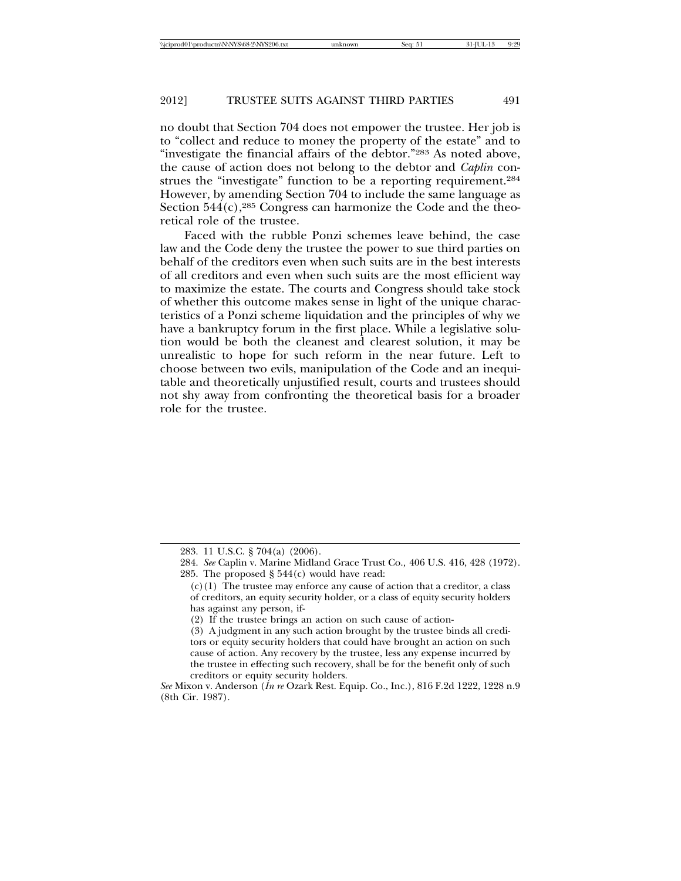no doubt that Section 704 does not empower the trustee. Her job is to "collect and reduce to money the property of the estate" and to "investigate the financial affairs of the debtor."[283] As noted above, the cause of action does not belong to the debtor and *Caplin* construes the "investigate" function to be a reporting requirement.[284] However, by amending Section 704 to include the same language as Section 544(c),[285] Congress can harmonize the Code and the theoretical role of the trustee.

Faced with the rubble Ponzi schemes leave behind, the case law and the Code deny the trustee the power to sue third parties on behalf of the creditors even when such suits are in the best interests of all creditors and even when such suits are the most efficient way to maximize the estate. The courts and Congress should take stock of whether this outcome makes sense in light of the unique characteristics of a Ponzi scheme liquidation and the principles of why we have a bankruptcy forum in the first place. While a legislative solution would be both the cleanest and clearest solution, it may be unrealistic to hope for such reform in the near future. Left to choose between two evils, manipulation of the Code and an inequitable and theoretically unjustified result, courts and trustees should not shy away from confronting the theoretical basis for a broader role for the trustee.

---

283. 11 U.S.C. § 704(a) (2006).

284. *See* Caplin v. Marine Midland Grace Trust Co., 406 U.S. 416, 428 (1972).

285. The proposed § 544(c) would have read:

> (c)(1) The trustee may enforce any cause of action that a creditor, a class of creditors, an equity security holder, or a class of equity security holders has against any person, if-
>
> (2) If the trustee brings an action on such cause of action-
>
> (3) A judgment in any such action brought by the trustee binds all creditors or equity security holders that could have brought an action on such cause of action. Any recovery by the trustee, less any expense incurred by the trustee in effecting such recovery, shall be for the benefit only of such creditors or equity security holders.

*See* Mixon v. Anderson (*In re* Ozark Rest. Equip. Co., Inc.), 816 F.2d 1222, 1228 n.9 (8th Cir. 1987).